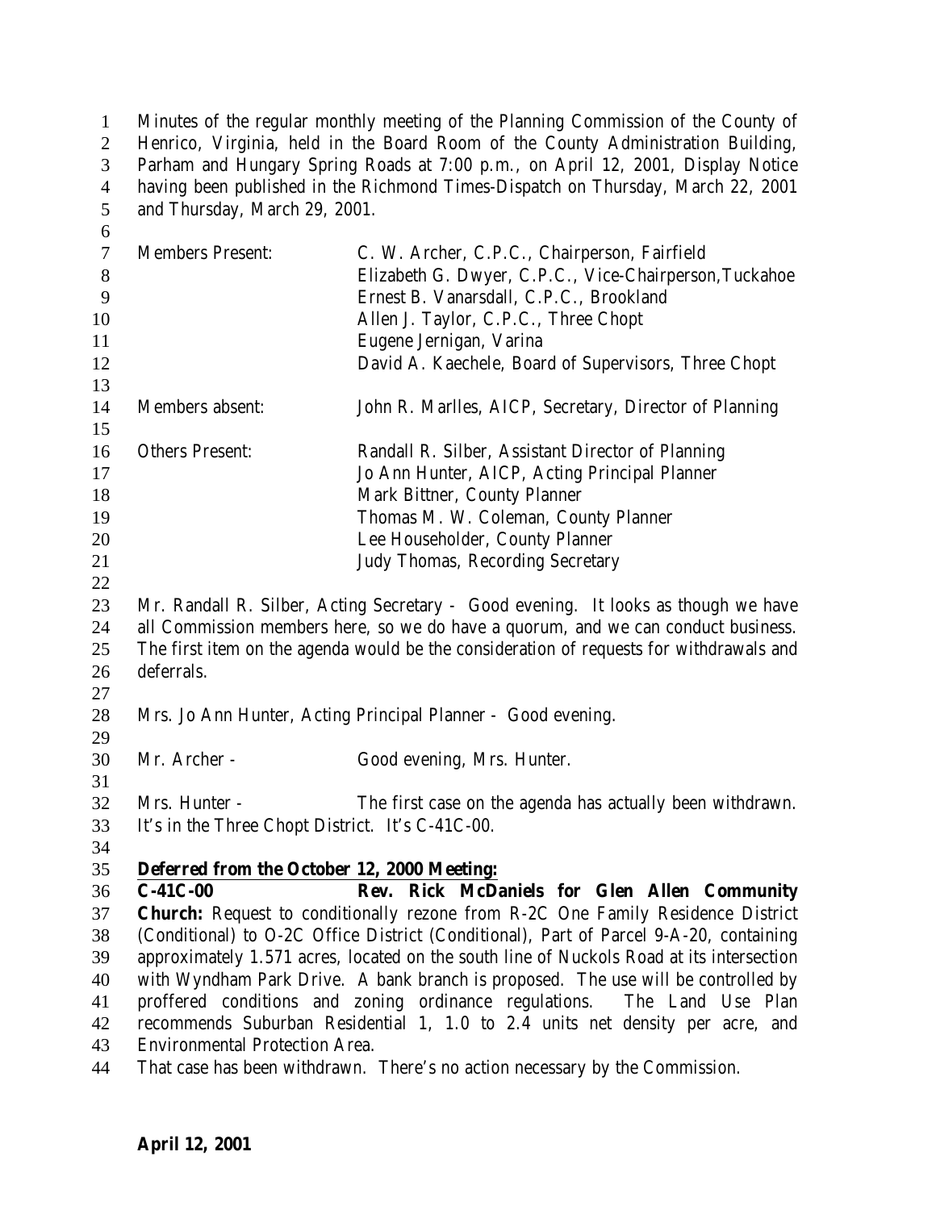Minutes of the regular monthly meeting of the Planning Commission of the County of Henrico, Virginia, held in the Board Room of the County Administration Building, Parham and Hungary Spring Roads at 7:00 p.m., on April 12, 2001, Display Notice having been published in the Richmond Times-Dispatch on Thursday, March 22, 2001 and Thursday, March 29, 2001.

| | |
|---|---|
| Members Present: | C. W. Archer, C.P.C., Chairperson, Fairfield |
| | Elizabeth G. Dwyer, C.P.C., Vice-Chairperson,Tuckahoe |
| | Ernest B. Vanarsdall, C.P.C., Brookland |
| | Allen J. Taylor, C.P.C., Three Chopt |
| | Eugene Jernigan, Varina |
| | David A. Kaechele, Board of Supervisors, Three Chopt |
| Members absent: | John R. Marlles, AICP, Secretary, Director of Planning |
| Others Present: | Randall R. Silber, Assistant Director of Planning |
| | Jo Ann Hunter, AICP, Acting Principal Planner |
| | Mark Bittner, County Planner |
| | Thomas M. W. Coleman, County Planner |
| | Lee Householder, County Planner |
| | Judy Thomas, Recording Secretary |

Mr. Randall R. Silber, Acting Secretary - Good evening. It looks as though we have all Commission members here, so we do have a quorum, and we can conduct business. The first item on the agenda would be the consideration of requests for withdrawals and deferrals.

Mrs. Jo Ann Hunter, Acting Principal Planner - Good evening.

Mr. Archer - Good evening, Mrs. Hunter.

Mrs. Hunter - The first case on the agenda has actually been withdrawn. It's in the Three Chopt District. It's C-41C-00.

**Deferred from the October 12, 2000 Meeting:**

**C-41C-00 Rev. Rick McDaniels for Glen Allen Community Church:** Request to conditionally rezone from R-2C One Family Residence District (Conditional) to O-2C Office District (Conditional), Part of Parcel 9-A-20, containing approximately 1.571 acres, located on the south line of Nuckols Road at its intersection with Wyndham Park Drive. A bank branch is proposed. The use will be controlled by proffered conditions and zoning ordinance regulations. The Land Use Plan recommends Suburban Residential 1, 1.0 to 2.4 units net density per acre, and Environmental Protection Area.

That case has been withdrawn. There's no action necessary by the Commission.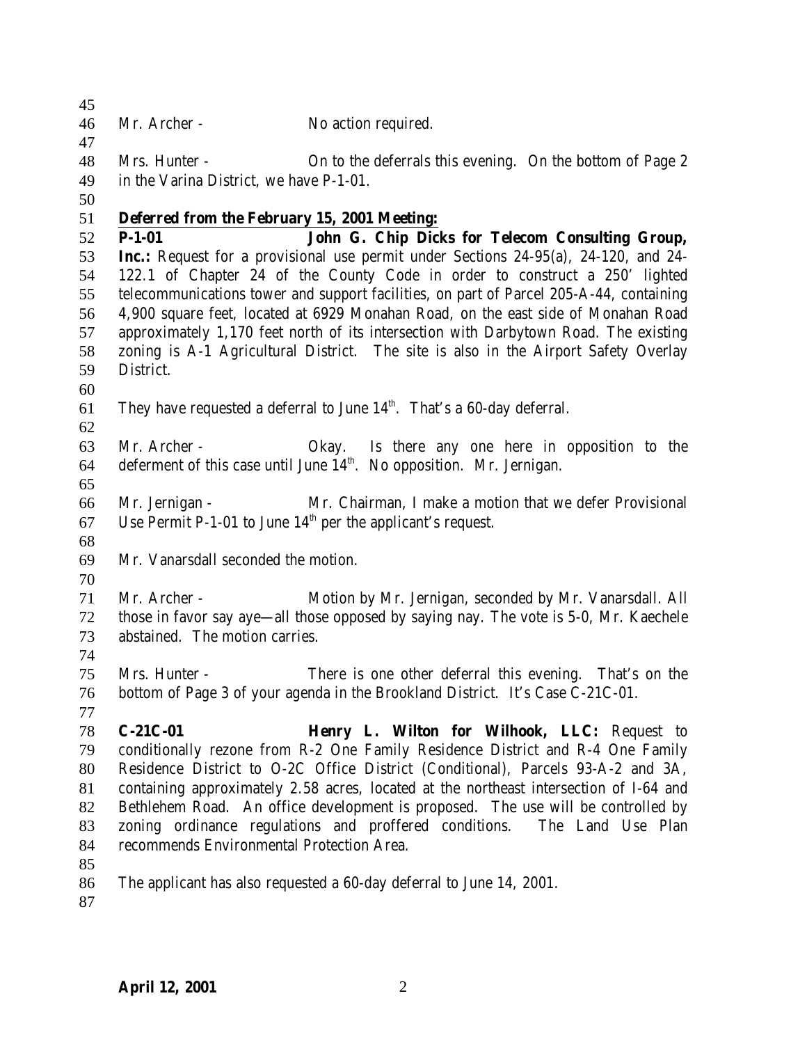Mr. Archer - No action required.

Mrs. Hunter - On to the deferrals this evening. On the bottom of Page 2 in the Varina District, we have P-1-01.

**Deferred from the February 15, 2001 Meeting:**

**P-1-01 John G. Chip Dicks for Telecom Consulting Group, Inc.:** Request for a provisional use permit under Sections 24-95(a), 24-120, and 24-122.1 of Chapter 24 of the County Code in order to construct a 250' lighted telecommunications tower and support facilities, on part of Parcel 205-A-44, containing 4,900 square feet, located at 6929 Monahan Road, on the east side of Monahan Road approximately 1,170 feet north of its intersection with Darbytown Road. The existing zoning is A-1 Agricultural District. The site is also in the Airport Safety Overlay District.

They have requested a deferral to June 14th. That's a 60-day deferral.

Mr. Archer - Okay. Is there any one here in opposition to the deferment of this case until June 14th. No opposition. Mr. Jernigan.

Mr. Jernigan - Mr. Chairman, I make a motion that we defer Provisional Use Permit P-1-01 to June 14th per the applicant's request.

Mr. Vanarsdall seconded the motion.

Mr. Archer - Motion by Mr. Jernigan, seconded by Mr. Vanarsdall. All those in favor say aye—all those opposed by saying nay. The vote is 5-0, Mr. Kaechele abstained. The motion carries.

Mrs. Hunter - There is one other deferral this evening. That's on the bottom of Page 3 of your agenda in the Brookland District. It's Case C-21C-01.

**C-21C-01 Henry L. Wilton for Wilhook, LLC:** Request to conditionally rezone from R-2 One Family Residence District and R-4 One Family Residence District to O-2C Office District (Conditional), Parcels 93-A-2 and 3A, containing approximately 2.58 acres, located at the northeast intersection of I-64 and Bethlehem Road. An office development is proposed. The use will be controlled by zoning ordinance regulations and proffered conditions. The Land Use Plan recommends Environmental Protection Area.

The applicant has also requested a 60-day deferral to June 14, 2001.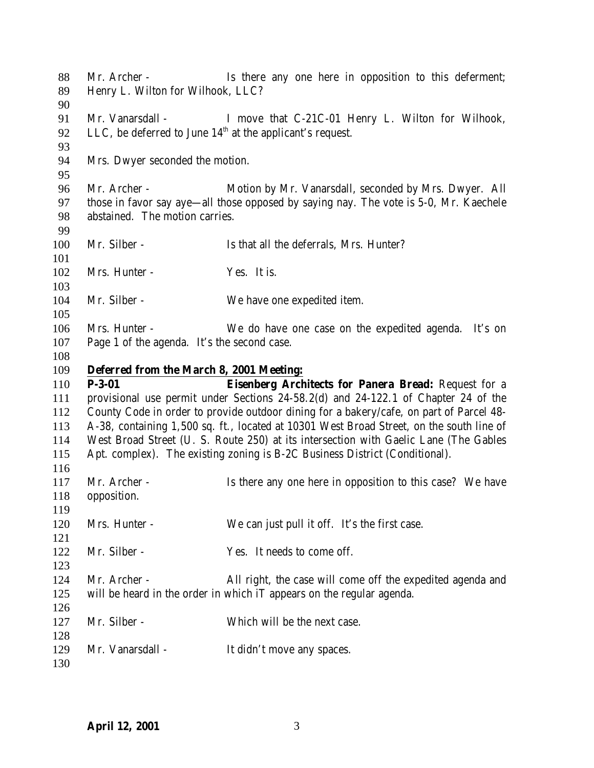Mr. Archer - Is there any one here in opposition to this deferment; Henry L. Wilton for Wilhook, LLC?

Mr. Vanarsdall - I move that C-21C-01 Henry L. Wilton for Wilhook, LLC, be deferred to June 14th at the applicant's request.

Mrs. Dwyer seconded the motion.

Mr. Archer - Motion by Mr. Vanarsdall, seconded by Mrs. Dwyer. All those in favor say aye—all those opposed by saying nay. The vote is 5-0, Mr. Kaechele abstained. The motion carries.

Mr. Silber - Is that all the deferrals, Mrs. Hunter?

Mrs. Hunter - Yes. It is.

Mr. Silber - We have one expedited item.

Mrs. Hunter - We do have one case on the expedited agenda. It's on Page 1 of the agenda. It's the second case.

**Deferred from the March 8, 2001 Meeting:**

**P-3-01 Eisenberg Architects for Panera Bread:** Request for a provisional use permit under Sections 24-58.2(d) and 24-122.1 of Chapter 24 of the County Code in order to provide outdoor dining for a bakery/cafe, on part of Parcel 48-A-38, containing 1,500 sq. ft., located at 10301 West Broad Street, on the south line of West Broad Street (U. S. Route 250) at its intersection with Gaelic Lane (The Gables Apt. complex). The existing zoning is B-2C Business District (Conditional).

Mr. Archer - Is there any one here in opposition to this case? We have opposition.

Mrs. Hunter - We can just pull it off. It's the first case.

Mr. Silber - Yes. It needs to come off.

Mr. Archer - All right, the case will come off the expedited agenda and will be heard in the order in which iT appears on the regular agenda.

Mr. Silber - Which will be the next case.

Mr. Vanarsdall - It didn't move any spaces.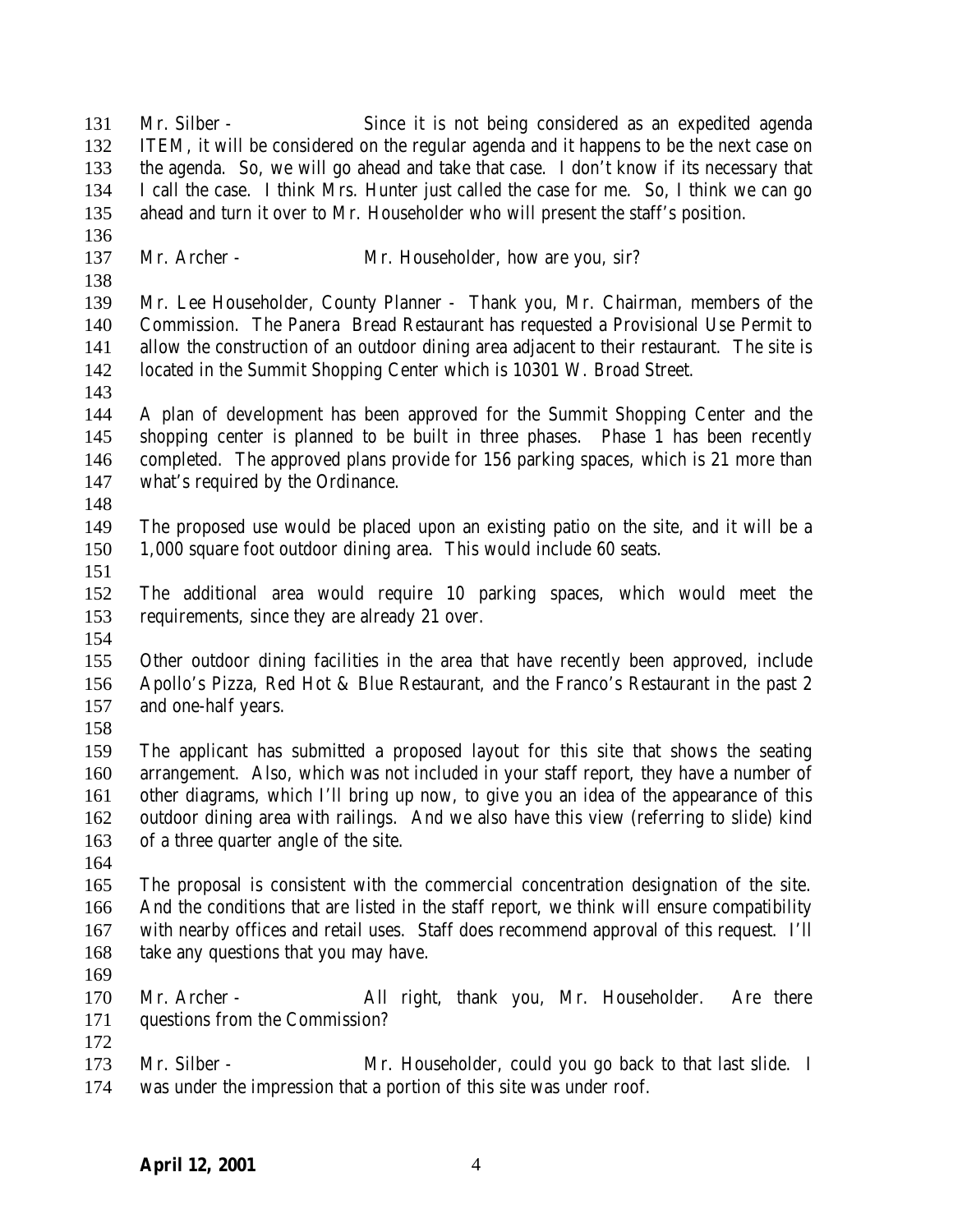Mr. Silber - Since it is not being considered as an expedited agenda ITEM, it will be considered on the regular agenda and it happens to be the next case on the agenda. So, we will go ahead and take that case. I don't know if its necessary that I call the case. I think Mrs. Hunter just called the case for me. So, I think we can go ahead and turn it over to Mr. Householder who will present the staff's position.

Mr. Archer - Mr. Householder, how are you, sir?

Mr. Lee Householder, County Planner - Thank you, Mr. Chairman, members of the Commission. The Panera Bread Restaurant has requested a Provisional Use Permit to allow the construction of an outdoor dining area adjacent to their restaurant. The site is located in the Summit Shopping Center which is 10301 W. Broad Street.

A plan of development has been approved for the Summit Shopping Center and the shopping center is planned to be built in three phases. Phase 1 has been recently completed. The approved plans provide for 156 parking spaces, which is 21 more than what's required by the Ordinance.

The proposed use would be placed upon an existing patio on the site, and it will be a 1,000 square foot outdoor dining area. This would include 60 seats.

The additional area would require 10 parking spaces, which would meet the requirements, since they are already 21 over.

Other outdoor dining facilities in the area that have recently been approved, include Apollo's Pizza, Red Hot & Blue Restaurant, and the Franco's Restaurant in the past 2 and one-half years.

The applicant has submitted a proposed layout for this site that shows the seating arrangement. Also, which was not included in your staff report, they have a number of other diagrams, which I'll bring up now, to give you an idea of the appearance of this outdoor dining area with railings. And we also have this view (referring to slide) kind of a three quarter angle of the site.

The proposal is consistent with the commercial concentration designation of the site. And the conditions that are listed in the staff report, we think will ensure compatibility with nearby offices and retail uses. Staff does recommend approval of this request. I'll take any questions that you may have.

Mr. Archer - All right, thank you, Mr. Householder. Are there questions from the Commission?

Mr. Silber - Mr. Householder, could you go back to that last slide. I was under the impression that a portion of this site was under roof.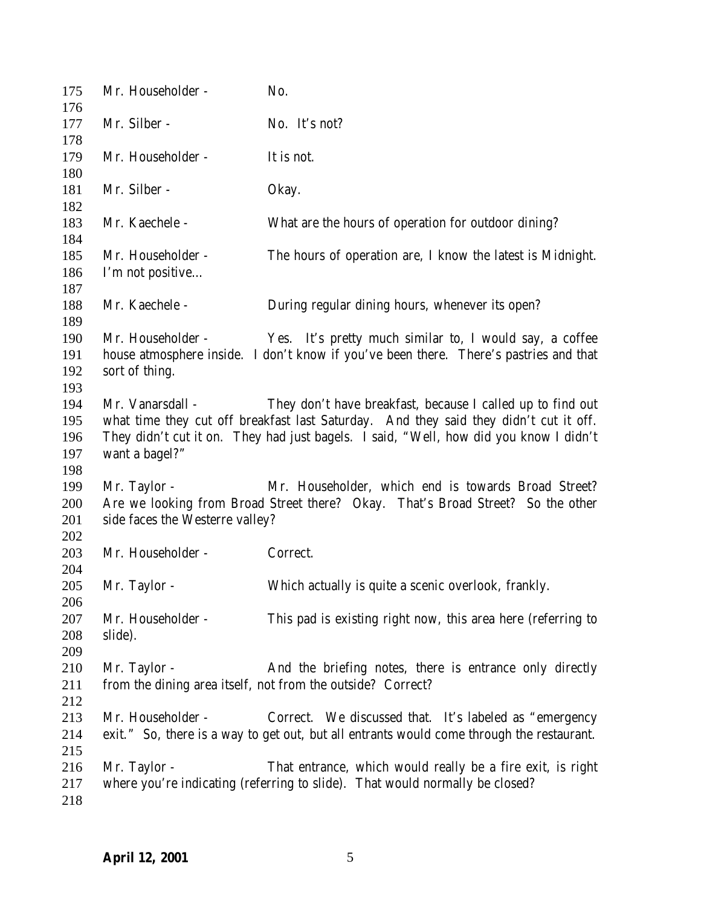Mr. Householder - No.

Mr. Silber - No. It's not?

Mr. Householder - It is not.

Mr. Silber - Okay.

Mr. Kaechele - What are the hours of operation for outdoor dining?

Mr. Householder - The hours of operation are, I know the latest is Midnight. I'm not positive…

Mr. Kaechele - During regular dining hours, whenever its open?

Mr. Householder - Yes. It's pretty much similar to, I would say, a coffee house atmosphere inside. I don't know if you've been there. There's pastries and that sort of thing.

Mr. Vanarsdall - They don't have breakfast, because I called up to find out what time they cut off breakfast last Saturday. And they said they didn't cut it off. They didn't cut it on. They had just bagels. I said, "Well, how did you know I didn't want a bagel?"

Mr. Taylor - Mr. Householder, which end is towards Broad Street? Are we looking from Broad Street there? Okay. That's Broad Street? So the other side faces the Westerre valley?

Mr. Householder - Correct.

Mr. Taylor - Which actually is quite a scenic overlook, frankly.

Mr. Householder - This pad is existing right now, this area here (referring to slide).

Mr. Taylor - And the briefing notes, there is entrance only directly from the dining area itself, not from the outside? Correct?

Mr. Householder - Correct. We discussed that. It's labeled as "emergency exit." So, there is a way to get out, but all entrants would come through the restaurant.

Mr. Taylor - That entrance, which would really be a fire exit, is right where you're indicating (referring to slide). That would normally be closed?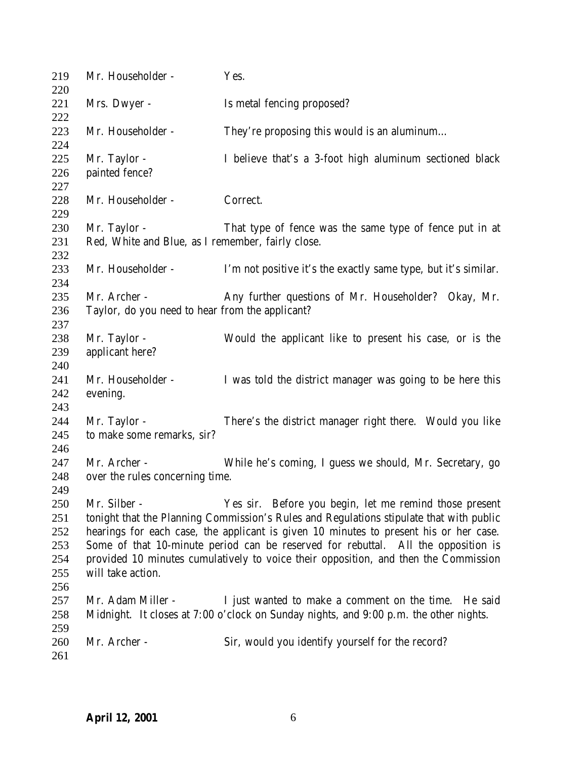Mr. Householder - Yes.

Mrs. Dwyer - Is metal fencing proposed?

Mr. Householder - They're proposing this would is an aluminum…

Mr. Taylor - I believe that's a 3-foot high aluminum sectioned black painted fence?

Mr. Householder - Correct.

Mr. Taylor - That type of fence was the same type of fence put in at Red, White and Blue, as I remember, fairly close.

Mr. Householder - I'm not positive it's the exactly same type, but it's similar.

Mr. Archer - Any further questions of Mr. Householder? Okay, Mr. Taylor, do you need to hear from the applicant?

Mr. Taylor - Would the applicant like to present his case, or is the applicant here?

Mr. Householder - I was told the district manager was going to be here this evening.

Mr. Taylor - There's the district manager right there. Would you like to make some remarks, sir?

Mr. Archer - While he's coming, I guess we should, Mr. Secretary, go over the rules concerning time.

Mr. Silber - Yes sir. Before you begin, let me remind those present tonight that the Planning Commission's Rules and Regulations stipulate that with public hearings for each case, the applicant is given 10 minutes to present his or her case. Some of that 10-minute period can be reserved for rebuttal. All the opposition is provided 10 minutes cumulatively to voice their opposition, and then the Commission will take action.

Mr. Adam Miller - I just wanted to make a comment on the time. He said Midnight. It closes at 7:00 o'clock on Sunday nights, and 9:00 p.m. the other nights.

Mr. Archer - Sir, would you identify yourself for the record?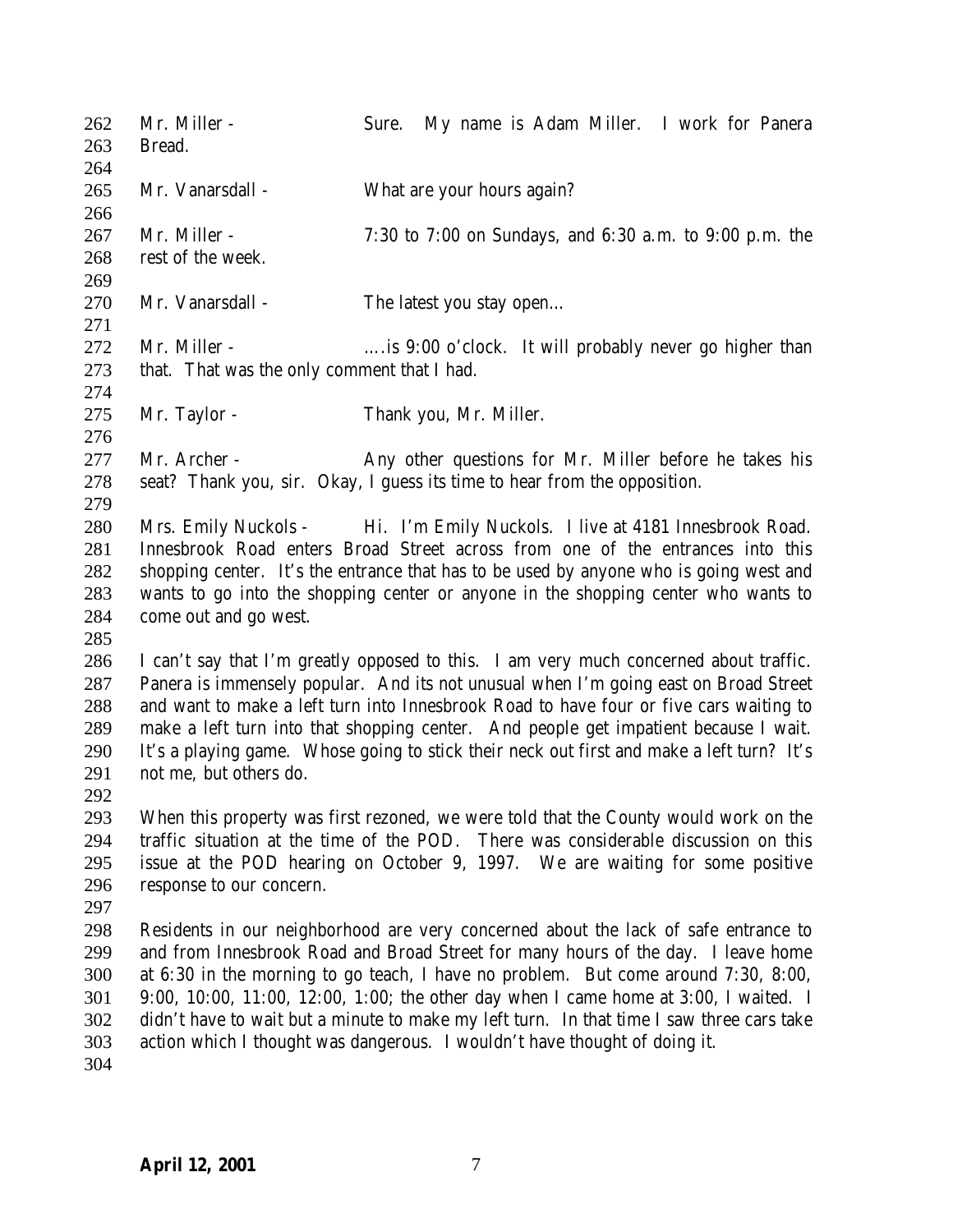Mr. Miller - Sure. My name is Adam Miller. I work for Panera Bread.

Mr. Vanarsdall - What are your hours again?

Mr. Miller - 7:30 to 7:00 on Sundays, and 6:30 a.m. to 9:00 p.m. the rest of the week.

Mr. Vanarsdall - The latest you stay open…

Mr. Miller - ….is 9:00 o'clock. It will probably never go higher than that. That was the only comment that I had.

Mr. Taylor - Thank you, Mr. Miller.

Mr. Archer - Any other questions for Mr. Miller before he takes his seat? Thank you, sir. Okay, I guess its time to hear from the opposition.

Mrs. Emily Nuckols - Hi. I'm Emily Nuckols. I live at 4181 Innesbrook Road. Innesbrook Road enters Broad Street across from one of the entrances into this shopping center. It's the entrance that has to be used by anyone who is going west and wants to go into the shopping center or anyone in the shopping center who wants to come out and go west.

I can't say that I'm greatly opposed to this. I am very much concerned about traffic. Panera is immensely popular. And its not unusual when I'm going east on Broad Street and want to make a left turn into Innesbrook Road to have four or five cars waiting to make a left turn into that shopping center. And people get impatient because I wait. It's a playing game. Whose going to stick their neck out first and make a left turn? It's not me, but others do.

When this property was first rezoned, we were told that the County would work on the traffic situation at the time of the POD. There was considerable discussion on this issue at the POD hearing on October 9, 1997. We are waiting for some positive response to our concern.

Residents in our neighborhood are very concerned about the lack of safe entrance to and from Innesbrook Road and Broad Street for many hours of the day. I leave home at 6:30 in the morning to go teach, I have no problem. But come around 7:30, 8:00, 9:00, 10:00, 11:00, 12:00, 1:00; the other day when I came home at 3:00, I waited. I didn't have to wait but a minute to make my left turn. In that time I saw three cars take action which I thought was dangerous. I wouldn't have thought of doing it.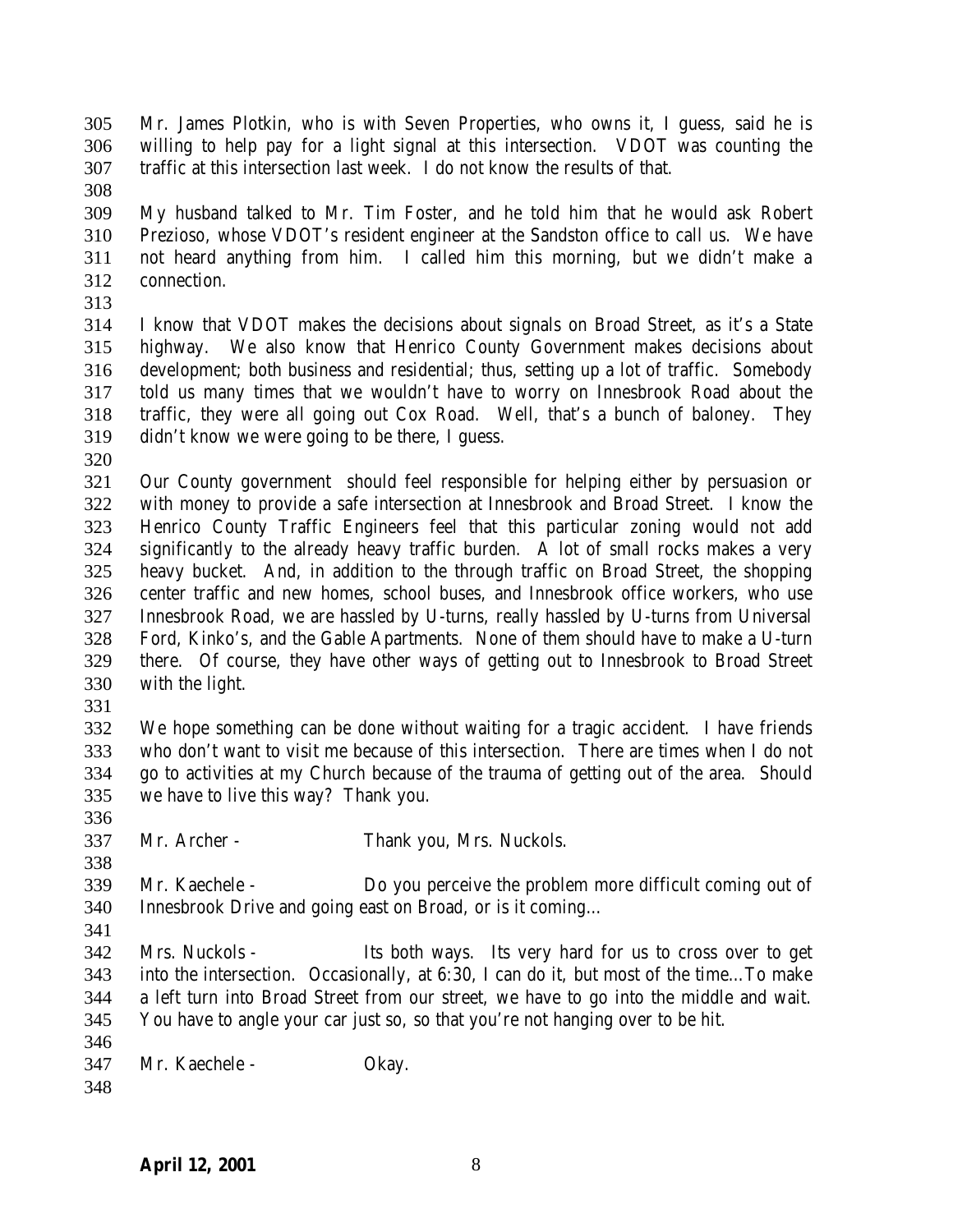Mr. James Plotkin, who is with Seven Properties, who owns it, I guess, said he is willing to help pay for a light signal at this intersection. VDOT was counting the traffic at this intersection last week. I do not know the results of that.

My husband talked to Mr. Tim Foster, and he told him that he would ask Robert Prezioso, whose VDOT's resident engineer at the Sandston office to call us. We have not heard anything from him. I called him this morning, but we didn't make a connection.

I know that VDOT makes the decisions about signals on Broad Street, as it's a State highway. We also know that Henrico County Government makes decisions about development; both business and residential; thus, setting up a lot of traffic. Somebody told us many times that we wouldn't have to worry on Innesbrook Road about the traffic, they were all going out Cox Road. Well, that's a bunch of baloney. They didn't know we were going to be there, I guess.

Our County government should feel responsible for helping either by persuasion or with money to provide a safe intersection at Innesbrook and Broad Street. I know the Henrico County Traffic Engineers feel that this particular zoning would not add significantly to the already heavy traffic burden. A lot of small rocks makes a very heavy bucket. And, in addition to the through traffic on Broad Street, the shopping center traffic and new homes, school buses, and Innesbrook office workers, who use Innesbrook Road, we are hassled by U-turns, really hassled by U-turns from Universal Ford, Kinko's, and the Gable Apartments. None of them should have to make a U-turn there. Of course, they have other ways of getting out to Innesbrook to Broad Street with the light.

We hope something can be done without waiting for a tragic accident. I have friends who don't want to visit me because of this intersection. There are times when I do not go to activities at my Church because of the trauma of getting out of the area. Should we have to live this way? Thank you.

Mr. Archer - Thank you, Mrs. Nuckols.

Mr. Kaechele - Do you perceive the problem more difficult coming out of Innesbrook Drive and going east on Broad, or is it coming…

Mrs. Nuckols - Its both ways. Its very hard for us to cross over to get into the intersection. Occasionally, at 6:30, I can do it, but most of the time…To make a left turn into Broad Street from our street, we have to go into the middle and wait. You have to angle your car just so, so that you're not hanging over to be hit.

Mr. Kaechele - Okay.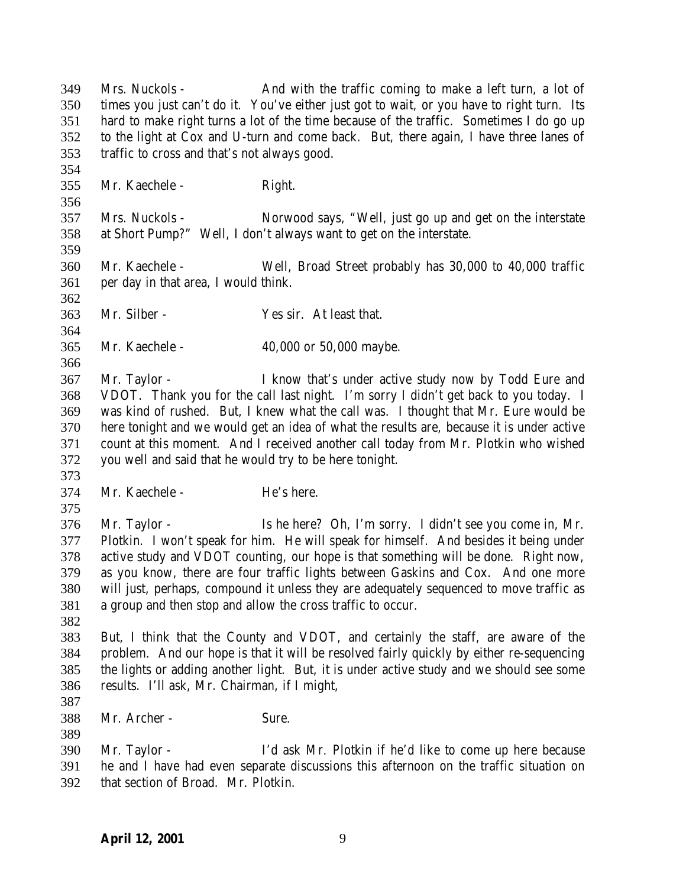349 Mrs. Nuckols - And with the traffic coming to make a left turn, a lot of
350 times you just can't do it. You've either just got to wait, or you have to right turn. Its
351 hard to make right turns a lot of the time because of the traffic. Sometimes I do go up
352 to the light at Cox and U-turn and come back. But, there again, I have three lanes of
353 traffic to cross and that's not always good.
354
355 Mr. Kaechele - Right.
356
357 Mrs. Nuckols - Norwood says, "Well, just go up and get on the interstate
358 at Short Pump?" Well, I don't always want to get on the interstate.
359
360 Mr. Kaechele - Well, Broad Street probably has 30,000 to 40,000 traffic
361 per day in that area, I would think.
362
363 Mr. Silber - Yes sir. At least that.
364
365 Mr. Kaechele - 40,000 or 50,000 maybe.
366
367 Mr. Taylor - I know that's under active study now by Todd Eure and
368 VDOT. Thank you for the call last night. I'm sorry I didn't get back to you today. I
369 was kind of rushed. But, I knew what the call was. I thought that Mr. Eure would be
370 here tonight and we would get an idea of what the results are, because it is under active
371 count at this moment. And I received another call today from Mr. Plotkin who wished
372 you well and said that he would try to be here tonight.
373
374 Mr. Kaechele - He's here.
375
376 Mr. Taylor - Is he here? Oh, I'm sorry. I didn't see you come in, Mr.
377 Plotkin. I won't speak for him. He will speak for himself. And besides it being under
378 active study and VDOT counting, our hope is that something will be done. Right now,
379 as you know, there are four traffic lights between Gaskins and Cox. And one more
380 will just, perhaps, compound it unless they are adequately sequenced to move traffic as
381 a group and then stop and allow the cross traffic to occur.
382
383 But, I think that the County and VDOT, and certainly the staff, are aware of the
384 problem. And our hope is that it will be resolved fairly quickly by either re-sequencing
385 the lights or adding another light. But, it is under active study and we should see some
386 results. I'll ask, Mr. Chairman, if I might,
387
388 Mr. Archer - Sure.
389
390 Mr. Taylor - I'd ask Mr. Plotkin if he'd like to come up here because
391 he and I have had even separate discussions this afternoon on the traffic situation on
392 that section of Broad. Mr. Plotkin.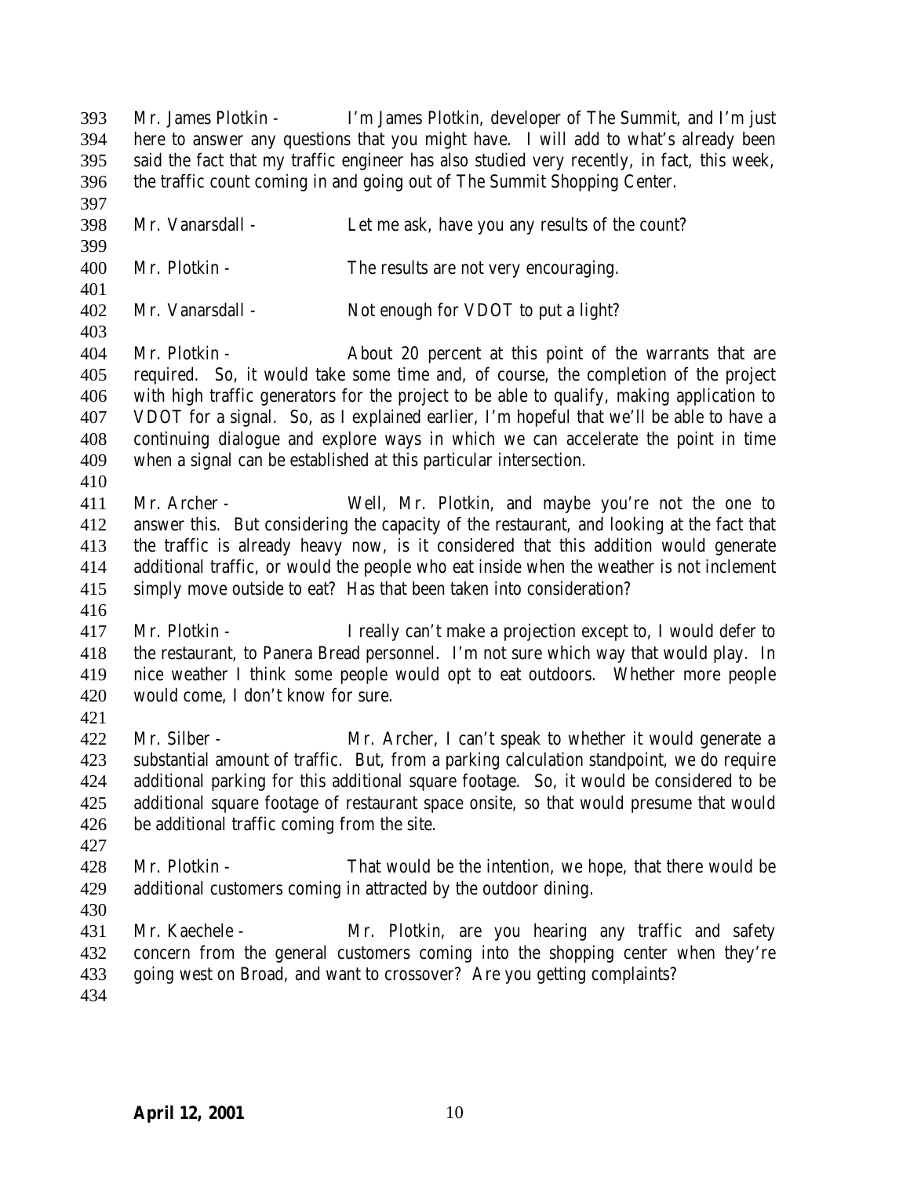393 Mr. James Plotkin - I'm James Plotkin, developer of The Summit, and I'm just
394 here to answer any questions that you might have. I will add to what's already been
395 said the fact that my traffic engineer has also studied very recently, in fact, this week,
396 the traffic count coming in and going out of The Summit Shopping Center.
397
398 Mr. Vanarsdall - Let me ask, have you any results of the count?
399
400 Mr. Plotkin - The results are not very encouraging.
401
402 Mr. Vanarsdall - Not enough for VDOT to put a light?
403
404 Mr. Plotkin - About 20 percent at this point of the warrants that are
405 required. So, it would take some time and, of course, the completion of the project
406 with high traffic generators for the project to be able to qualify, making application to
407 VDOT for a signal. So, as I explained earlier, I'm hopeful that we'll be able to have a
408 continuing dialogue and explore ways in which we can accelerate the point in time
409 when a signal can be established at this particular intersection.
410
411 Mr. Archer - Well, Mr. Plotkin, and maybe you're not the one to
412 answer this. But considering the capacity of the restaurant, and looking at the fact that
413 the traffic is already heavy now, is it considered that this addition would generate
414 additional traffic, or would the people who eat inside when the weather is not inclement
415 simply move outside to eat? Has that been taken into consideration?
416
417 Mr. Plotkin - I really can't make a projection except to, I would defer to
418 the restaurant, to Panera Bread personnel. I'm not sure which way that would play. In
419 nice weather I think some people would opt to eat outdoors. Whether more people
420 would come, I don't know for sure.
421
422 Mr. Silber - Mr. Archer, I can't speak to whether it would generate a
423 substantial amount of traffic. But, from a parking calculation standpoint, we do require
424 additional parking for this additional square footage. So, it would be considered to be
425 additional square footage of restaurant space onsite, so that would presume that would
426 be additional traffic coming from the site.
427
428 Mr. Plotkin - That would be the intention, we hope, that there would be
429 additional customers coming in attracted by the outdoor dining.
430
431 Mr. Kaechele - Mr. Plotkin, are you hearing any traffic and safety
432 concern from the general customers coming into the shopping center when they're
433 going west on Broad, and want to crossover? Are you getting complaints?
434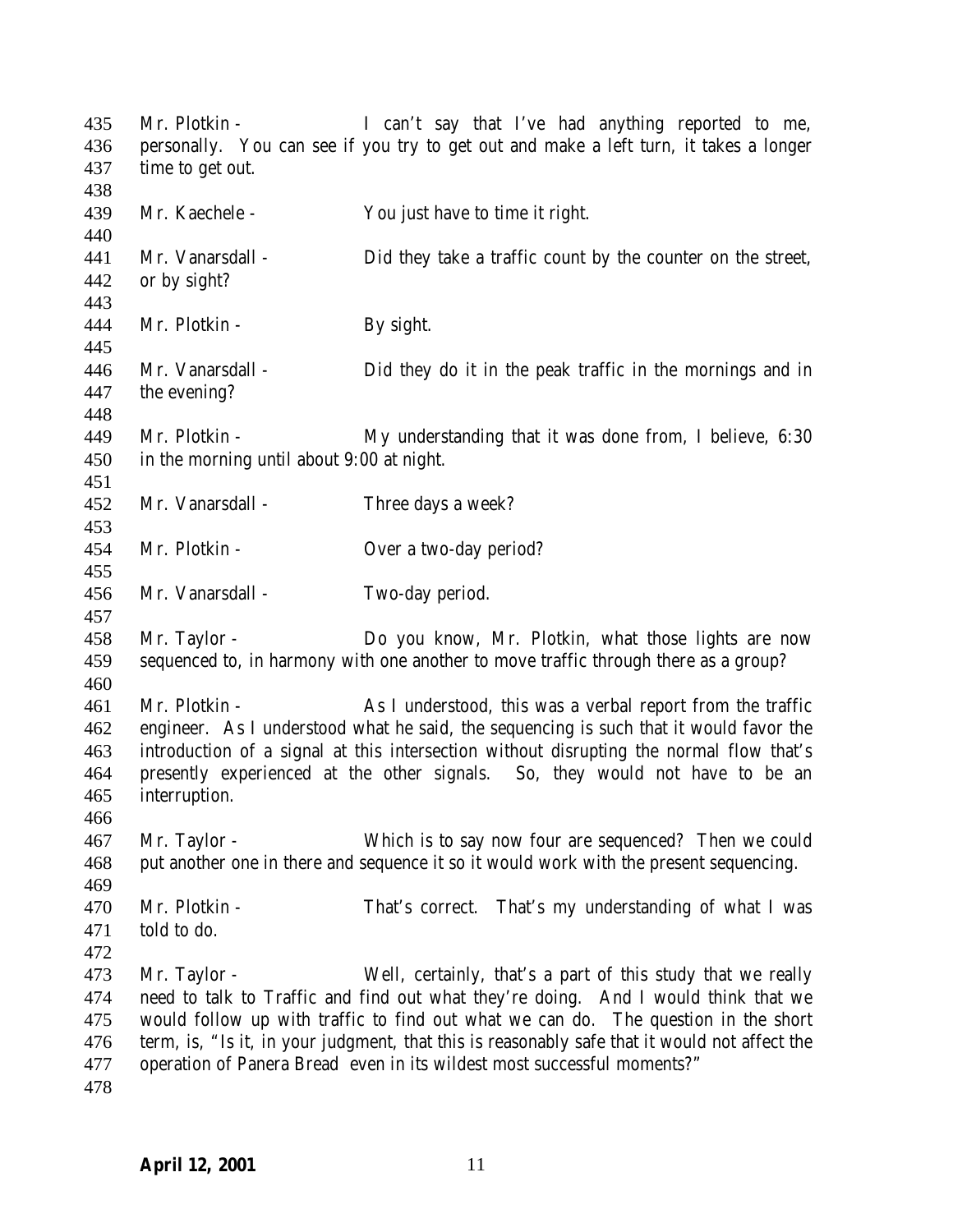Mr. Plotkin - I can't say that I've had anything reported to me, personally. You can see if you try to get out and make a left turn, it takes a longer time to get out.

Mr. Kaechele - You just have to time it right.

Mr. Vanarsdall - Did they take a traffic count by the counter on the street, or by sight?

Mr. Plotkin - By sight.

Mr. Vanarsdall - Did they do it in the peak traffic in the mornings and in the evening?

Mr. Plotkin - My understanding that it was done from, I believe, 6:30 in the morning until about 9:00 at night.

Mr. Vanarsdall - Three days a week?

Mr. Plotkin - Over a two-day period?

Mr. Vanarsdall - Two-day period.

Mr. Taylor - Do you know, Mr. Plotkin, what those lights are now sequenced to, in harmony with one another to move traffic through there as a group?

Mr. Plotkin - As I understood, this was a verbal report from the traffic engineer. As I understood what he said, the sequencing is such that it would favor the introduction of a signal at this intersection without disrupting the normal flow that's presently experienced at the other signals. So, they would not have to be an interruption.

Mr. Taylor - Which is to say now four are sequenced? Then we could put another one in there and sequence it so it would work with the present sequencing.

Mr. Plotkin - That's correct. That's my understanding of what I was told to do.

Mr. Taylor - Well, certainly, that's a part of this study that we really need to talk to Traffic and find out what they're doing. And I would think that we would follow up with traffic to find out what we can do. The question in the short term, is, "Is it, in your judgment, that this is reasonably safe that it would not affect the operation of Panera Bread even in its wildest most successful moments?"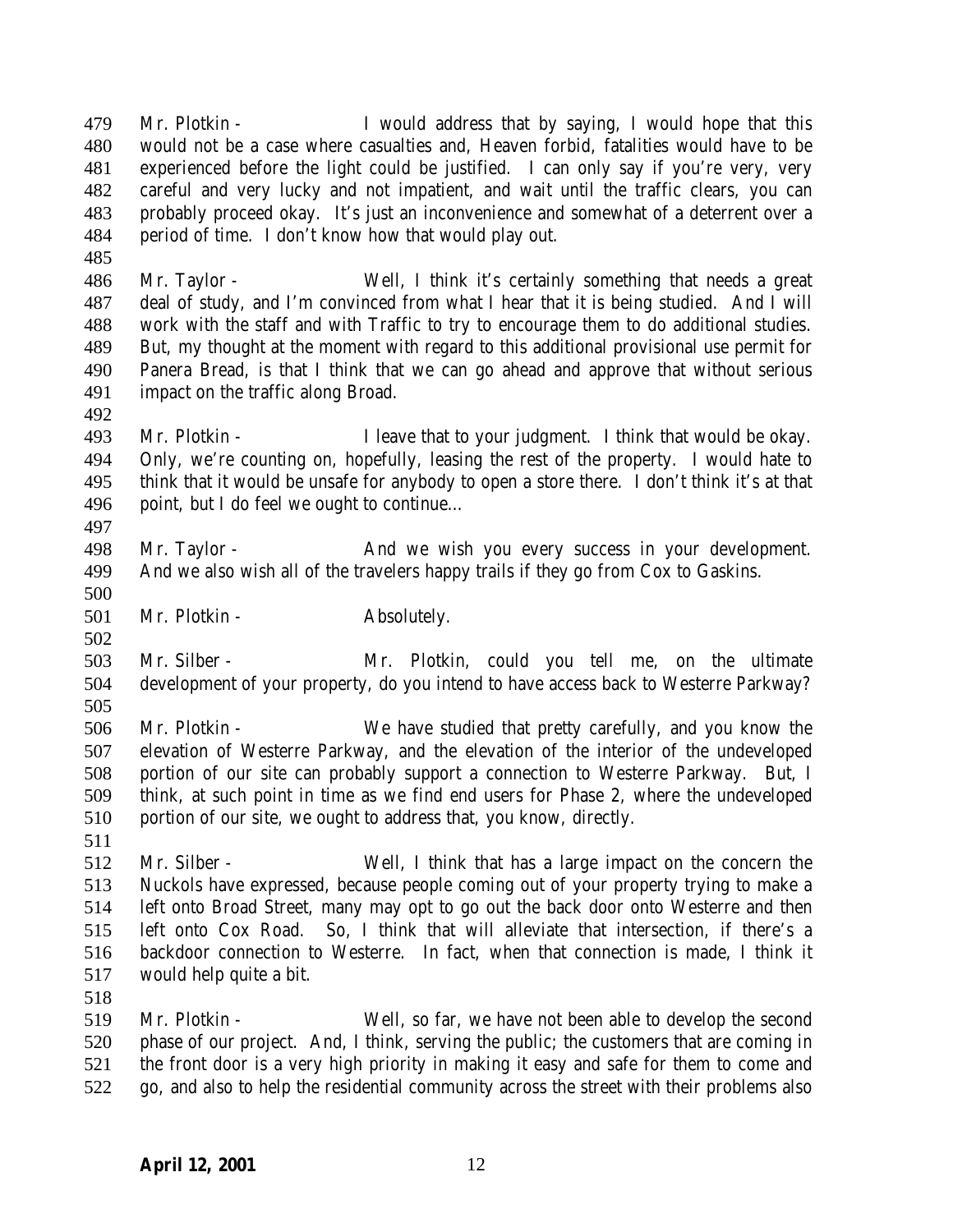Mr. Plotkin - I would address that by saying, I would hope that this would not be a case where casualties and, Heaven forbid, fatalities would have to be experienced before the light could be justified. I can only say if you're very, very careful and very lucky and not impatient, and wait until the traffic clears, you can probably proceed okay. It's just an inconvenience and somewhat of a deterrent over a period of time. I don't know how that would play out.

Mr. Taylor - Well, I think it's certainly something that needs a great deal of study, and I'm convinced from what I hear that it is being studied. And I will work with the staff and with Traffic to try to encourage them to do additional studies. But, my thought at the moment with regard to this additional provisional use permit for Panera Bread, is that I think that we can go ahead and approve that without serious impact on the traffic along Broad.

Mr. Plotkin - I leave that to your judgment. I think that would be okay. Only, we're counting on, hopefully, leasing the rest of the property. I would hate to think that it would be unsafe for anybody to open a store there. I don't think it's at that point, but I do feel we ought to continue…

Mr. Taylor - And we wish you every success in your development. And we also wish all of the travelers happy trails if they go from Cox to Gaskins.

Mr. Plotkin - Absolutely.

Mr. Silber - Mr. Plotkin, could you tell me, on the ultimate development of your property, do you intend to have access back to Westerre Parkway?

Mr. Plotkin - We have studied that pretty carefully, and you know the elevation of Westerre Parkway, and the elevation of the interior of the undeveloped portion of our site can probably support a connection to Westerre Parkway. But, I think, at such point in time as we find end users for Phase 2, where the undeveloped portion of our site, we ought to address that, you know, directly.

Mr. Silber - Well, I think that has a large impact on the concern the Nuckols have expressed, because people coming out of your property trying to make a left onto Broad Street, many may opt to go out the back door onto Westerre and then left onto Cox Road. So, I think that will alleviate that intersection, if there's a backdoor connection to Westerre. In fact, when that connection is made, I think it would help quite a bit.

Mr. Plotkin - Well, so far, we have not been able to develop the second phase of our project. And, I think, serving the public; the customers that are coming in the front door is a very high priority in making it easy and safe for them to come and go, and also to help the residential community across the street with their problems also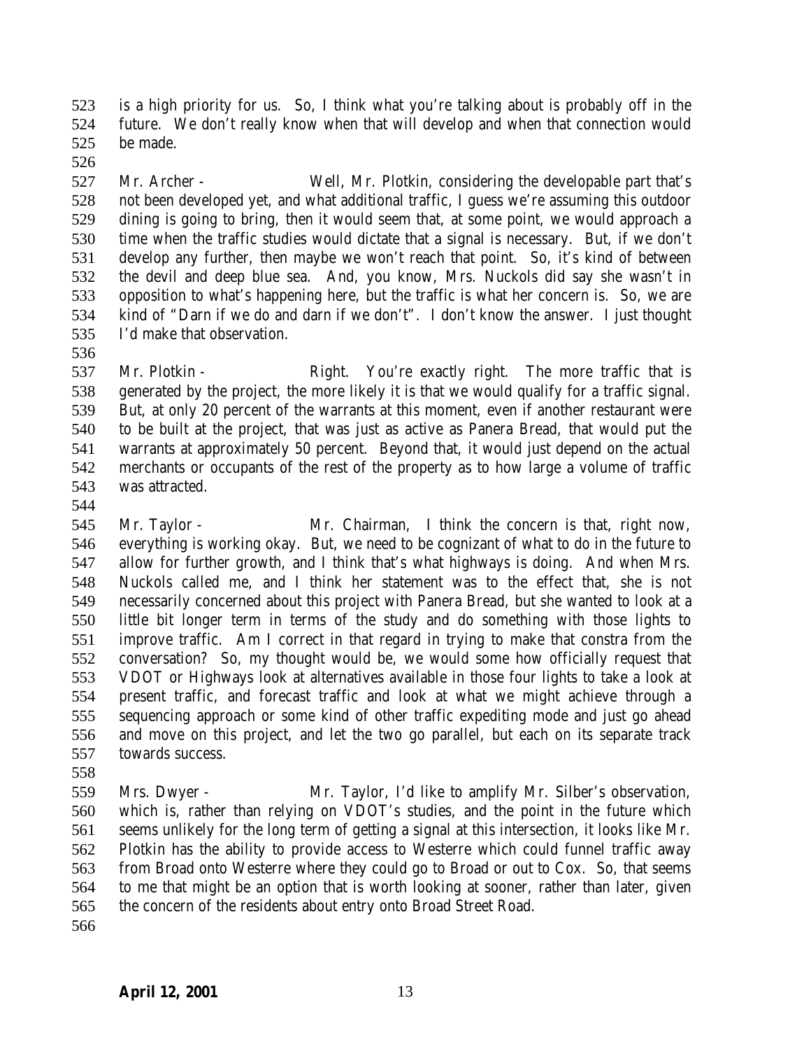is a high priority for us. So, I think what you're talking about is probably off in the future. We don't really know when that will develop and when that connection would be made.

Mr. Archer - Well, Mr. Plotkin, considering the developable part that's not been developed yet, and what additional traffic, I guess we're assuming this outdoor dining is going to bring, then it would seem that, at some point, we would approach a time when the traffic studies would dictate that a signal is necessary. But, if we don't develop any further, then maybe we won't reach that point. So, it's kind of between the devil and deep blue sea. And, you know, Mrs. Nuckols did say she wasn't in opposition to what's happening here, but the traffic is what her concern is. So, we are kind of "Darn if we do and darn if we don't". I don't know the answer. I just thought I'd make that observation.

Mr. Plotkin - Right. You're exactly right. The more traffic that is generated by the project, the more likely it is that we would qualify for a traffic signal. But, at only 20 percent of the warrants at this moment, even if another restaurant were to be built at the project, that was just as active as Panera Bread, that would put the warrants at approximately 50 percent. Beyond that, it would just depend on the actual merchants or occupants of the rest of the property as to how large a volume of traffic was attracted.

Mr. Taylor - Mr. Chairman, I think the concern is that, right now, everything is working okay. But, we need to be cognizant of what to do in the future to allow for further growth, and I think that's what highways is doing. And when Mrs. Nuckols called me, and I think her statement was to the effect that, she is not necessarily concerned about this project with Panera Bread, but she wanted to look at a little bit longer term in terms of the study and do something with those lights to improve traffic. Am I correct in that regard in trying to make that constra from the conversation? So, my thought would be, we would some how officially request that VDOT or Highways look at alternatives available in those four lights to take a look at present traffic, and forecast traffic and look at what we might achieve through a sequencing approach or some kind of other traffic expediting mode and just go ahead and move on this project, and let the two go parallel, but each on its separate track towards success.

Mrs. Dwyer - Mr. Taylor, I'd like to amplify Mr. Silber's observation, which is, rather than relying on VDOT's studies, and the point in the future which seems unlikely for the long term of getting a signal at this intersection, it looks like Mr. Plotkin has the ability to provide access to Westerre which could funnel traffic away from Broad onto Westerre where they could go to Broad or out to Cox. So, that seems to me that might be an option that is worth looking at sooner, rather than later, given the concern of the residents about entry onto Broad Street Road.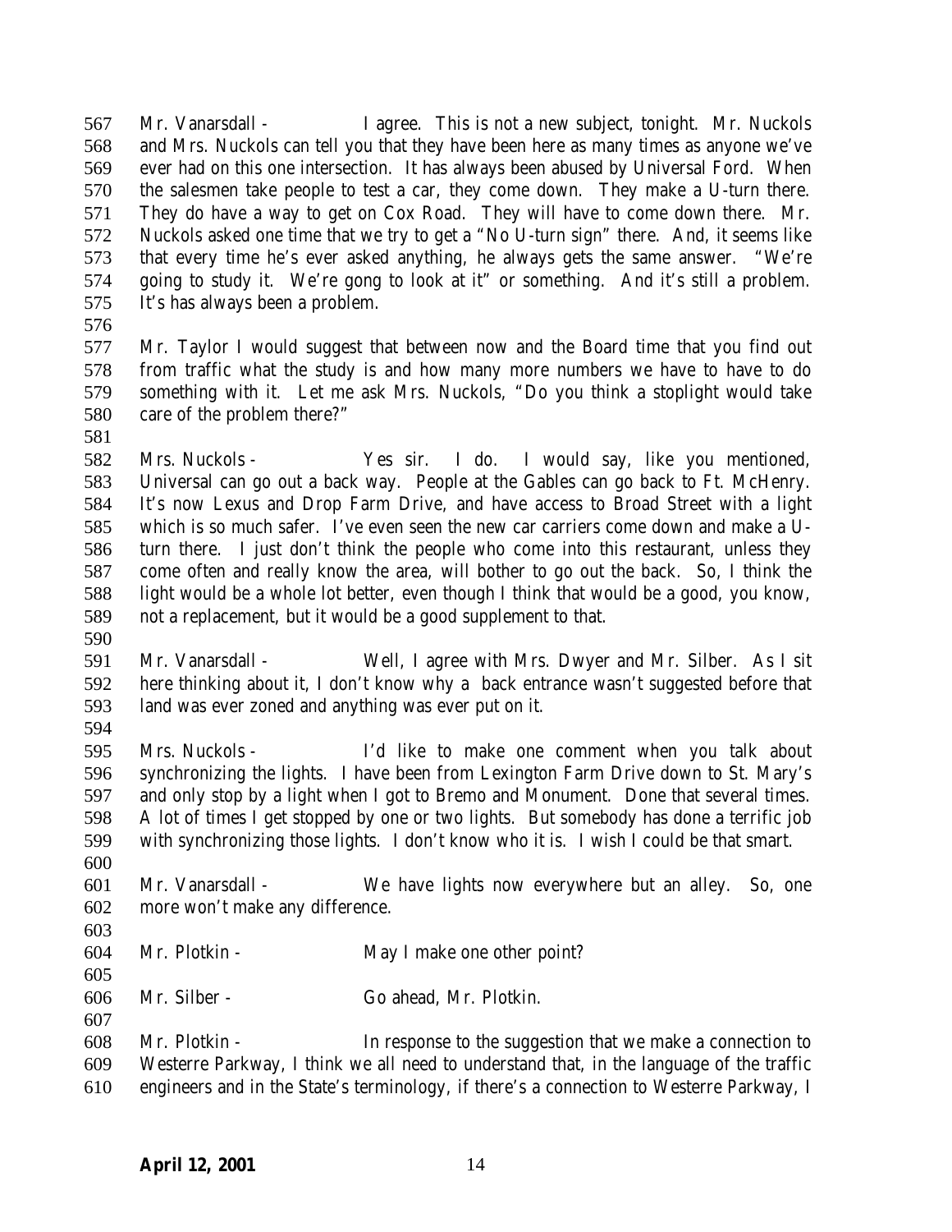567 Mr. Vanarsdall - I agree. This is not a new subject, tonight. Mr. Nuckols
568 and Mrs. Nuckols can tell you that they have been here as many times as anyone we've
569 ever had on this one intersection. It has always been abused by Universal Ford. When
570 the salesmen take people to test a car, they come down. They make a U-turn there.
571 They do have a way to get on Cox Road. They will have to come down there. Mr.
572 Nuckols asked one time that we try to get a "No U-turn sign" there. And, it seems like
573 that every time he's ever asked anything, he always gets the same answer. "We're
574 going to study it. We're gong to look at it" or something. And it's still a problem.
575 It's has always been a problem.
576
577 Mr. Taylor I would suggest that between now and the Board time that you find out
578 from traffic what the study is and how many more numbers we have to have to do
579 something with it. Let me ask Mrs. Nuckols, "Do you think a stoplight would take
580 care of the problem there?"
581
582 Mrs. Nuckols - Yes sir. I do. I would say, like you mentioned,
583 Universal can go out a back way. People at the Gables can go back to Ft. McHenry.
584 It's now Lexus and Drop Farm Drive, and have access to Broad Street with a light
585 which is so much safer. I've even seen the new car carriers come down and make a U-
586 turn there. I just don't think the people who come into this restaurant, unless they
587 come often and really know the area, will bother to go out the back. So, I think the
588 light would be a whole lot better, even though I think that would be a good, you know,
589 not a replacement, but it would be a good supplement to that.
590
591 Mr. Vanarsdall - Well, I agree with Mrs. Dwyer and Mr. Silber. As I sit
592 here thinking about it, I don't know why a back entrance wasn't suggested before that
593 land was ever zoned and anything was ever put on it.
594
595 Mrs. Nuckols - I'd like to make one comment when you talk about
596 synchronizing the lights. I have been from Lexington Farm Drive down to St. Mary's
597 and only stop by a light when I got to Bremo and Monument. Done that several times.
598 A lot of times I get stopped by one or two lights. But somebody has done a terrific job
599 with synchronizing those lights. I don't know who it is. I wish I could be that smart.
600
601 Mr. Vanarsdall - We have lights now everywhere but an alley. So, one
602 more won't make any difference.
603
604 Mr. Plotkin - May I make one other point?
605
606 Mr. Silber - Go ahead, Mr. Plotkin.
607
608 Mr. Plotkin - In response to the suggestion that we make a connection to
609 Westerre Parkway, I think we all need to understand that, in the language of the traffic
610 engineers and in the State's terminology, if there's a connection to Westerre Parkway, I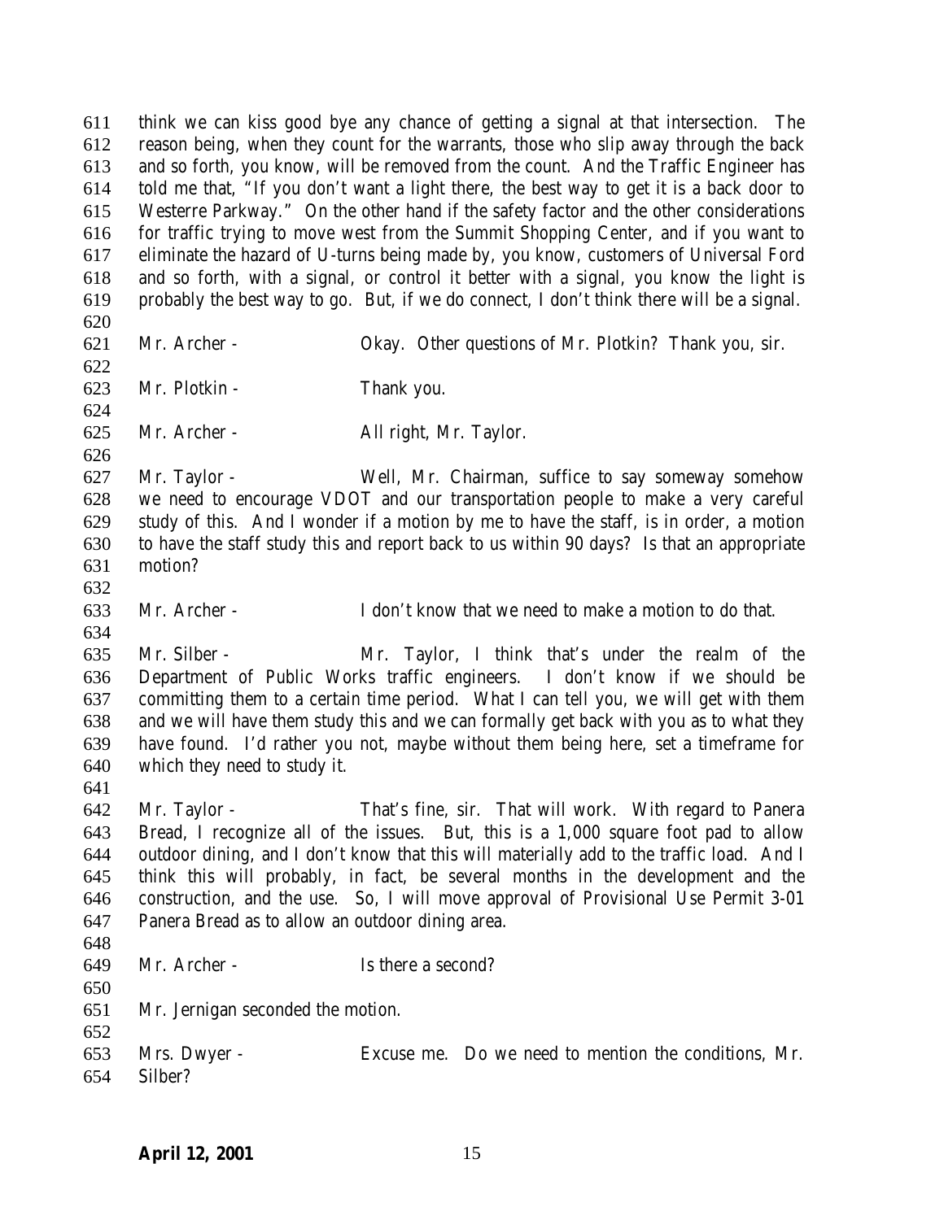think we can kiss good bye any chance of getting a signal at that intersection. The reason being, when they count for the warrants, those who slip away through the back and so forth, you know, will be removed from the count. And the Traffic Engineer has told me that, "If you don't want a light there, the best way to get it is a back door to Westerre Parkway." On the other hand if the safety factor and the other considerations for traffic trying to move west from the Summit Shopping Center, and if you want to eliminate the hazard of U-turns being made by, you know, customers of Universal Ford and so forth, with a signal, or control it better with a signal, you know the light is probably the best way to go. But, if we do connect, I don't think there will be a signal.

Mr. Archer - Okay. Other questions of Mr. Plotkin? Thank you, sir.

Mr. Plotkin - Thank you.

Mr. Archer - All right, Mr. Taylor.

Mr. Taylor - Well, Mr. Chairman, suffice to say someway somehow we need to encourage VDOT and our transportation people to make a very careful study of this. And I wonder if a motion by me to have the staff, is in order, a motion to have the staff study this and report back to us within 90 days? Is that an appropriate motion?

Mr. Archer - I don't know that we need to make a motion to do that.

Mr. Silber - Mr. Taylor, I think that's under the realm of the Department of Public Works traffic engineers. I don't know if we should be committing them to a certain time period. What I can tell you, we will get with them and we will have them study this and we can formally get back with you as to what they have found. I'd rather you not, maybe without them being here, set a timeframe for which they need to study it.

Mr. Taylor - That's fine, sir. That will work. With regard to Panera Bread, I recognize all of the issues. But, this is a 1,000 square foot pad to allow outdoor dining, and I don't know that this will materially add to the traffic load. And I think this will probably, in fact, be several months in the development and the construction, and the use. So, I will move approval of Provisional Use Permit 3-01 Panera Bread as to allow an outdoor dining area.

Mr. Archer - Is there a second?

Mr. Jernigan seconded the motion.

Mrs. Dwyer - Excuse me. Do we need to mention the conditions, Mr. Silber?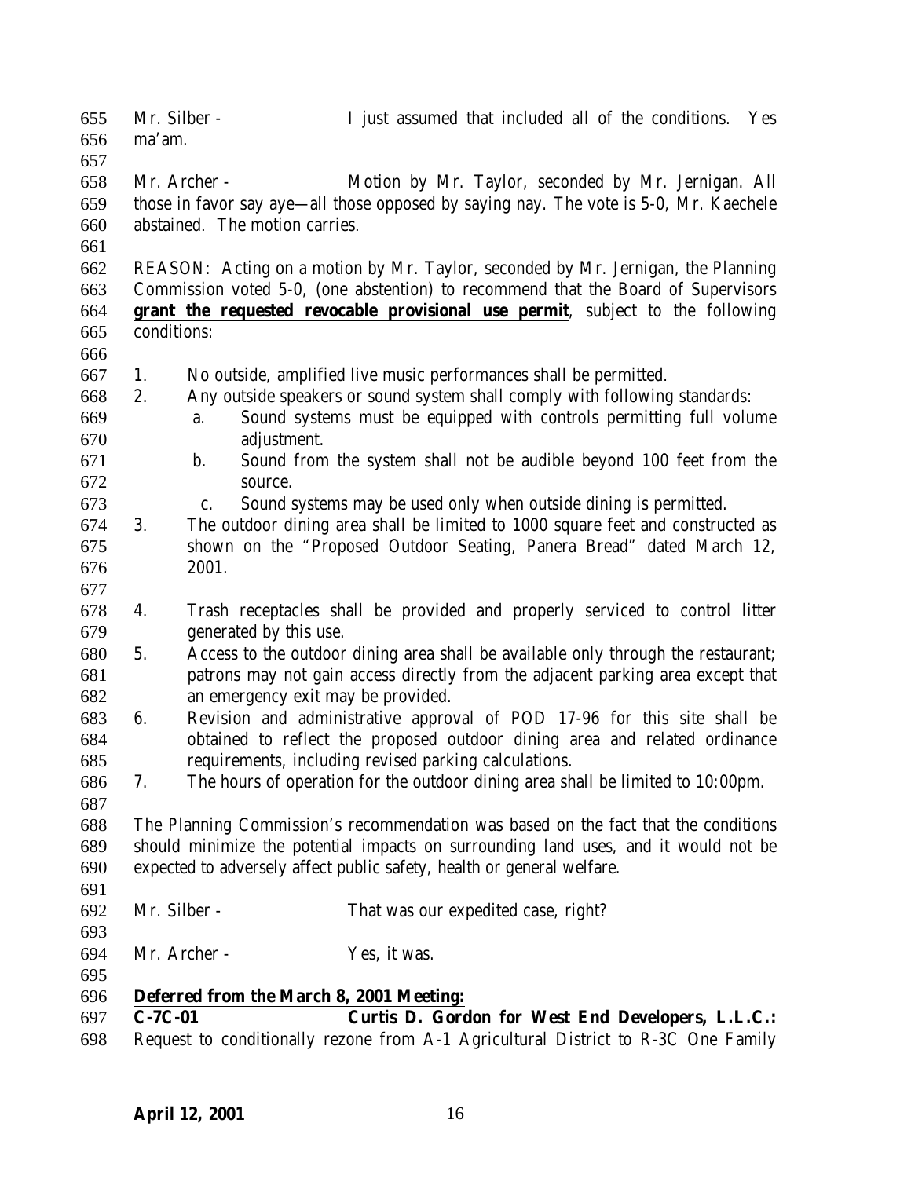Mr. Silber - I just assumed that included all of the conditions. Yes ma'am.

Mr. Archer - Motion by Mr. Taylor, seconded by Mr. Jernigan. All those in favor say aye—all those opposed by saying nay. The vote is 5-0, Mr. Kaechele abstained. The motion carries.

REASON: Acting on a motion by Mr. Taylor, seconded by Mr. Jernigan, the Planning Commission voted 5-0, (one abstention) to recommend that the Board of Supervisors **grant the requested revocable provisional use permit**, subject to the following conditions:

1. No outside, amplified live music performances shall be permitted.
2. Any outside speakers or sound system shall comply with following standards:
   a. Sound systems must be equipped with controls permitting full volume adjustment.
   b. Sound from the system shall not be audible beyond 100 feet from the source.
   c. Sound systems may be used only when outside dining is permitted.
3. The outdoor dining area shall be limited to 1000 square feet and constructed as shown on the "Proposed Outdoor Seating, Panera Bread" dated March 12, 2001.

4. Trash receptacles shall be provided and properly serviced to control litter generated by this use.
5. Access to the outdoor dining area shall be available only through the restaurant; patrons may not gain access directly from the adjacent parking area except that an emergency exit may be provided.
6. Revision and administrative approval of POD 17-96 for this site shall be obtained to reflect the proposed outdoor dining area and related ordinance requirements, including revised parking calculations.
7. The hours of operation for the outdoor dining area shall be limited to 10:00pm.

The Planning Commission's recommendation was based on the fact that the conditions should minimize the potential impacts on surrounding land uses, and it would not be expected to adversely affect public safety, health or general welfare.

Mr. Silber - That was our expedited case, right?

Mr. Archer - Yes, it was.

**Deferred from the March 8, 2001 Meeting:**

**C-7C-01 Curtis D. Gordon for West End Developers, L.L.C.:** Request to conditionally rezone from A-1 Agricultural District to R-3C One Family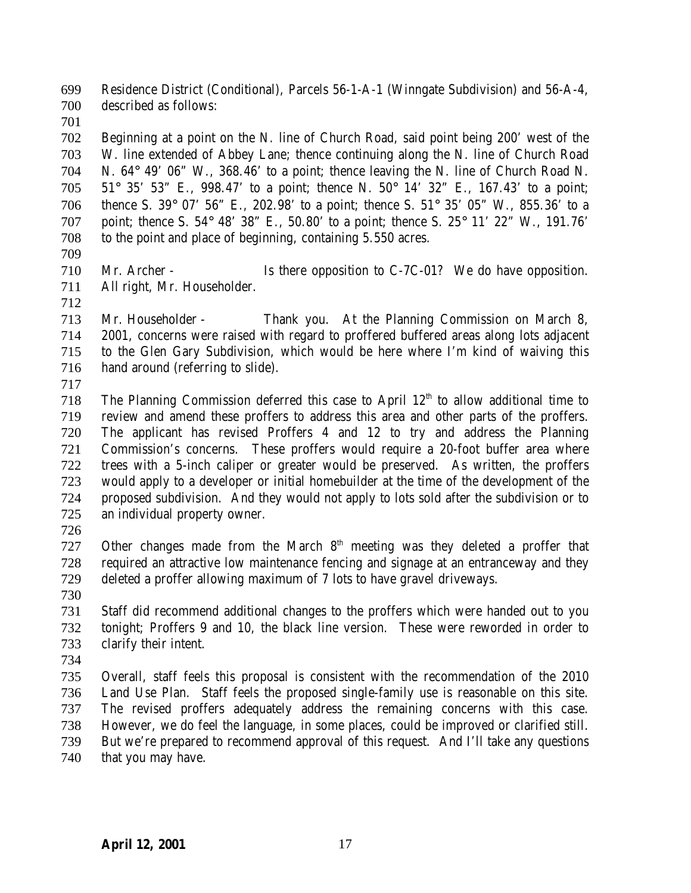Residence District (Conditional), Parcels 56-1-A-1 (Winngate Subdivision) and 56-A-4, described as follows:

Beginning at a point on the N. line of Church Road, said point being 200' west of the W. line extended of Abbey Lane; thence continuing along the N. line of Church Road N. 64° 49' 06" W., 368.46' to a point; thence leaving the N. line of Church Road N. 51° 35' 53" E., 998.47' to a point; thence N. 50° 14' 32" E., 167.43' to a point; thence S. 39° 07' 56" E., 202.98' to a point; thence S. 51° 35' 05" W., 855.36' to a point; thence S. 54° 48' 38" E., 50.80' to a point; thence S. 25° 11' 22" W., 191.76' to the point and place of beginning, containing 5.550 acres.

Mr. Archer - Is there opposition to C-7C-01? We do have opposition. All right, Mr. Householder.

Mr. Householder - Thank you. At the Planning Commission on March 8, 2001, concerns were raised with regard to proffered buffered areas along lots adjacent to the Glen Gary Subdivision, which would be here where I'm kind of waiving this hand around (referring to slide).

The Planning Commission deferred this case to April 12th to allow additional time to review and amend these proffers to address this area and other parts of the proffers. The applicant has revised Proffers 4 and 12 to try and address the Planning Commission's concerns. These proffers would require a 20-foot buffer area where trees with a 5-inch caliper or greater would be preserved. As written, the proffers would apply to a developer or initial homebuilder at the time of the development of the proposed subdivision. And they would not apply to lots sold after the subdivision or to an individual property owner.

Other changes made from the March 8th meeting was they deleted a proffer that required an attractive low maintenance fencing and signage at an entranceway and they deleted a proffer allowing maximum of 7 lots to have gravel driveways.

Staff did recommend additional changes to the proffers which were handed out to you tonight; Proffers 9 and 10, the black line version. These were reworded in order to clarify their intent.

Overall, staff feels this proposal is consistent with the recommendation of the 2010 Land Use Plan. Staff feels the proposed single-family use is reasonable on this site. The revised proffers adequately address the remaining concerns with this case. However, we do feel the language, in some places, could be improved or clarified still. But we're prepared to recommend approval of this request. And I'll take any questions that you may have.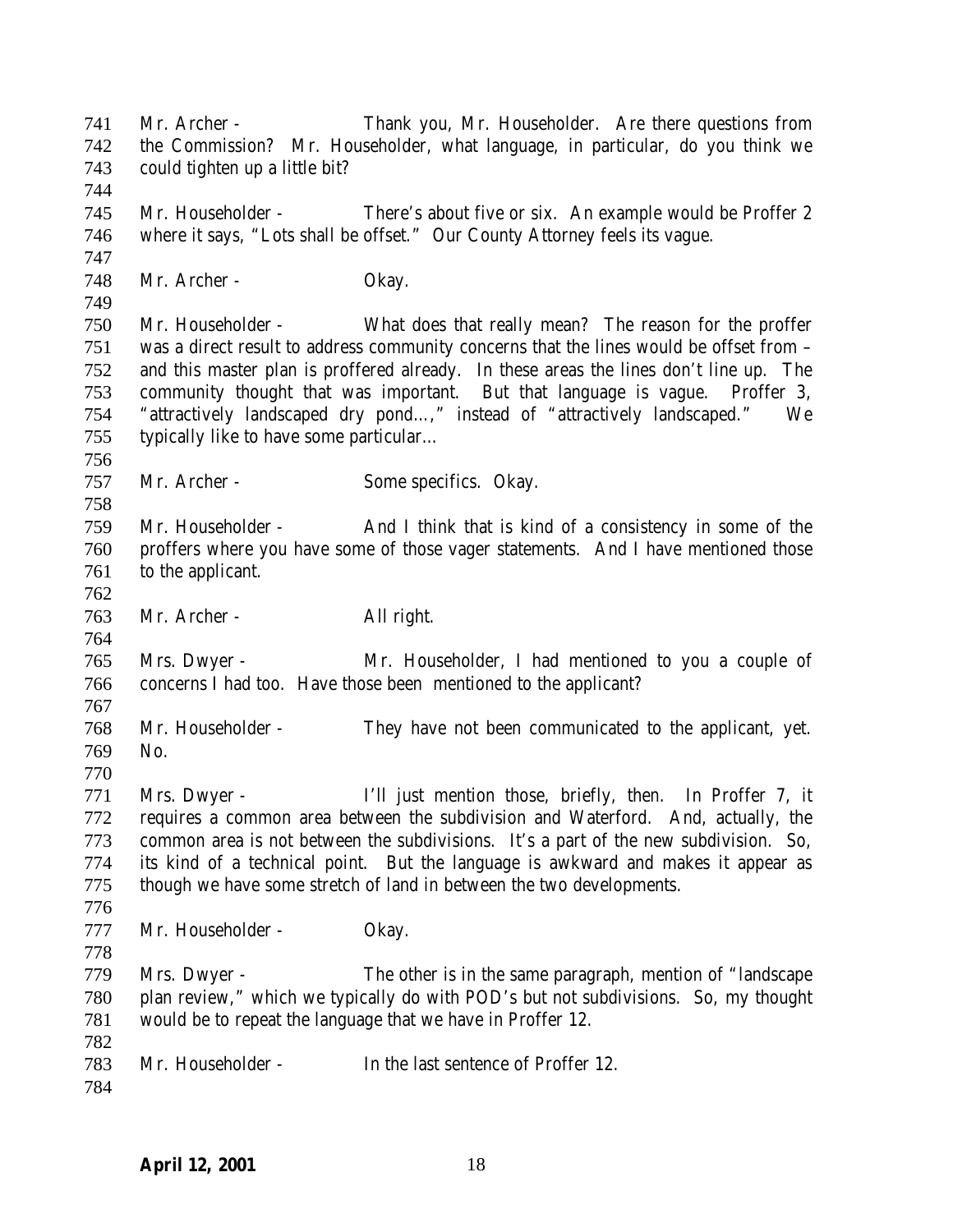741 Mr. Archer - Thank you, Mr. Householder. Are there questions from
742 the Commission? Mr. Householder, what language, in particular, do you think we
743 could tighten up a little bit?
744
745 Mr. Householder - There's about five or six. An example would be Proffer 2
746 where it says, "Lots shall be offset." Our County Attorney feels its vague.
747
748 Mr. Archer - Okay.
749
750 Mr. Householder - What does that really mean? The reason for the proffer
751 was a direct result to address community concerns that the lines would be offset from –
752 and this master plan is proffered already. In these areas the lines don't line up. The
753 community thought that was important. But that language is vague. Proffer 3,
754 "attractively landscaped dry pond…," instead of "attractively landscaped." We
755 typically like to have some particular…
756
757 Mr. Archer - Some specifics. Okay.
758
759 Mr. Householder - And I think that is kind of a consistency in some of the
760 proffers where you have some of those vager statements. And I have mentioned those
761 to the applicant.
762
763 Mr. Archer - All right.
764
765 Mrs. Dwyer - Mr. Householder, I had mentioned to you a couple of
766 concerns I had too. Have those been mentioned to the applicant?
767
768 Mr. Householder - They have not been communicated to the applicant, yet.
769 No.
770
771 Mrs. Dwyer - I'll just mention those, briefly, then. In Proffer 7, it
772 requires a common area between the subdivision and Waterford. And, actually, the
773 common area is not between the subdivisions. It's a part of the new subdivision. So,
774 its kind of a technical point. But the language is awkward and makes it appear as
775 though we have some stretch of land in between the two developments.
776
777 Mr. Householder - Okay.
778
779 Mrs. Dwyer - The other is in the same paragraph, mention of "landscape
780 plan review," which we typically do with POD's but not subdivisions. So, my thought
781 would be to repeat the language that we have in Proffer 12.
782
783 Mr. Householder - In the last sentence of Proffer 12.
784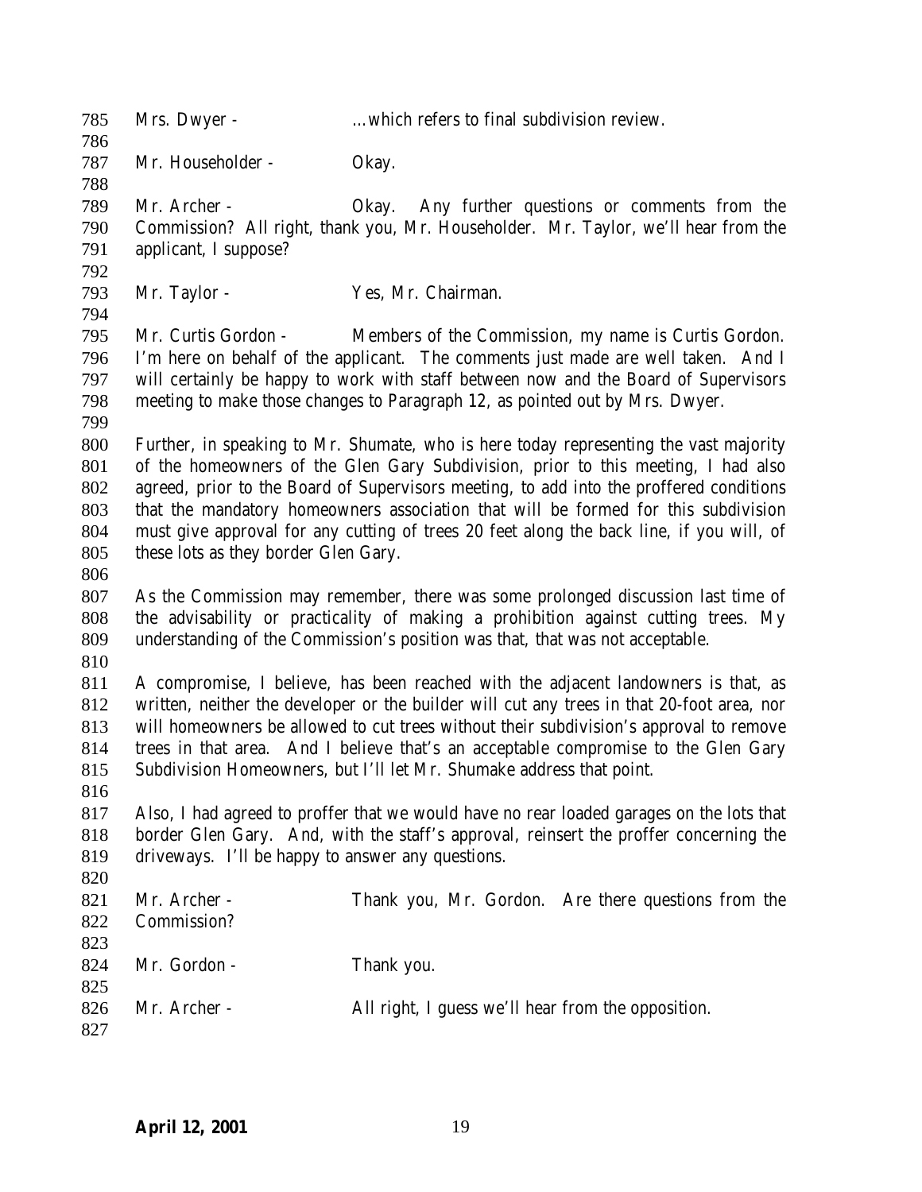Mrs. Dwyer - …which refers to final subdivision review.

Mr. Householder - Okay.

Mr. Archer - Okay. Any further questions or comments from the Commission? All right, thank you, Mr. Householder. Mr. Taylor, we'll hear from the applicant, I suppose?

Mr. Taylor - Yes, Mr. Chairman.

Mr. Curtis Gordon - Members of the Commission, my name is Curtis Gordon. I'm here on behalf of the applicant. The comments just made are well taken. And I will certainly be happy to work with staff between now and the Board of Supervisors meeting to make those changes to Paragraph 12, as pointed out by Mrs. Dwyer.

Further, in speaking to Mr. Shumate, who is here today representing the vast majority of the homeowners of the Glen Gary Subdivision, prior to this meeting, I had also agreed, prior to the Board of Supervisors meeting, to add into the proffered conditions that the mandatory homeowners association that will be formed for this subdivision must give approval for any cutting of trees 20 feet along the back line, if you will, of these lots as they border Glen Gary.

As the Commission may remember, there was some prolonged discussion last time of the advisability or practicality of making a prohibition against cutting trees. My understanding of the Commission's position was that, that was not acceptable.

A compromise, I believe, has been reached with the adjacent landowners is that, as written, neither the developer or the builder will cut any trees in that 20-foot area, nor will homeowners be allowed to cut trees without their subdivision's approval to remove trees in that area. And I believe that's an acceptable compromise to the Glen Gary Subdivision Homeowners, but I'll let Mr. Shumake address that point.

Also, I had agreed to proffer that we would have no rear loaded garages on the lots that border Glen Gary. And, with the staff's approval, reinsert the proffer concerning the driveways. I'll be happy to answer any questions.

Mr. Archer - Thank you, Mr. Gordon. Are there questions from the Commission?

Mr. Gordon - Thank you.

Mr. Archer - All right, I guess we'll hear from the opposition.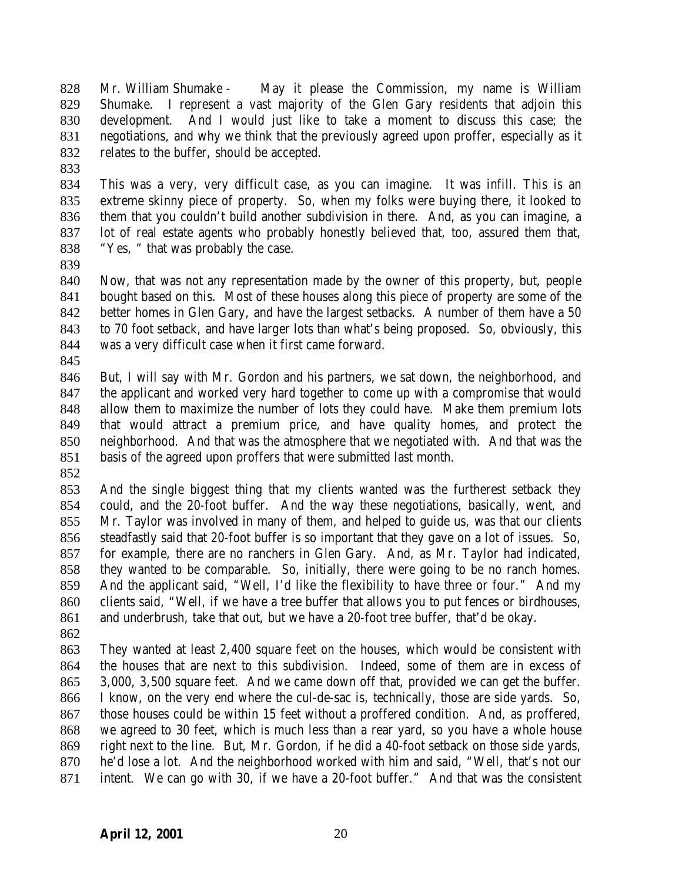Mr. William Shumake - May it please the Commission, my name is William Shumake. I represent a vast majority of the Glen Gary residents that adjoin this development. And I would just like to take a moment to discuss this case; the negotiations, and why we think that the previously agreed upon proffer, especially as it relates to the buffer, should be accepted.

This was a very, very difficult case, as you can imagine. It was infill. This is an extreme skinny piece of property. So, when my folks were buying there, it looked to them that you couldn't build another subdivision in there. And, as you can imagine, a lot of real estate agents who probably honestly believed that, too, assured them that, "Yes, " that was probably the case.

Now, that was not any representation made by the owner of this property, but, people bought based on this. Most of these houses along this piece of property are some of the better homes in Glen Gary, and have the largest setbacks. A number of them have a 50 to 70 foot setback, and have larger lots than what's being proposed. So, obviously, this was a very difficult case when it first came forward.

But, I will say with Mr. Gordon and his partners, we sat down, the neighborhood, and the applicant and worked very hard together to come up with a compromise that would allow them to maximize the number of lots they could have. Make them premium lots that would attract a premium price, and have quality homes, and protect the neighborhood. And that was the atmosphere that we negotiated with. And that was the basis of the agreed upon proffers that were submitted last month.

And the single biggest thing that my clients wanted was the furtherest setback they could, and the 20-foot buffer. And the way these negotiations, basically, went, and Mr. Taylor was involved in many of them, and helped to guide us, was that our clients steadfastly said that 20-foot buffer is so important that they gave on a lot of issues. So, for example, there are no ranchers in Glen Gary. And, as Mr. Taylor had indicated, they wanted to be comparable. So, initially, there were going to be no ranch homes. And the applicant said, "Well, I'd like the flexibility to have three or four." And my clients said, "Well, if we have a tree buffer that allows you to put fences or birdhouses, and underbrush, take that out, but we have a 20-foot tree buffer, that'd be okay.

They wanted at least 2,400 square feet on the houses, which would be consistent with the houses that are next to this subdivision. Indeed, some of them are in excess of 3,000, 3,500 square feet. And we came down off that, provided we can get the buffer. I know, on the very end where the cul-de-sac is, technically, those are side yards. So, those houses could be within 15 feet without a proffered condition. And, as proffered, we agreed to 30 feet, which is much less than a rear yard, so you have a whole house right next to the line. But, Mr. Gordon, if he did a 40-foot setback on those side yards, he'd lose a lot. And the neighborhood worked with him and said, "Well, that's not our intent. We can go with 30, if we have a 20-foot buffer." And that was the consistent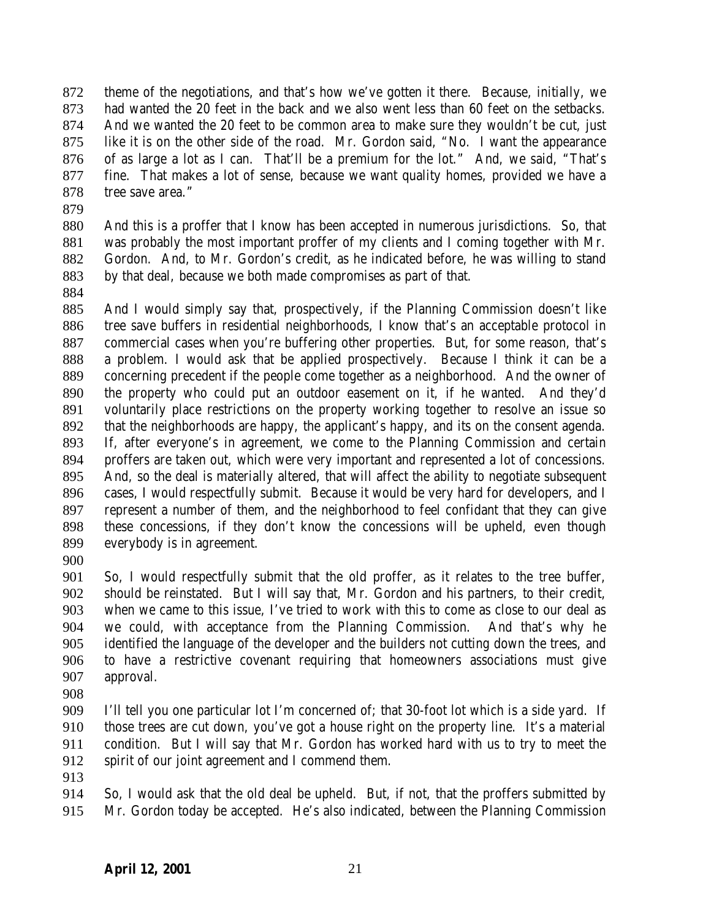872 theme of the negotiations, and that's how we've gotten it there. Because, initially, we
873 had wanted the 20 feet in the back and we also went less than 60 feet on the setbacks.
874 And we wanted the 20 feet to be common area to make sure they wouldn't be cut, just
875 like it is on the other side of the road. Mr. Gordon said, "No. I want the appearance
876 of as large a lot as I can. That'll be a premium for the lot." And, we said, "That's
877 fine. That makes a lot of sense, because we want quality homes, provided we have a
878 tree save area."
879
880 And this is a proffer that I know has been accepted in numerous jurisdictions. So, that
881 was probably the most important proffer of my clients and I coming together with Mr.
882 Gordon. And, to Mr. Gordon's credit, as he indicated before, he was willing to stand
883 by that deal, because we both made compromises as part of that.
884
885 And I would simply say that, prospectively, if the Planning Commission doesn't like
886 tree save buffers in residential neighborhoods, I know that's an acceptable protocol in
887 commercial cases when you're buffering other properties. But, for some reason, that's
888 a problem. I would ask that be applied prospectively. Because I think it can be a
889 concerning precedent if the people come together as a neighborhood. And the owner of
890 the property who could put an outdoor easement on it, if he wanted. And they'd
891 voluntarily place restrictions on the property working together to resolve an issue so
892 that the neighborhoods are happy, the applicant's happy, and its on the consent agenda.
893 If, after everyone's in agreement, we come to the Planning Commission and certain
894 proffers are taken out, which were very important and represented a lot of concessions.
895 And, so the deal is materially altered, that will affect the ability to negotiate subsequent
896 cases, I would respectfully submit. Because it would be very hard for developers, and I
897 represent a number of them, and the neighborhood to feel confidant that they can give
898 these concessions, if they don't know the concessions will be upheld, even though
899 everybody is in agreement.
900
901 So, I would respectfully submit that the old proffer, as it relates to the tree buffer,
902 should be reinstated. But I will say that, Mr. Gordon and his partners, to their credit,
903 when we came to this issue, I've tried to work with this to come as close to our deal as
904 we could, with acceptance from the Planning Commission. And that's why he
905 identified the language of the developer and the builders not cutting down the trees, and
906 to have a restrictive covenant requiring that homeowners associations must give
907 approval.
908
909 I'll tell you one particular lot I'm concerned of; that 30-foot lot which is a side yard. If
910 those trees are cut down, you've got a house right on the property line. It's a material
911 condition. But I will say that Mr. Gordon has worked hard with us to try to meet the
912 spirit of our joint agreement and I commend them.
913
914 So, I would ask that the old deal be upheld. But, if not, that the proffers submitted by
915 Mr. Gordon today be accepted. He's also indicated, between the Planning Commission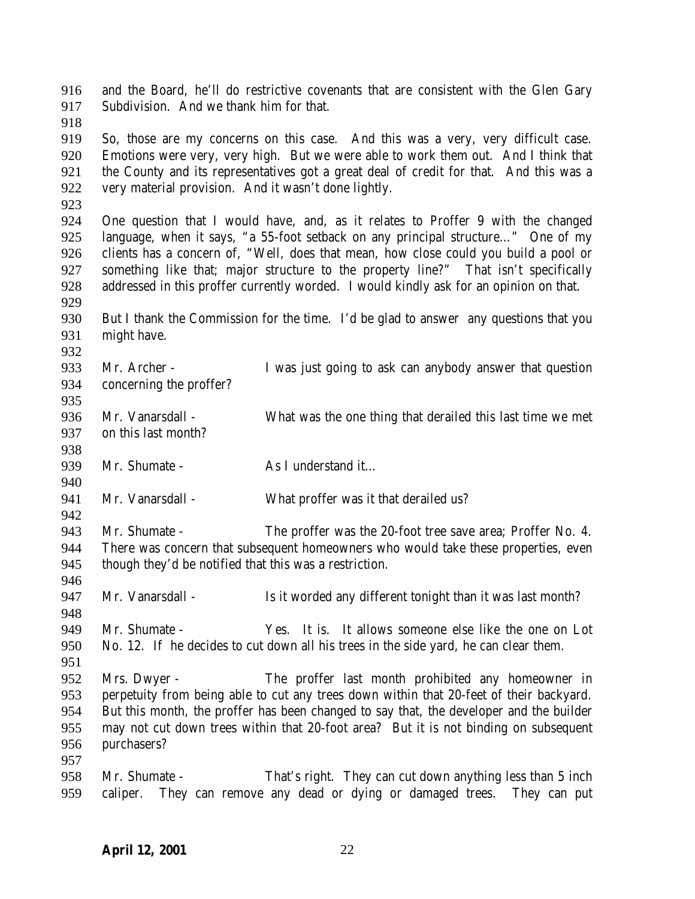and the Board, he'll do restrictive covenants that are consistent with the Glen Gary Subdivision. And we thank him for that.

So, those are my concerns on this case. And this was a very, very difficult case. Emotions were very, very high. But we were able to work them out. And I think that the County and its representatives got a great deal of credit for that. And this was a very material provision. And it wasn't done lightly.

One question that I would have, and, as it relates to Proffer 9 with the changed language, when it says, "a 55-foot setback on any principal structure…" One of my clients has a concern of, "Well, does that mean, how close could you build a pool or something like that; major structure to the property line?" That isn't specifically addressed in this proffer currently worded. I would kindly ask for an opinion on that.

But I thank the Commission for the time. I'd be glad to answer any questions that you might have.

Mr. Archer - I was just going to ask can anybody answer that question concerning the proffer?

Mr. Vanarsdall - What was the one thing that derailed this last time we met on this last month?

Mr. Shumate - As I understand it…

Mr. Vanarsdall - What proffer was it that derailed us?

Mr. Shumate - The proffer was the 20-foot tree save area; Proffer No. 4. There was concern that subsequent homeowners who would take these properties, even though they'd be notified that this was a restriction.

Mr. Vanarsdall - Is it worded any different tonight than it was last month?

Mr. Shumate - Yes. It is. It allows someone else like the one on Lot No. 12. If he decides to cut down all his trees in the side yard, he can clear them.

Mrs. Dwyer - The proffer last month prohibited any homeowner in perpetuity from being able to cut any trees down within that 20-feet of their backyard. But this month, the proffer has been changed to say that, the developer and the builder may not cut down trees within that 20-foot area? But it is not binding on subsequent purchasers?

Mr. Shumate - That's right. They can cut down anything less than 5 inch caliper. They can remove any dead or dying or damaged trees. They can put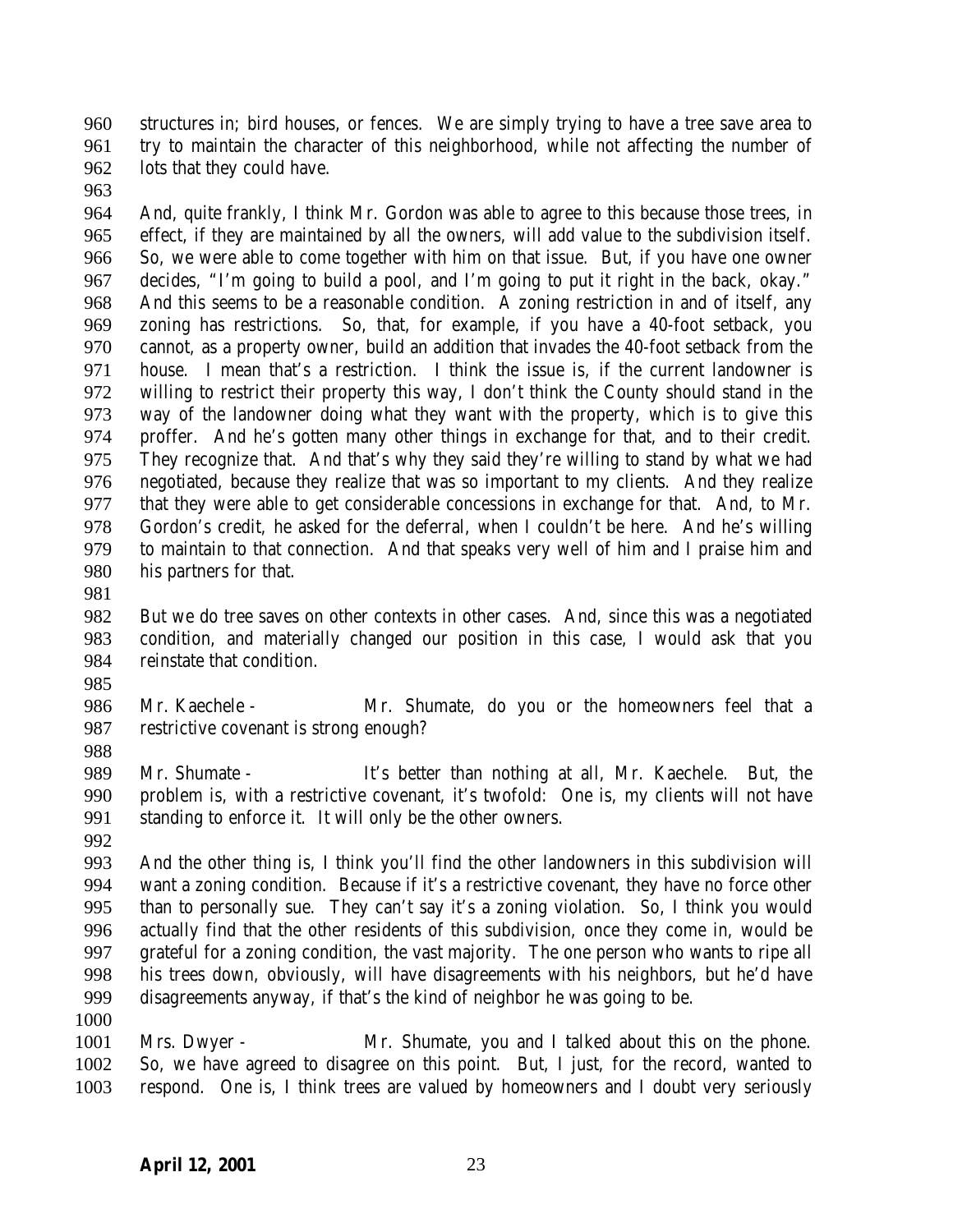structures in; bird houses, or fences. We are simply trying to have a tree save area to try to maintain the character of this neighborhood, while not affecting the number of lots that they could have.

And, quite frankly, I think Mr. Gordon was able to agree to this because those trees, in effect, if they are maintained by all the owners, will add value to the subdivision itself. So, we were able to come together with him on that issue. But, if you have one owner decides, "I'm going to build a pool, and I'm going to put it right in the back, okay." And this seems to be a reasonable condition. A zoning restriction in and of itself, any zoning has restrictions. So, that, for example, if you have a 40-foot setback, you cannot, as a property owner, build an addition that invades the 40-foot setback from the house. I mean that's a restriction. I think the issue is, if the current landowner is willing to restrict their property this way, I don't think the County should stand in the way of the landowner doing what they want with the property, which is to give this proffer. And he's gotten many other things in exchange for that, and to their credit. They recognize that. And that's why they said they're willing to stand by what we had negotiated, because they realize that was so important to my clients. And they realize that they were able to get considerable concessions in exchange for that. And, to Mr. Gordon's credit, he asked for the deferral, when I couldn't be here. And he's willing to maintain to that connection. And that speaks very well of him and I praise him and his partners for that.

But we do tree saves on other contexts in other cases. And, since this was a negotiated condition, and materially changed our position in this case, I would ask that you reinstate that condition.

Mr. Kaechele - Mr. Shumate, do you or the homeowners feel that a restrictive covenant is strong enough?

Mr. Shumate - It's better than nothing at all, Mr. Kaechele. But, the problem is, with a restrictive covenant, it's twofold: One is, my clients will not have standing to enforce it. It will only be the other owners.

And the other thing is, I think you'll find the other landowners in this subdivision will want a zoning condition. Because if it's a restrictive covenant, they have no force other than to personally sue. They can't say it's a zoning violation. So, I think you would actually find that the other residents of this subdivision, once they come in, would be grateful for a zoning condition, the vast majority. The one person who wants to ripe all his trees down, obviously, will have disagreements with his neighbors, but he'd have disagreements anyway, if that's the kind of neighbor he was going to be.

Mrs. Dwyer - Mr. Shumate, you and I talked about this on the phone. So, we have agreed to disagree on this point. But, I just, for the record, wanted to respond. One is, I think trees are valued by homeowners and I doubt very seriously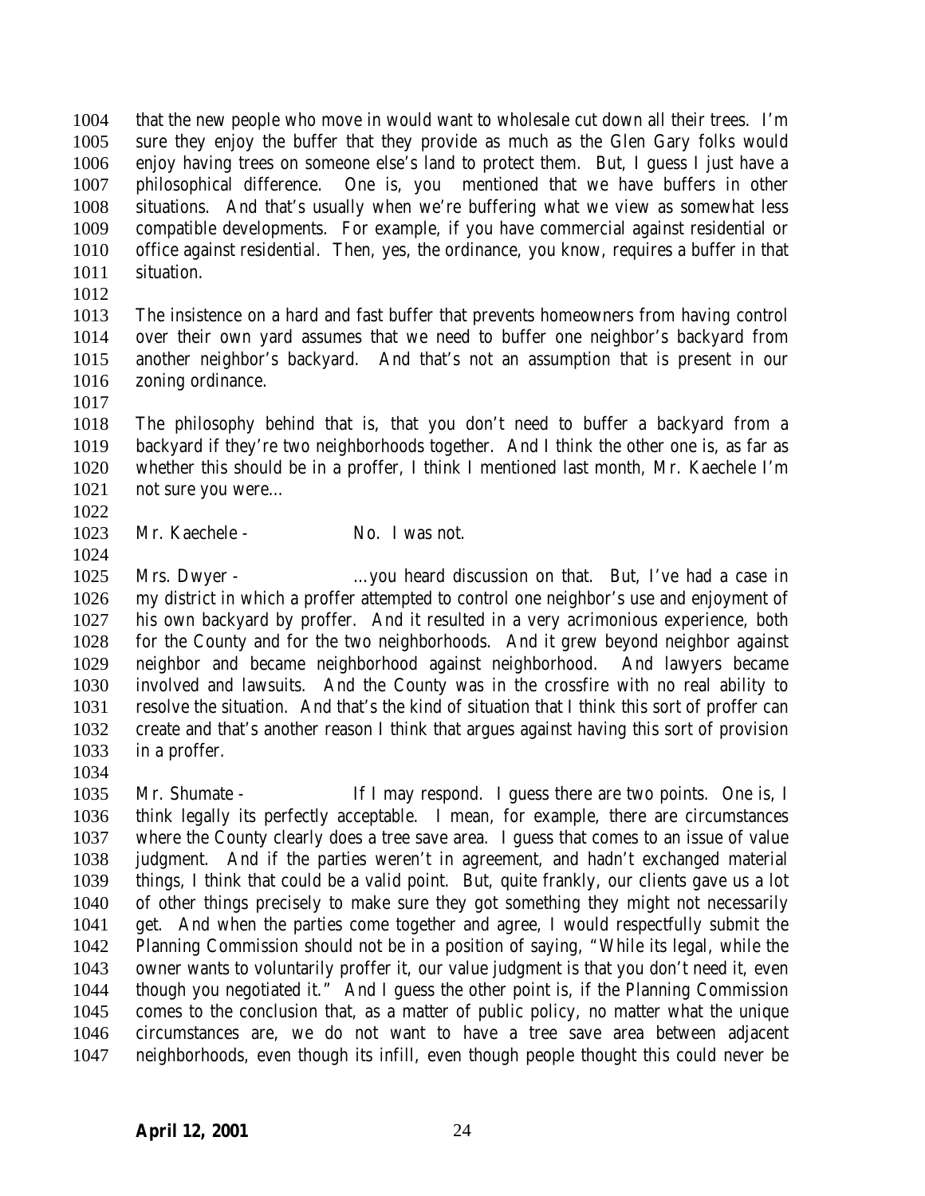that the new people who move in would want to wholesale cut down all their trees. I'm sure they enjoy the buffer that they provide as much as the Glen Gary folks would enjoy having trees on someone else's land to protect them. But, I guess I just have a philosophical difference. One is, you mentioned that we have buffers in other situations. And that's usually when we're buffering what we view as somewhat less compatible developments. For example, if you have commercial against residential or office against residential. Then, yes, the ordinance, you know, requires a buffer in that situation.

The insistence on a hard and fast buffer that prevents homeowners from having control over their own yard assumes that we need to buffer one neighbor's backyard from another neighbor's backyard. And that's not an assumption that is present in our zoning ordinance.

The philosophy behind that is, that you don't need to buffer a backyard from a backyard if they're two neighborhoods together. And I think the other one is, as far as whether this should be in a proffer, I think I mentioned last month, Mr. Kaechele I'm not sure you were…

Mr. Kaechele - No. I was not.

Mrs. Dwyer - …you heard discussion on that. But, I've had a case in my district in which a proffer attempted to control one neighbor's use and enjoyment of his own backyard by proffer. And it resulted in a very acrimonious experience, both for the County and for the two neighborhoods. And it grew beyond neighbor against neighbor and became neighborhood against neighborhood. And lawyers became involved and lawsuits. And the County was in the crossfire with no real ability to resolve the situation. And that's the kind of situation that I think this sort of proffer can create and that's another reason I think that argues against having this sort of provision in a proffer.

Mr. Shumate - If I may respond. I guess there are two points. One is, I think legally its perfectly acceptable. I mean, for example, there are circumstances where the County clearly does a tree save area. I guess that comes to an issue of value judgment. And if the parties weren't in agreement, and hadn't exchanged material things, I think that could be a valid point. But, quite frankly, our clients gave us a lot of other things precisely to make sure they got something they might not necessarily get. And when the parties come together and agree, I would respectfully submit the Planning Commission should not be in a position of saying, "While its legal, while the owner wants to voluntarily proffer it, our value judgment is that you don't need it, even though you negotiated it." And I guess the other point is, if the Planning Commission comes to the conclusion that, as a matter of public policy, no matter what the unique circumstances are, we do not want to have a tree save area between adjacent neighborhoods, even though its infill, even though people thought this could never be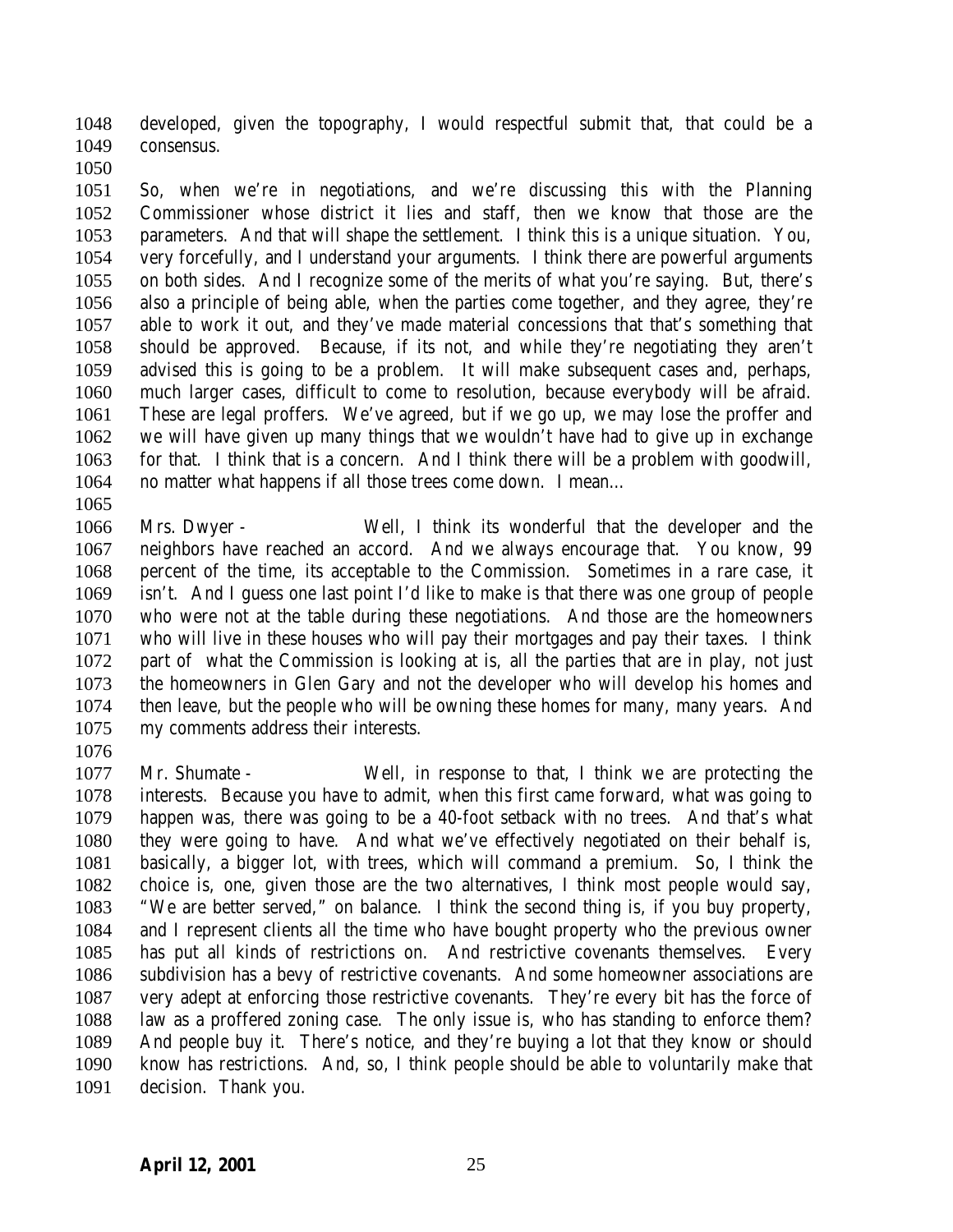developed, given the topography, I would respectful submit that, that could be a consensus.

So, when we're in negotiations, and we're discussing this with the Planning Commissioner whose district it lies and staff, then we know that those are the parameters. And that will shape the settlement. I think this is a unique situation. You, very forcefully, and I understand your arguments. I think there are powerful arguments on both sides. And I recognize some of the merits of what you're saying. But, there's also a principle of being able, when the parties come together, and they agree, they're able to work it out, and they've made material concessions that that's something that should be approved. Because, if its not, and while they're negotiating they aren't advised this is going to be a problem. It will make subsequent cases and, perhaps, much larger cases, difficult to come to resolution, because everybody will be afraid. These are legal proffers. We've agreed, but if we go up, we may lose the proffer and we will have given up many things that we wouldn't have had to give up in exchange for that. I think that is a concern. And I think there will be a problem with goodwill, no matter what happens if all those trees come down. I mean…

Mrs. Dwyer - Well, I think its wonderful that the developer and the neighbors have reached an accord. And we always encourage that. You know, 99 percent of the time, its acceptable to the Commission. Sometimes in a rare case, it isn't. And I guess one last point I'd like to make is that there was one group of people who were not at the table during these negotiations. And those are the homeowners who will live in these houses who will pay their mortgages and pay their taxes. I think part of what the Commission is looking at is, all the parties that are in play, not just the homeowners in Glen Gary and not the developer who will develop his homes and then leave, but the people who will be owning these homes for many, many years. And my comments address their interests.

Mr. Shumate - Well, in response to that, I think we are protecting the interests. Because you have to admit, when this first came forward, what was going to happen was, there was going to be a 40-foot setback with no trees. And that's what they were going to have. And what we've effectively negotiated on their behalf is, basically, a bigger lot, with trees, which will command a premium. So, I think the choice is, one, given those are the two alternatives, I think most people would say, "We are better served," on balance. I think the second thing is, if you buy property, and I represent clients all the time who have bought property who the previous owner has put all kinds of restrictions on. And restrictive covenants themselves. Every subdivision has a bevy of restrictive covenants. And some homeowner associations are very adept at enforcing those restrictive covenants. They're every bit has the force of law as a proffered zoning case. The only issue is, who has standing to enforce them? And people buy it. There's notice, and they're buying a lot that they know or should know has restrictions. And, so, I think people should be able to voluntarily make that decision. Thank you.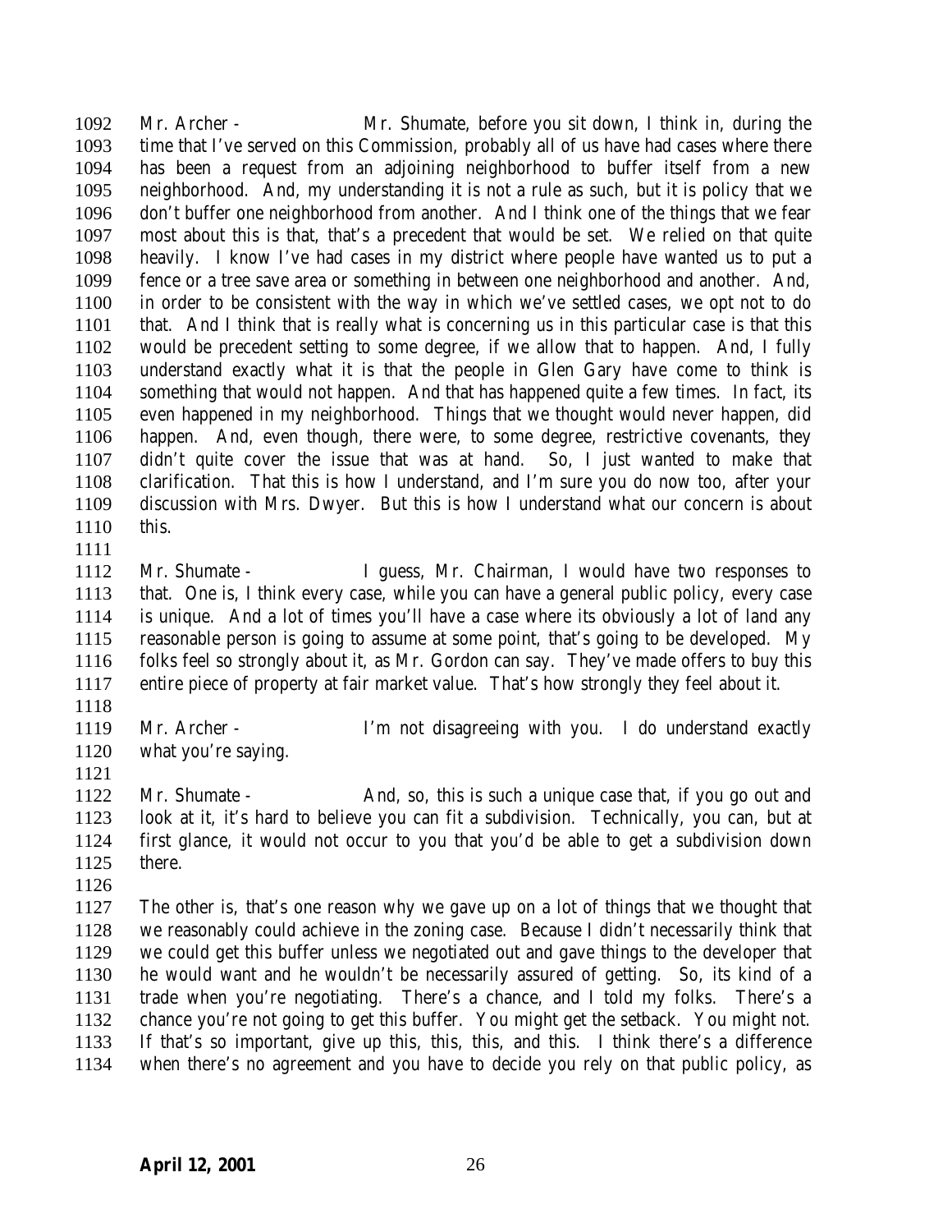1092 Mr. Archer - Mr. Shumate, before you sit down, I think in, during the
1093 time that I've served on this Commission, probably all of us have had cases where there
1094 has been a request from an adjoining neighborhood to buffer itself from a new
1095 neighborhood. And, my understanding it is not a rule as such, but it is policy that we
1096 don't buffer one neighborhood from another. And I think one of the things that we fear
1097 most about this is that, that's a precedent that would be set. We relied on that quite
1098 heavily. I know I've had cases in my district where people have wanted us to put a
1099 fence or a tree save area or something in between one neighborhood and another. And,
1100 in order to be consistent with the way in which we've settled cases, we opt not to do
1101 that. And I think that is really what is concerning us in this particular case is that this
1102 would be precedent setting to some degree, if we allow that to happen. And, I fully
1103 understand exactly what it is that the people in Glen Gary have come to think is
1104 something that would not happen. And that has happened quite a few times. In fact, its
1105 even happened in my neighborhood. Things that we thought would never happen, did
1106 happen. And, even though, there were, to some degree, restrictive covenants, they
1107 didn't quite cover the issue that was at hand. So, I just wanted to make that
1108 clarification. That this is how I understand, and I'm sure you do now too, after your
1109 discussion with Mrs. Dwyer. But this is how I understand what our concern is about
1110 this.
1111
1112 Mr. Shumate - I guess, Mr. Chairman, I would have two responses to
1113 that. One is, I think every case, while you can have a general public policy, every case
1114 is unique. And a lot of times you'll have a case where its obviously a lot of land any
1115 reasonable person is going to assume at some point, that's going to be developed. My
1116 folks feel so strongly about it, as Mr. Gordon can say. They've made offers to buy this
1117 entire piece of property at fair market value. That's how strongly they feel about it.
1118
1119 Mr. Archer - I'm not disagreeing with you. I do understand exactly
1120 what you're saying.
1121
1122 Mr. Shumate - And, so, this is such a unique case that, if you go out and
1123 look at it, it's hard to believe you can fit a subdivision. Technically, you can, but at
1124 first glance, it would not occur to you that you'd be able to get a subdivision down
1125 there.
1126
1127 The other is, that's one reason why we gave up on a lot of things that we thought that
1128 we reasonably could achieve in the zoning case. Because I didn't necessarily think that
1129 we could get this buffer unless we negotiated out and gave things to the developer that
1130 he would want and he wouldn't be necessarily assured of getting. So, its kind of a
1131 trade when you're negotiating. There's a chance, and I told my folks. There's a
1132 chance you're not going to get this buffer. You might get the setback. You might not.
1133 If that's so important, give up this, this, this, and this. I think there's a difference
1134 when there's no agreement and you have to decide you rely on that public policy, as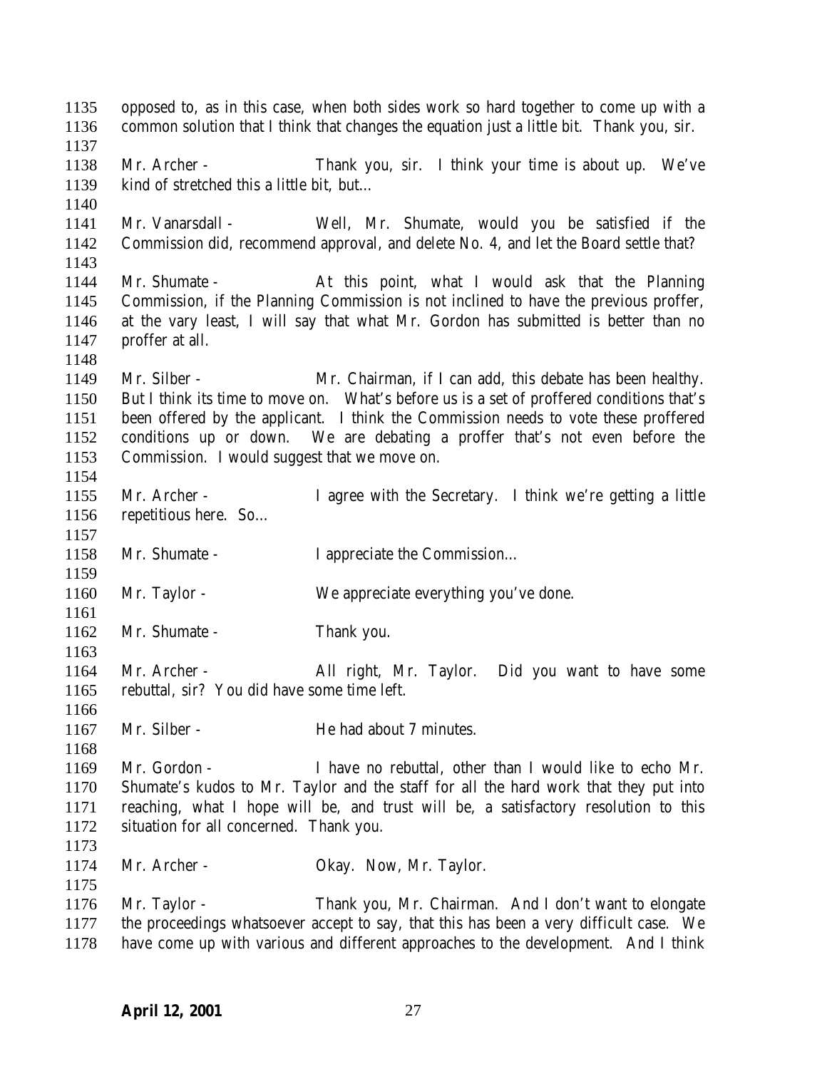1135 opposed to, as in this case, when both sides work so hard together to come up with a
1136 common solution that I think that changes the equation just a little bit. Thank you, sir.
1137
1138 Mr. Archer - Thank you, sir. I think your time is about up. We've
1139 kind of stretched this a little bit, but…
1140
1141 Mr. Vanarsdall - Well, Mr. Shumate, would you be satisfied if the
1142 Commission did, recommend approval, and delete No. 4, and let the Board settle that?
1143
1144 Mr. Shumate - At this point, what I would ask that the Planning
1145 Commission, if the Planning Commission is not inclined to have the previous proffer,
1146 at the vary least, I will say that what Mr. Gordon has submitted is better than no
1147 proffer at all.
1148
1149 Mr. Silber - Mr. Chairman, if I can add, this debate has been healthy.
1150 But I think its time to move on. What's before us is a set of proffered conditions that's
1151 been offered by the applicant. I think the Commission needs to vote these proffered
1152 conditions up or down. We are debating a proffer that's not even before the
1153 Commission. I would suggest that we move on.
1154
1155 Mr. Archer - I agree with the Secretary. I think we're getting a little
1156 repetitious here. So…
1157
1158 Mr. Shumate - I appreciate the Commission…
1159
1160 Mr. Taylor - We appreciate everything you've done.
1161
1162 Mr. Shumate - Thank you.
1163
1164 Mr. Archer - All right, Mr. Taylor. Did you want to have some
1165 rebuttal, sir? You did have some time left.
1166
1167 Mr. Silber - He had about 7 minutes.
1168
1169 Mr. Gordon - I have no rebuttal, other than I would like to echo Mr.
1170 Shumate's kudos to Mr. Taylor and the staff for all the hard work that they put into
1171 reaching, what I hope will be, and trust will be, a satisfactory resolution to this
1172 situation for all concerned. Thank you.
1173
1174 Mr. Archer - Okay. Now, Mr. Taylor.
1175
1176 Mr. Taylor - Thank you, Mr. Chairman. And I don't want to elongate
1177 the proceedings whatsoever accept to say, that this has been a very difficult case. We
1178 have come up with various and different approaches to the development. And I think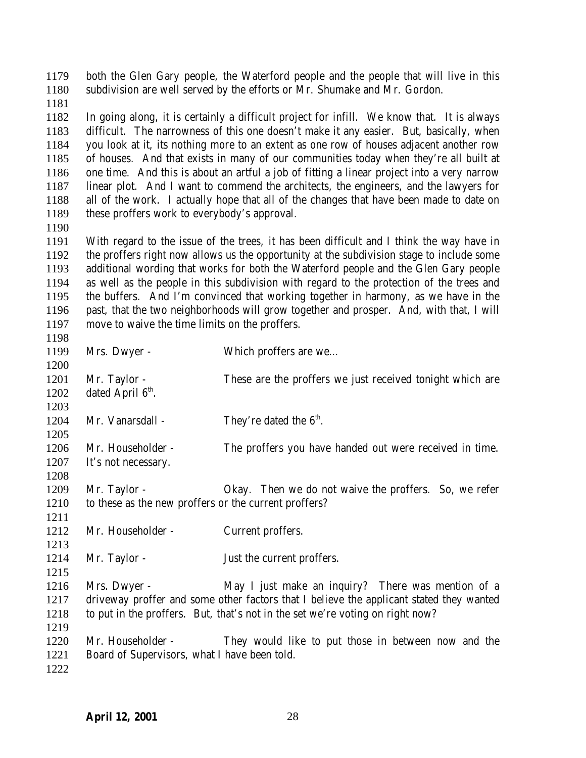both the Glen Gary people, the Waterford people and the people that will live in this subdivision are well served by the efforts or Mr. Shumake and Mr. Gordon.

In going along, it is certainly a difficult project for infill. We know that. It is always difficult. The narrowness of this one doesn't make it any easier. But, basically, when you look at it, its nothing more to an extent as one row of houses adjacent another row of houses. And that exists in many of our communities today when they're all built at one time. And this is about an artful a job of fitting a linear project into a very narrow linear plot. And I want to commend the architects, the engineers, and the lawyers for all of the work. I actually hope that all of the changes that have been made to date on these proffers work to everybody's approval.

With regard to the issue of the trees, it has been difficult and I think the way have in the proffers right now allows us the opportunity at the subdivision stage to include some additional wording that works for both the Waterford people and the Glen Gary people as well as the people in this subdivision with regard to the protection of the trees and the buffers. And I'm convinced that working together in harmony, as we have in the past, that the two neighborhoods will grow together and prosper. And, with that, I will move to waive the time limits on the proffers.

Mrs. Dwyer - Which proffers are we…

Mr. Taylor - These are the proffers we just received tonight which are dated April 6th.

Mr. Vanarsdall - They're dated the 6th.

Mr. Householder - The proffers you have handed out were received in time. It's not necessary.

Mr. Taylor - Okay. Then we do not waive the proffers. So, we refer to these as the new proffers or the current proffers?

Mr. Householder - Current proffers.

Mr. Taylor - Just the current proffers.

Mrs. Dwyer - May I just make an inquiry? There was mention of a driveway proffer and some other factors that I believe the applicant stated they wanted to put in the proffers. But, that's not in the set we're voting on right now?

Mr. Householder - They would like to put those in between now and the Board of Supervisors, what I have been told.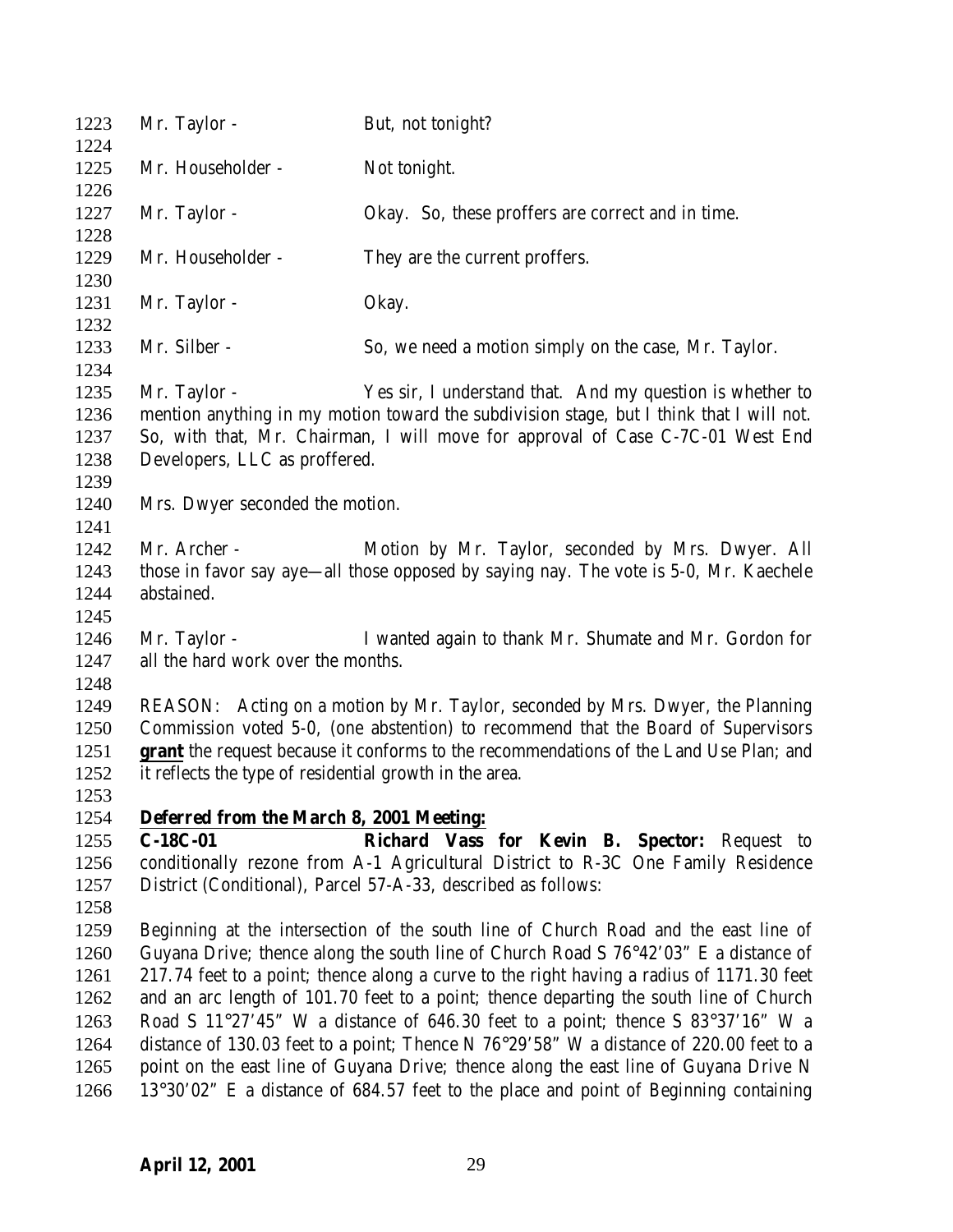Mr. Taylor - But, not tonight?

Mr. Householder - Not tonight.

Mr. Taylor - Okay. So, these proffers are correct and in time.

Mr. Householder - They are the current proffers.

Mr. Taylor - Okay.

Mr. Silber - So, we need a motion simply on the case, Mr. Taylor.

Mr. Taylor - Yes sir, I understand that. And my question is whether to mention anything in my motion toward the subdivision stage, but I think that I will not. So, with that, Mr. Chairman, I will move for approval of Case C-7C-01 West End Developers, LLC as proffered.

Mrs. Dwyer seconded the motion.

Mr. Archer - Motion by Mr. Taylor, seconded by Mrs. Dwyer. All those in favor say aye—all those opposed by saying nay. The vote is 5-0, Mr. Kaechele abstained.

Mr. Taylor - I wanted again to thank Mr. Shumate and Mr. Gordon for all the hard work over the months.

REASON: Acting on a motion by Mr. Taylor, seconded by Mrs. Dwyer, the Planning Commission voted 5-0, (one abstention) to recommend that the Board of Supervisors **grant** the request because it conforms to the recommendations of the Land Use Plan; and it reflects the type of residential growth in the area.

**Deferred from the March 8, 2001 Meeting:**

**C-18C-01 Richard Vass for Kevin B. Spector:** Request to conditionally rezone from A-1 Agricultural District to R-3C One Family Residence District (Conditional), Parcel 57-A-33, described as follows:

Beginning at the intersection of the south line of Church Road and the east line of Guyana Drive; thence along the south line of Church Road S 76°42'03" E a distance of 217.74 feet to a point; thence along a curve to the right having a radius of 1171.30 feet and an arc length of 101.70 feet to a point; thence departing the south line of Church Road S 11°27'45" W a distance of 646.30 feet to a point; thence S 83°37'16" W a distance of 130.03 feet to a point; Thence N 76°29'58" W a distance of 220.00 feet to a point on the east line of Guyana Drive; thence along the east line of Guyana Drive N 13°30'02" E a distance of 684.57 feet to the place and point of Beginning containing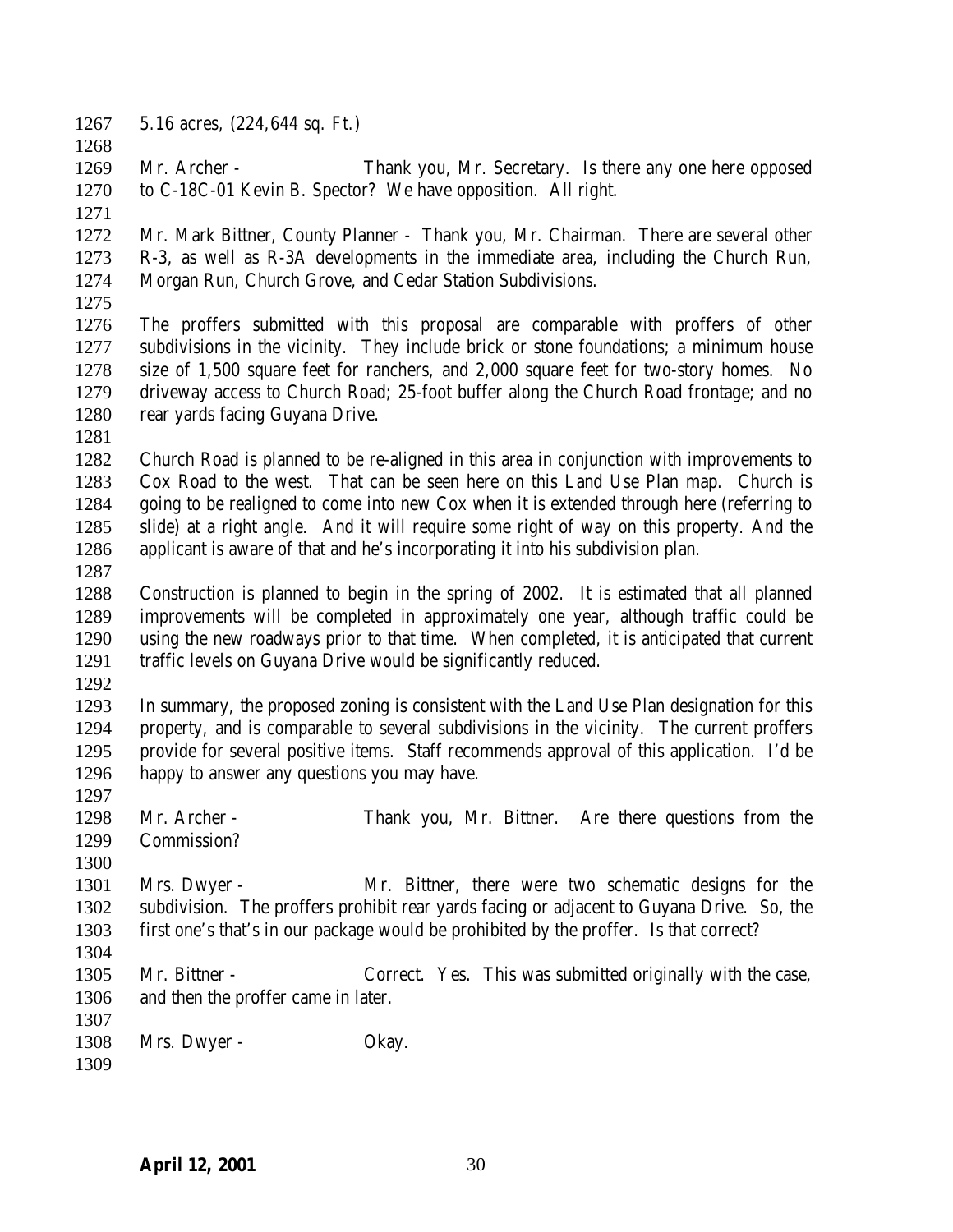5.16 acres, (224,644 sq. Ft.)

Mr. Archer - Thank you, Mr. Secretary. Is there any one here opposed to C-18C-01 Kevin B. Spector? We have opposition. All right.

Mr. Mark Bittner, County Planner - Thank you, Mr. Chairman. There are several other R-3, as well as R-3A developments in the immediate area, including the Church Run, Morgan Run, Church Grove, and Cedar Station Subdivisions.

The proffers submitted with this proposal are comparable with proffers of other subdivisions in the vicinity. They include brick or stone foundations; a minimum house size of 1,500 square feet for ranchers, and 2,000 square feet for two-story homes. No driveway access to Church Road; 25-foot buffer along the Church Road frontage; and no rear yards facing Guyana Drive.

Church Road is planned to be re-aligned in this area in conjunction with improvements to Cox Road to the west. That can be seen here on this Land Use Plan map. Church is going to be realigned to come into new Cox when it is extended through here (referring to slide) at a right angle. And it will require some right of way on this property. And the applicant is aware of that and he's incorporating it into his subdivision plan.

Construction is planned to begin in the spring of 2002. It is estimated that all planned improvements will be completed in approximately one year, although traffic could be using the new roadways prior to that time. When completed, it is anticipated that current traffic levels on Guyana Drive would be significantly reduced.

In summary, the proposed zoning is consistent with the Land Use Plan designation for this property, and is comparable to several subdivisions in the vicinity. The current proffers provide for several positive items. Staff recommends approval of this application. I'd be happy to answer any questions you may have.

Mr. Archer - Thank you, Mr. Bittner. Are there questions from the Commission?

Mrs. Dwyer - Mr. Bittner, there were two schematic designs for the subdivision. The proffers prohibit rear yards facing or adjacent to Guyana Drive. So, the first one's that's in our package would be prohibited by the proffer. Is that correct?

Mr. Bittner - Correct. Yes. This was submitted originally with the case, and then the proffer came in later.

Mrs. Dwyer - Okay.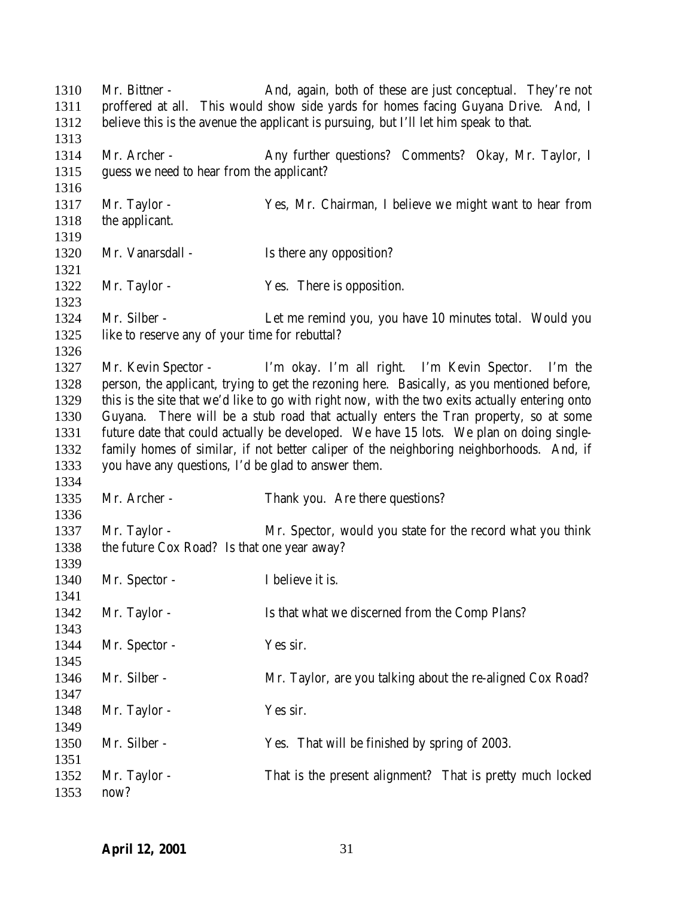Mr. Bittner - And, again, both of these are just conceptual. They're not proffered at all. This would show side yards for homes facing Guyana Drive. And, I believe this is the avenue the applicant is pursuing, but I'll let him speak to that.

Mr. Archer - Any further questions? Comments? Okay, Mr. Taylor, I guess we need to hear from the applicant?

Mr. Taylor - Yes, Mr. Chairman, I believe we might want to hear from the applicant.

Mr. Vanarsdall - Is there any opposition?

Mr. Taylor - Yes. There is opposition.

Mr. Silber - Let me remind you, you have 10 minutes total. Would you like to reserve any of your time for rebuttal?

Mr. Kevin Spector - I'm okay. I'm all right. I'm Kevin Spector. I'm the person, the applicant, trying to get the rezoning here. Basically, as you mentioned before, this is the site that we'd like to go with right now, with the two exits actually entering onto Guyana. There will be a stub road that actually enters the Tran property, so at some future date that could actually be developed. We have 15 lots. We plan on doing single-family homes of similar, if not better caliper of the neighboring neighborhoods. And, if you have any questions, I'd be glad to answer them.

Mr. Archer - Thank you. Are there questions?

Mr. Taylor - Mr. Spector, would you state for the record what you think the future Cox Road? Is that one year away?

Mr. Spector - I believe it is.

Mr. Taylor - Is that what we discerned from the Comp Plans?

Mr. Spector - Yes sir.

Mr. Silber - Mr. Taylor, are you talking about the re-aligned Cox Road?

Mr. Taylor - Yes sir.

Mr. Silber - Yes. That will be finished by spring of 2003.

Mr. Taylor - That is the present alignment? That is pretty much locked now?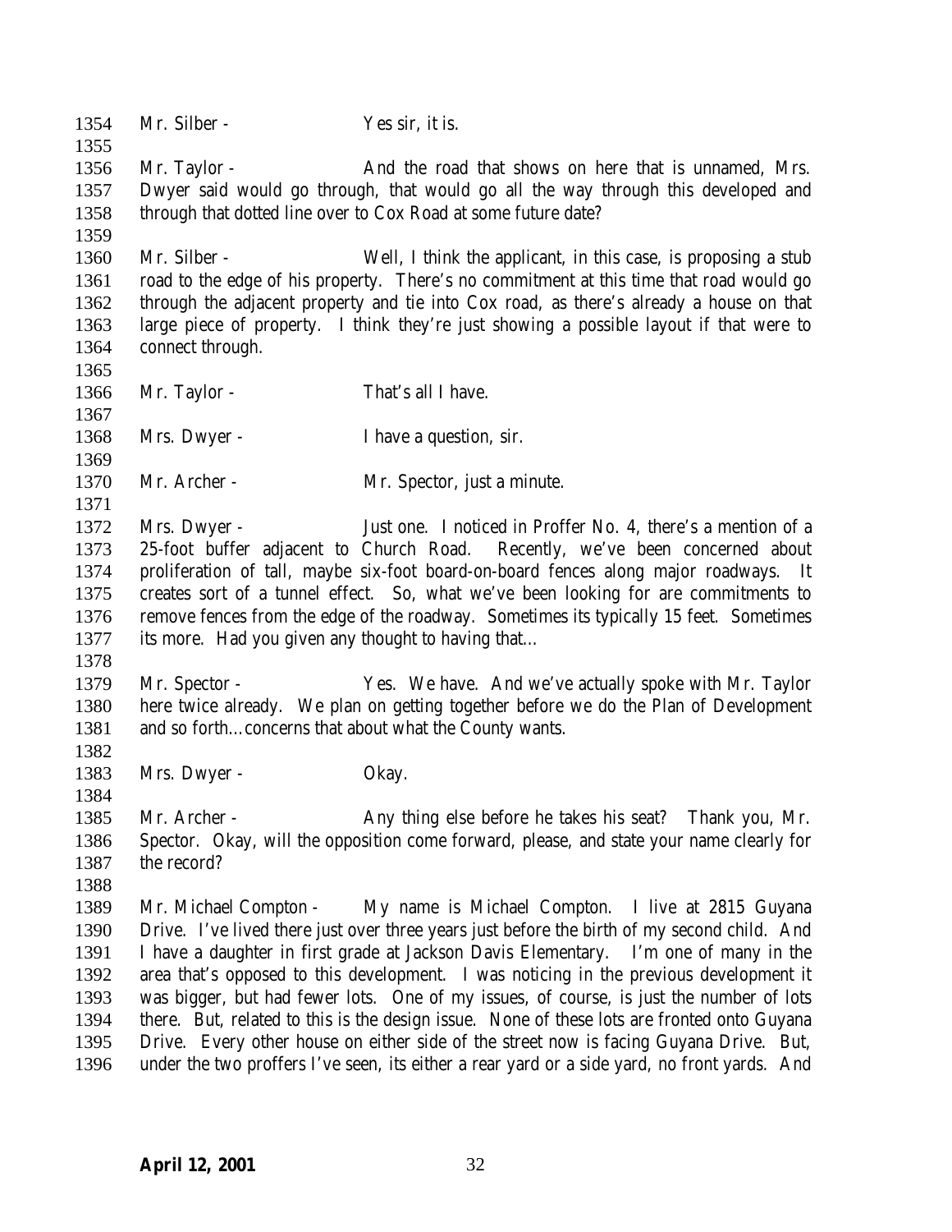Mr. Silber - Yes sir, it is.

Mr. Taylor - And the road that shows on here that is unnamed, Mrs. Dwyer said would go through, that would go all the way through this developed and through that dotted line over to Cox Road at some future date?

Mr. Silber - Well, I think the applicant, in this case, is proposing a stub road to the edge of his property. There's no commitment at this time that road would go through the adjacent property and tie into Cox road, as there's already a house on that large piece of property. I think they're just showing a possible layout if that were to connect through.

Mr. Taylor - That's all I have.

Mrs. Dwyer - I have a question, sir.

Mr. Archer - Mr. Spector, just a minute.

Mrs. Dwyer - Just one. I noticed in Proffer No. 4, there's a mention of a 25-foot buffer adjacent to Church Road. Recently, we've been concerned about proliferation of tall, maybe six-foot board-on-board fences along major roadways. It creates sort of a tunnel effect. So, what we've been looking for are commitments to remove fences from the edge of the roadway. Sometimes its typically 15 feet. Sometimes its more. Had you given any thought to having that…

Mr. Spector - Yes. We have. And we've actually spoke with Mr. Taylor here twice already. We plan on getting together before we do the Plan of Development and so forth…concerns that about what the County wants.

Mrs. Dwyer - Okay.

Mr. Archer - Any thing else before he takes his seat? Thank you, Mr. Spector. Okay, will the opposition come forward, please, and state your name clearly for the record?

Mr. Michael Compton - My name is Michael Compton. I live at 2815 Guyana Drive. I've lived there just over three years just before the birth of my second child. And I have a daughter in first grade at Jackson Davis Elementary. I'm one of many in the area that's opposed to this development. I was noticing in the previous development it was bigger, but had fewer lots. One of my issues, of course, is just the number of lots there. But, related to this is the design issue. None of these lots are fronted onto Guyana Drive. Every other house on either side of the street now is facing Guyana Drive. But, under the two proffers I've seen, its either a rear yard or a side yard, no front yards. And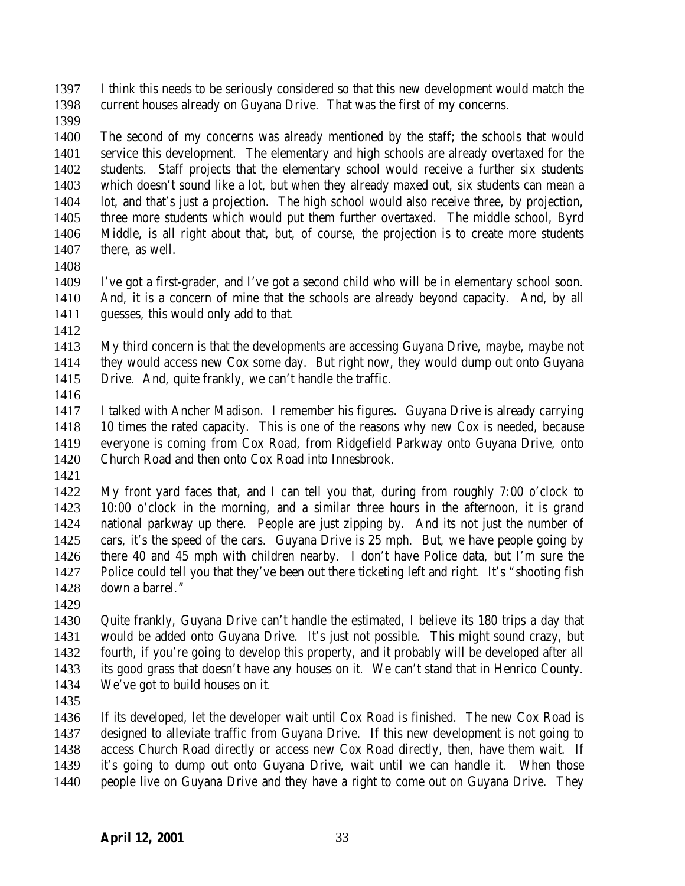I think this needs to be seriously considered so that this new development would match the current houses already on Guyana Drive. That was the first of my concerns.

The second of my concerns was already mentioned by the staff; the schools that would service this development. The elementary and high schools are already overtaxed for the students. Staff projects that the elementary school would receive a further six students which doesn't sound like a lot, but when they already maxed out, six students can mean a lot, and that's just a projection. The high school would also receive three, by projection, three more students which would put them further overtaxed. The middle school, Byrd Middle, is all right about that, but, of course, the projection is to create more students there, as well.

I've got a first-grader, and I've got a second child who will be in elementary school soon. And, it is a concern of mine that the schools are already beyond capacity. And, by all guesses, this would only add to that.

My third concern is that the developments are accessing Guyana Drive, maybe, maybe not they would access new Cox some day. But right now, they would dump out onto Guyana Drive. And, quite frankly, we can't handle the traffic.

I talked with Ancher Madison. I remember his figures. Guyana Drive is already carrying 10 times the rated capacity. This is one of the reasons why new Cox is needed, because everyone is coming from Cox Road, from Ridgefield Parkway onto Guyana Drive, onto Church Road and then onto Cox Road into Innesbrook.

My front yard faces that, and I can tell you that, during from roughly 7:00 o'clock to 10:00 o'clock in the morning, and a similar three hours in the afternoon, it is grand national parkway up there. People are just zipping by. And its not just the number of cars, it's the speed of the cars. Guyana Drive is 25 mph. But, we have people going by there 40 and 45 mph with children nearby. I don't have Police data, but I'm sure the Police could tell you that they've been out there ticketing left and right. It's "shooting fish down a barrel."

Quite frankly, Guyana Drive can't handle the estimated, I believe its 180 trips a day that would be added onto Guyana Drive. It's just not possible. This might sound crazy, but fourth, if you're going to develop this property, and it probably will be developed after all its good grass that doesn't have any houses on it. We can't stand that in Henrico County. We've got to build houses on it.

If its developed, let the developer wait until Cox Road is finished. The new Cox Road is designed to alleviate traffic from Guyana Drive. If this new development is not going to access Church Road directly or access new Cox Road directly, then, have them wait. If it's going to dump out onto Guyana Drive, wait until we can handle it. When those people live on Guyana Drive and they have a right to come out on Guyana Drive. They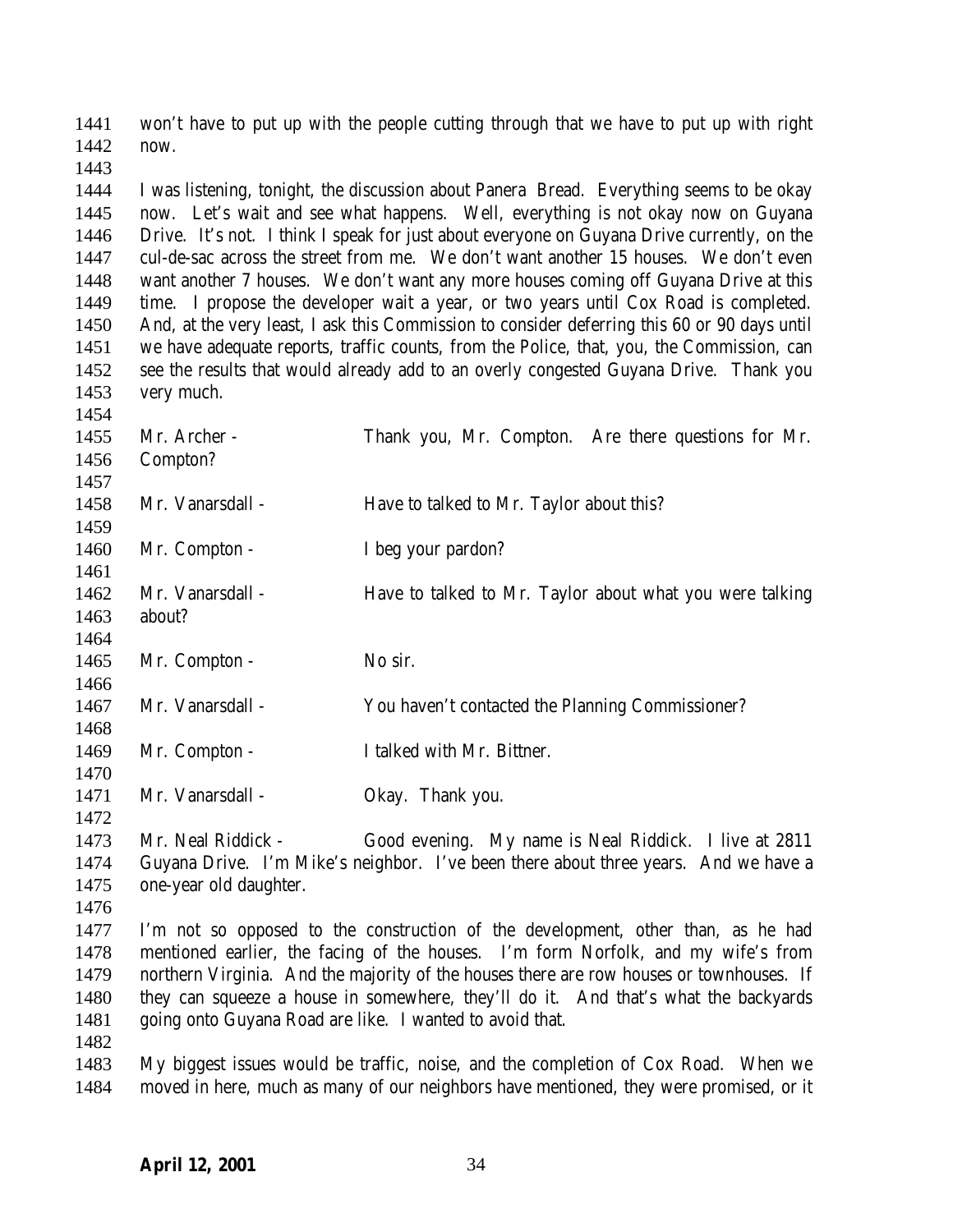won't have to put up with the people cutting through that we have to put up with right now.

I was listening, tonight, the discussion about Panera Bread. Everything seems to be okay now. Let's wait and see what happens. Well, everything is not okay now on Guyana Drive. It's not. I think I speak for just about everyone on Guyana Drive currently, on the cul-de-sac across the street from me. We don't want another 15 houses. We don't even want another 7 houses. We don't want any more houses coming off Guyana Drive at this time. I propose the developer wait a year, or two years until Cox Road is completed. And, at the very least, I ask this Commission to consider deferring this 60 or 90 days until we have adequate reports, traffic counts, from the Police, that, you, the Commission, can see the results that would already add to an overly congested Guyana Drive. Thank you very much.

Mr. Archer - Thank you, Mr. Compton. Are there questions for Mr. Compton?

Mr. Vanarsdall - Have to talked to Mr. Taylor about this?

Mr. Compton - I beg your pardon?

Mr. Vanarsdall - Have to talked to Mr. Taylor about what you were talking about?

Mr. Compton - No sir.

Mr. Vanarsdall - You haven't contacted the Planning Commissioner?

Mr. Compton - I talked with Mr. Bittner.

Mr. Vanarsdall - Okay. Thank you.

Mr. Neal Riddick - Good evening. My name is Neal Riddick. I live at 2811 Guyana Drive. I'm Mike's neighbor. I've been there about three years. And we have a one-year old daughter.

I'm not so opposed to the construction of the development, other than, as he had mentioned earlier, the facing of the houses. I'm form Norfolk, and my wife's from northern Virginia. And the majority of the houses there are row houses or townhouses. If they can squeeze a house in somewhere, they'll do it. And that's what the backyards going onto Guyana Road are like. I wanted to avoid that.

My biggest issues would be traffic, noise, and the completion of Cox Road. When we moved in here, much as many of our neighbors have mentioned, they were promised, or it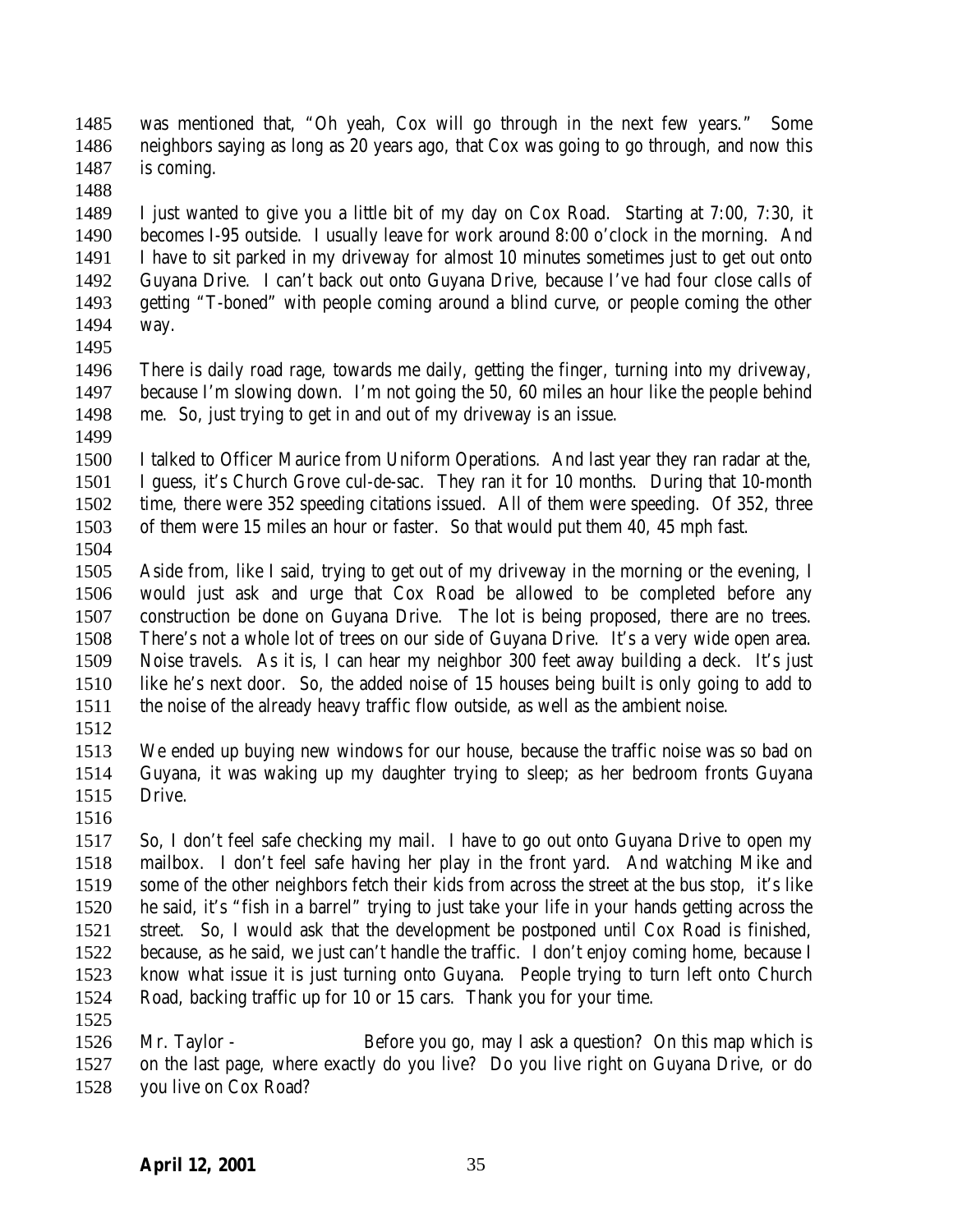was mentioned that, "Oh yeah, Cox will go through in the next few years." Some neighbors saying as long as 20 years ago, that Cox was going to go through, and now this is coming.

I just wanted to give you a little bit of my day on Cox Road. Starting at 7:00, 7:30, it becomes I-95 outside. I usually leave for work around 8:00 o'clock in the morning. And I have to sit parked in my driveway for almost 10 minutes sometimes just to get out onto Guyana Drive. I can't back out onto Guyana Drive, because I've had four close calls of getting "T-boned" with people coming around a blind curve, or people coming the other way.

There is daily road rage, towards me daily, getting the finger, turning into my driveway, because I'm slowing down. I'm not going the 50, 60 miles an hour like the people behind me. So, just trying to get in and out of my driveway is an issue.

I talked to Officer Maurice from Uniform Operations. And last year they ran radar at the, I guess, it's Church Grove cul-de-sac. They ran it for 10 months. During that 10-month time, there were 352 speeding citations issued. All of them were speeding. Of 352, three of them were 15 miles an hour or faster. So that would put them 40, 45 mph fast.

Aside from, like I said, trying to get out of my driveway in the morning or the evening, I would just ask and urge that Cox Road be allowed to be completed before any construction be done on Guyana Drive. The lot is being proposed, there are no trees. There's not a whole lot of trees on our side of Guyana Drive. It's a very wide open area. Noise travels. As it is, I can hear my neighbor 300 feet away building a deck. It's just like he's next door. So, the added noise of 15 houses being built is only going to add to the noise of the already heavy traffic flow outside, as well as the ambient noise.

We ended up buying new windows for our house, because the traffic noise was so bad on Guyana, it was waking up my daughter trying to sleep; as her bedroom fronts Guyana Drive.

So, I don't feel safe checking my mail. I have to go out onto Guyana Drive to open my mailbox. I don't feel safe having her play in the front yard. And watching Mike and some of the other neighbors fetch their kids from across the street at the bus stop, it's like he said, it's "fish in a barrel" trying to just take your life in your hands getting across the street. So, I would ask that the development be postponed until Cox Road is finished, because, as he said, we just can't handle the traffic. I don't enjoy coming home, because I know what issue it is just turning onto Guyana. People trying to turn left onto Church Road, backing traffic up for 10 or 15 cars. Thank you for your time.

Mr. Taylor - Before you go, may I ask a question? On this map which is on the last page, where exactly do you live? Do you live right on Guyana Drive, or do you live on Cox Road?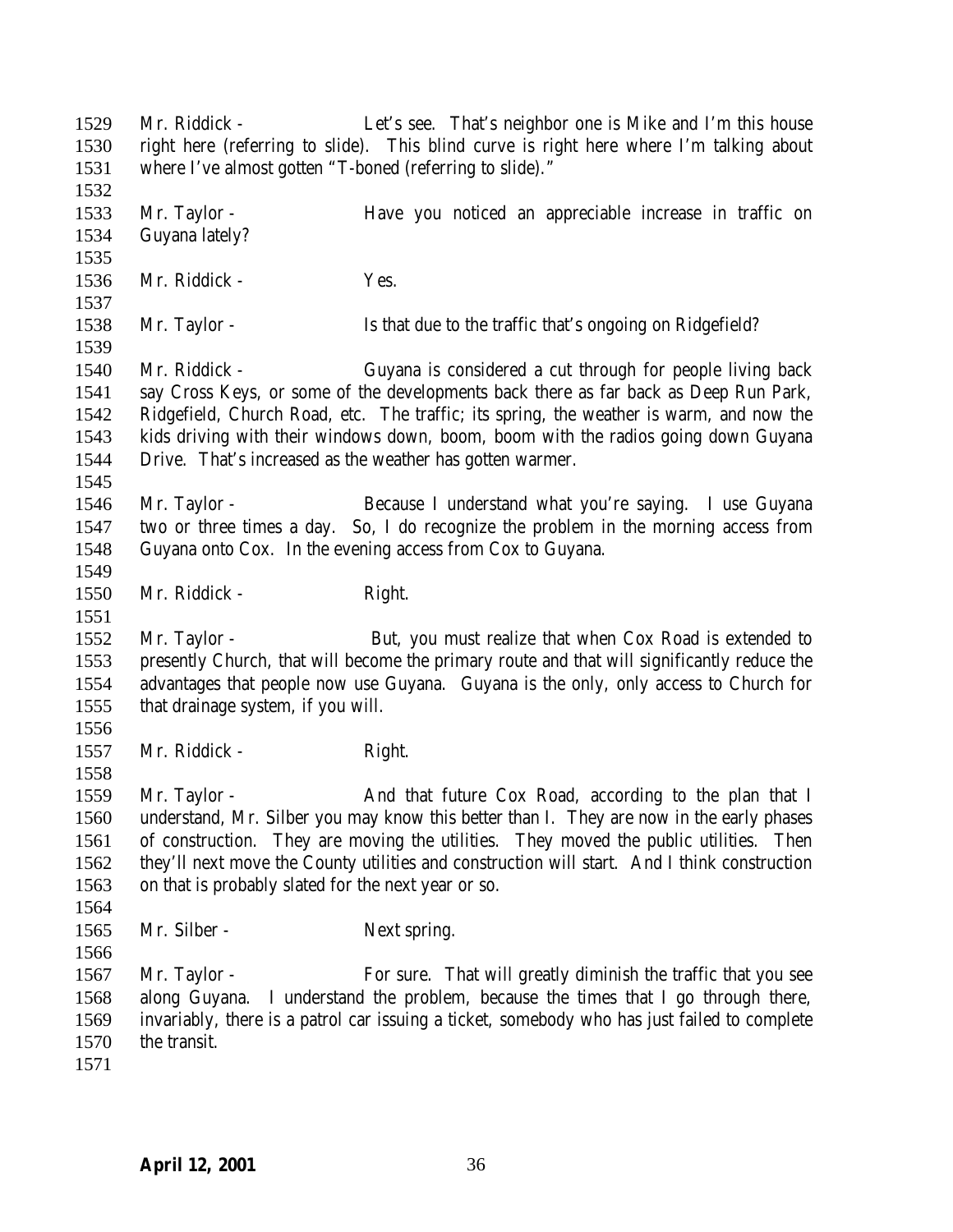Mr. Riddick - Let's see. That's neighbor one is Mike and I'm this house right here (referring to slide). This blind curve is right here where I'm talking about where I've almost gotten "T-boned (referring to slide)."

Mr. Taylor - Have you noticed an appreciable increase in traffic on Guyana lately?

Mr. Riddick - Yes.

Mr. Taylor - Is that due to the traffic that's ongoing on Ridgefield?

Mr. Riddick - Guyana is considered a cut through for people living back say Cross Keys, or some of the developments back there as far back as Deep Run Park, Ridgefield, Church Road, etc. The traffic; its spring, the weather is warm, and now the kids driving with their windows down, boom, boom with the radios going down Guyana Drive. That's increased as the weather has gotten warmer.

Mr. Taylor - Because I understand what you're saying. I use Guyana two or three times a day. So, I do recognize the problem in the morning access from Guyana onto Cox. In the evening access from Cox to Guyana.

Mr. Riddick - Right.

Mr. Taylor - But, you must realize that when Cox Road is extended to presently Church, that will become the primary route and that will significantly reduce the advantages that people now use Guyana. Guyana is the only, only access to Church for that drainage system, if you will.

Mr. Riddick - Right.

Mr. Taylor - And that future Cox Road, according to the plan that I understand, Mr. Silber you may know this better than I. They are now in the early phases of construction. They are moving the utilities. They moved the public utilities. Then they'll next move the County utilities and construction will start. And I think construction on that is probably slated for the next year or so.

Mr. Silber - Next spring.

Mr. Taylor - For sure. That will greatly diminish the traffic that you see along Guyana. I understand the problem, because the times that I go through there, invariably, there is a patrol car issuing a ticket, somebody who has just failed to complete the transit.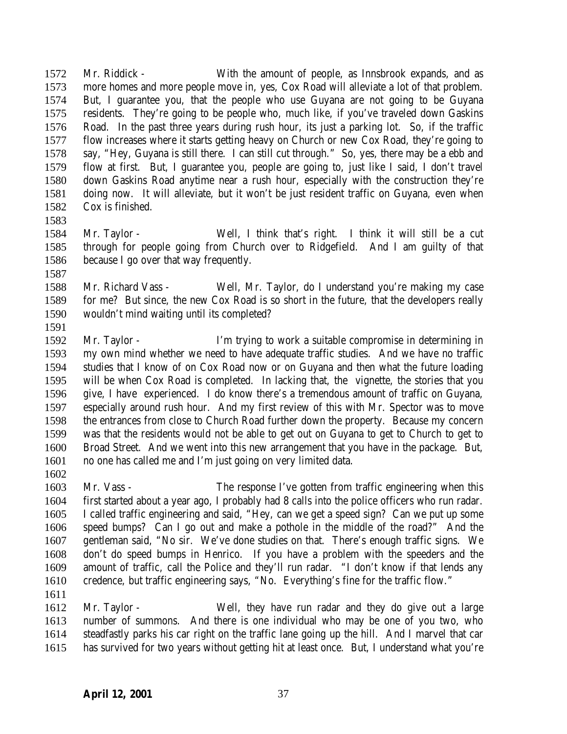1572 Mr. Riddick - With the amount of people, as Innsbrook expands, and as
1573 more homes and more people move in, yes, Cox Road will alleviate a lot of that problem.
1574 But, I guarantee you, that the people who use Guyana are not going to be Guyana
1575 residents. They're going to be people who, much like, if you've traveled down Gaskins
1576 Road. In the past three years during rush hour, its just a parking lot. So, if the traffic
1577 flow increases where it starts getting heavy on Church or new Cox Road, they're going to
1578 say, "Hey, Guyana is still there. I can still cut through." So, yes, there may be a ebb and
1579 flow at first. But, I guarantee you, people are going to, just like I said, I don't travel
1580 down Gaskins Road anytime near a rush hour, especially with the construction they're
1581 doing now. It will alleviate, but it won't be just resident traffic on Guyana, even when
1582 Cox is finished.
1583
1584 Mr. Taylor - Well, I think that's right. I think it will still be a cut
1585 through for people going from Church over to Ridgefield. And I am guilty of that
1586 because I go over that way frequently.
1587
1588 Mr. Richard Vass - Well, Mr. Taylor, do I understand you're making my case
1589 for me? But since, the new Cox Road is so short in the future, that the developers really
1590 wouldn't mind waiting until its completed?
1591
1592 Mr. Taylor - I'm trying to work a suitable compromise in determining in
1593 my own mind whether we need to have adequate traffic studies. And we have no traffic
1594 studies that I know of on Cox Road now or on Guyana and then what the future loading
1595 will be when Cox Road is completed. In lacking that, the vignette, the stories that you
1596 give, I have experienced. I do know there's a tremendous amount of traffic on Guyana,
1597 especially around rush hour. And my first review of this with Mr. Spector was to move
1598 the entrances from close to Church Road further down the property. Because my concern
1599 was that the residents would not be able to get out on Guyana to get to Church to get to
1600 Broad Street. And we went into this new arrangement that you have in the package. But,
1601 no one has called me and I'm just going on very limited data.
1602
1603 Mr. Vass - The response I've gotten from traffic engineering when this
1604 first started about a year ago, I probably had 8 calls into the police officers who run radar.
1605 I called traffic engineering and said, "Hey, can we get a speed sign? Can we put up some
1606 speed bumps? Can I go out and make a pothole in the middle of the road?" And the
1607 gentleman said, "No sir. We've done studies on that. There's enough traffic signs. We
1608 don't do speed bumps in Henrico. If you have a problem with the speeders and the
1609 amount of traffic, call the Police and they'll run radar. "I don't know if that lends any
1610 credence, but traffic engineering says, "No. Everything's fine for the traffic flow."
1611
1612 Mr. Taylor - Well, they have run radar and they do give out a large
1613 number of summons. And there is one individual who may be one of you two, who
1614 steadfastly parks his car right on the traffic lane going up the hill. And I marvel that car
1615 has survived for two years without getting hit at least once. But, I understand what you're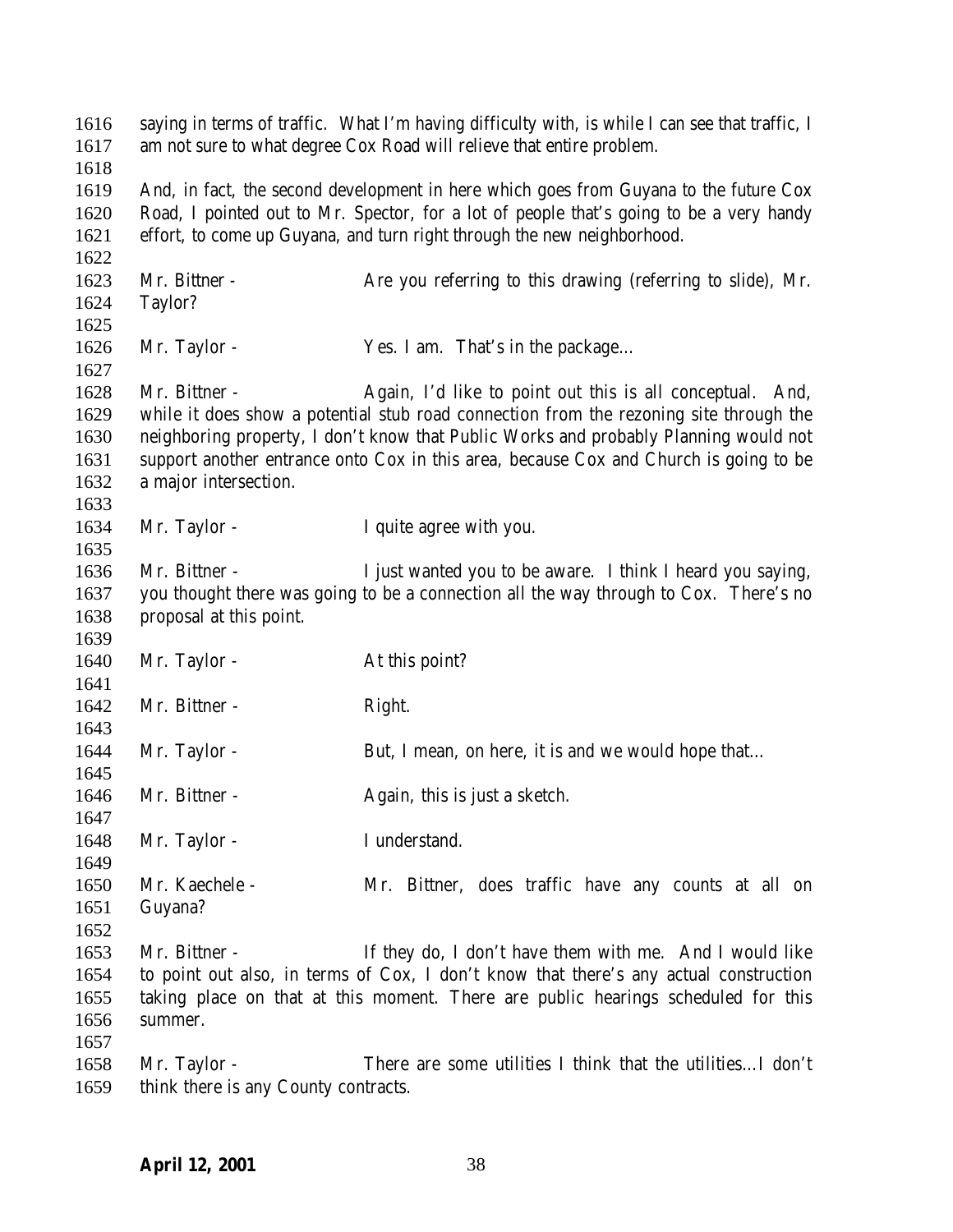saying in terms of traffic. What I'm having difficulty with, is while I can see that traffic, I am not sure to what degree Cox Road will relieve that entire problem.

And, in fact, the second development in here which goes from Guyana to the future Cox Road, I pointed out to Mr. Spector, for a lot of people that's going to be a very handy effort, to come up Guyana, and turn right through the new neighborhood.

Mr. Bittner - Are you referring to this drawing (referring to slide), Mr. Taylor?

Mr. Taylor - Yes. I am. That's in the package…

Mr. Bittner - Again, I'd like to point out this is all conceptual. And, while it does show a potential stub road connection from the rezoning site through the neighboring property, I don't know that Public Works and probably Planning would not support another entrance onto Cox in this area, because Cox and Church is going to be a major intersection.

Mr. Taylor - I quite agree with you.

Mr. Bittner - I just wanted you to be aware. I think I heard you saying, you thought there was going to be a connection all the way through to Cox. There's no proposal at this point.

Mr. Taylor - At this point?

Mr. Bittner - Right.

Mr. Taylor - But, I mean, on here, it is and we would hope that…

Mr. Bittner - Again, this is just a sketch.

Mr. Taylor - I understand.

Mr. Kaechele - Mr. Bittner, does traffic have any counts at all on Guyana?

Mr. Bittner - If they do, I don't have them with me. And I would like to point out also, in terms of Cox, I don't know that there's any actual construction taking place on that at this moment. There are public hearings scheduled for this summer.

Mr. Taylor - There are some utilities I think that the utilities…I don't think there is any County contracts.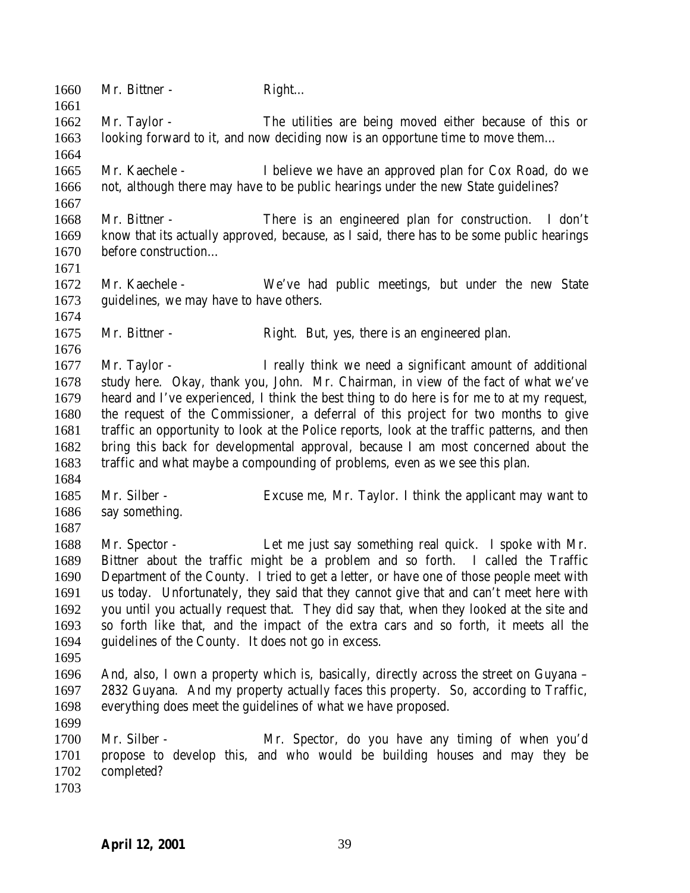Mr. Bittner - Right…

Mr. Taylor - The utilities are being moved either because of this or looking forward to it, and now deciding now is an opportune time to move them…

Mr. Kaechele - I believe we have an approved plan for Cox Road, do we not, although there may have to be public hearings under the new State guidelines?

Mr. Bittner - There is an engineered plan for construction. I don't know that its actually approved, because, as I said, there has to be some public hearings before construction…

Mr. Kaechele - We've had public meetings, but under the new State guidelines, we may have to have others.

Mr. Bittner - Right. But, yes, there is an engineered plan.

Mr. Taylor - I really think we need a significant amount of additional study here. Okay, thank you, John. Mr. Chairman, in view of the fact of what we've heard and I've experienced, I think the best thing to do here is for me to at my request, the request of the Commissioner, a deferral of this project for two months to give traffic an opportunity to look at the Police reports, look at the traffic patterns, and then bring this back for developmental approval, because I am most concerned about the traffic and what maybe a compounding of problems, even as we see this plan.

Mr. Silber - Excuse me, Mr. Taylor. I think the applicant may want to say something.

Mr. Spector - Let me just say something real quick. I spoke with Mr. Bittner about the traffic might be a problem and so forth. I called the Traffic Department of the County. I tried to get a letter, or have one of those people meet with us today. Unfortunately, they said that they cannot give that and can't meet here with you until you actually request that. They did say that, when they looked at the site and so forth like that, and the impact of the extra cars and so forth, it meets all the guidelines of the County. It does not go in excess.

And, also, I own a property which is, basically, directly across the street on Guyana – 2832 Guyana. And my property actually faces this property. So, according to Traffic, everything does meet the guidelines of what we have proposed.

Mr. Silber - Mr. Spector, do you have any timing of when you'd propose to develop this, and who would be building houses and may they be completed?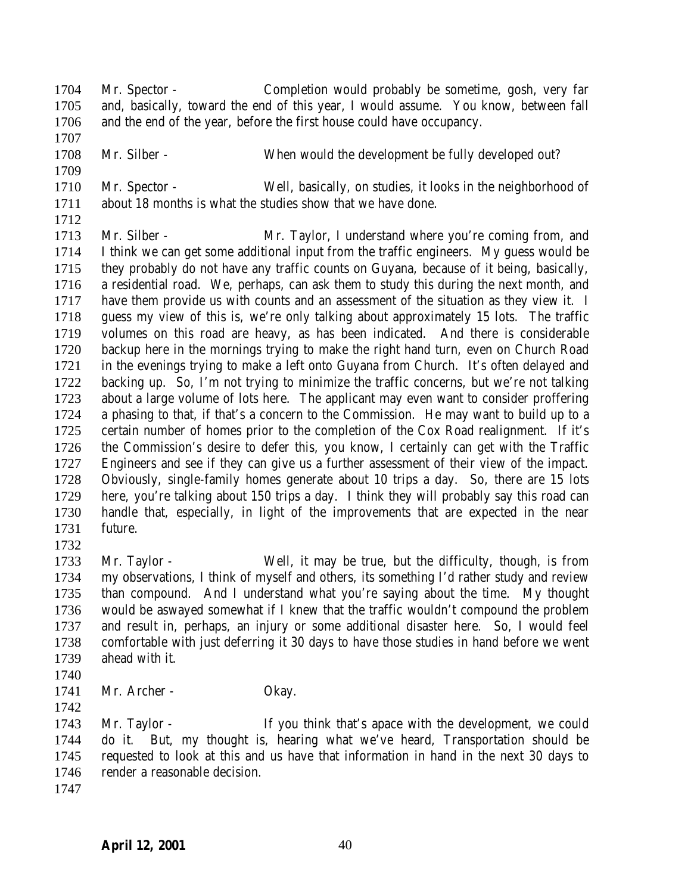1704 Mr. Spector - Completion would probably be sometime, gosh, very far
1705 and, basically, toward the end of this year, I would assume. You know, between fall
1706 and the end of the year, before the first house could have occupancy.
1707
1708 Mr. Silber - When would the development be fully developed out?
1709
1710 Mr. Spector - Well, basically, on studies, it looks in the neighborhood of
1711 about 18 months is what the studies show that we have done.
1712
1713 Mr. Silber - Mr. Taylor, I understand where you're coming from, and
1714 I think we can get some additional input from the traffic engineers. My guess would be
1715 they probably do not have any traffic counts on Guyana, because of it being, basically,
1716 a residential road. We, perhaps, can ask them to study this during the next month, and
1717 have them provide us with counts and an assessment of the situation as they view it. I
1718 guess my view of this is, we're only talking about approximately 15 lots. The traffic
1719 volumes on this road are heavy, as has been indicated. And there is considerable
1720 backup here in the mornings trying to make the right hand turn, even on Church Road
1721 in the evenings trying to make a left onto Guyana from Church. It's often delayed and
1722 backing up. So, I'm not trying to minimize the traffic concerns, but we're not talking
1723 about a large volume of lots here. The applicant may even want to consider proffering
1724 a phasing to that, if that's a concern to the Commission. He may want to build up to a
1725 certain number of homes prior to the completion of the Cox Road realignment. If it's
1726 the Commission's desire to defer this, you know, I certainly can get with the Traffic
1727 Engineers and see if they can give us a further assessment of their view of the impact.
1728 Obviously, single-family homes generate about 10 trips a day. So, there are 15 lots
1729 here, you're talking about 150 trips a day. I think they will probably say this road can
1730 handle that, especially, in light of the improvements that are expected in the near
1731 future.
1732
1733 Mr. Taylor - Well, it may be true, but the difficulty, though, is from
1734 my observations, I think of myself and others, its something I'd rather study and review
1735 than compound. And I understand what you're saying about the time. My thought
1736 would be aswayed somewhat if I knew that the traffic wouldn't compound the problem
1737 and result in, perhaps, an injury or some additional disaster here. So, I would feel
1738 comfortable with just deferring it 30 days to have those studies in hand before we went
1739 ahead with it.
1740
1741 Mr. Archer - Okay.
1742
1743 Mr. Taylor - If you think that's apace with the development, we could
1744 do it. But, my thought is, hearing what we've heard, Transportation should be
1745 requested to look at this and us have that information in hand in the next 30 days to
1746 render a reasonable decision.
1747

**April 12, 2001**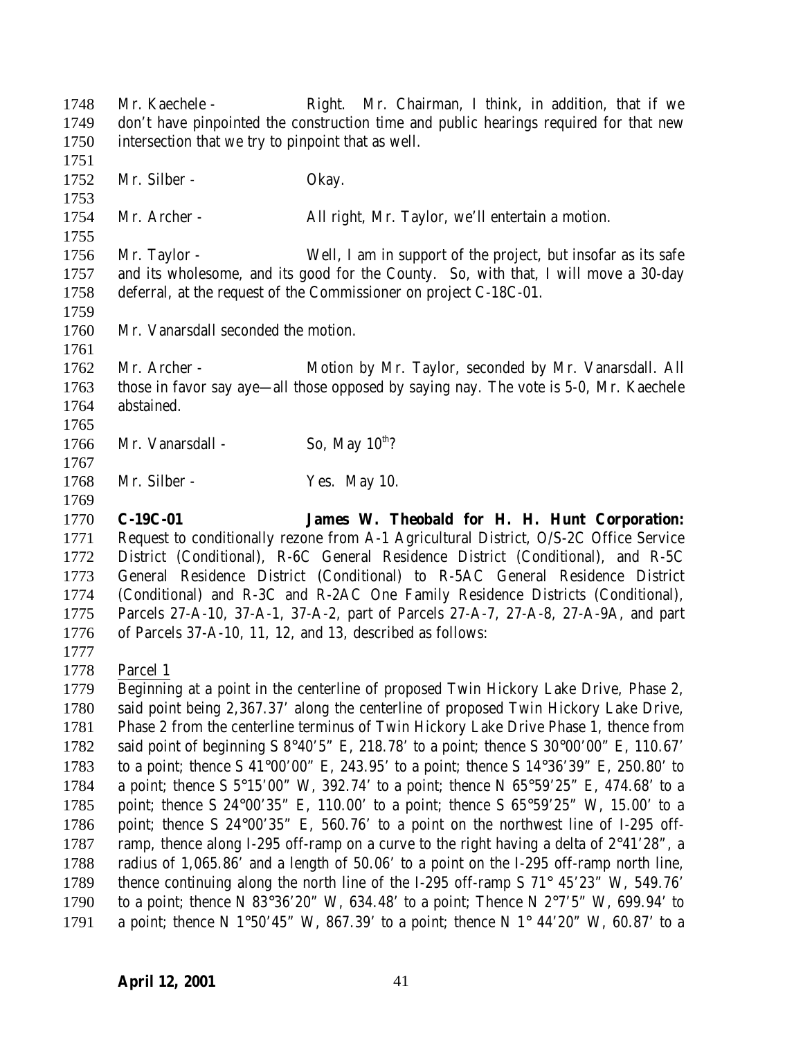Mr. Kaechele - Right. Mr. Chairman, I think, in addition, that if we don't have pinpointed the construction time and public hearings required for that new intersection that we try to pinpoint that as well.

Mr. Silber - Okay.

Mr. Archer - All right, Mr. Taylor, we'll entertain a motion.

Mr. Taylor - Well, I am in support of the project, but insofar as its safe and its wholesome, and its good for the County. So, with that, I will move a 30-day deferral, at the request of the Commissioner on project C-18C-01.

Mr. Vanarsdall seconded the motion.

Mr. Archer - Motion by Mr. Taylor, seconded by Mr. Vanarsdall. All those in favor say aye—all those opposed by saying nay. The vote is 5-0, Mr. Kaechele abstained.

Mr. Vanarsdall - So, May 10th?

Mr. Silber - Yes. May 10.

**C-19C-01 James W. Theobald for H. H. Hunt Corporation:** Request to conditionally rezone from A-1 Agricultural District, O/S-2C Office Service District (Conditional), R-6C General Residence District (Conditional), and R-5C General Residence District (Conditional) to R-5AC General Residence District (Conditional) and R-3C and R-2AC One Family Residence Districts (Conditional), Parcels 27-A-10, 37-A-1, 37-A-2, part of Parcels 27-A-7, 27-A-8, 27-A-9A, and part of Parcels 37-A-10, 11, 12, and 13, described as follows:

Parcel 1

Beginning at a point in the centerline of proposed Twin Hickory Lake Drive, Phase 2, said point being 2,367.37' along the centerline of proposed Twin Hickory Lake Drive, Phase 2 from the centerline terminus of Twin Hickory Lake Drive Phase 1, thence from said point of beginning S 8°40'5" E, 218.78' to a point; thence S 30°00'00" E, 110.67' to a point; thence S 41°00'00" E, 243.95' to a point; thence S 14°36'39" E, 250.80' to a point; thence S 5°15'00" W, 392.74' to a point; thence N 65°59'25" E, 474.68' to a point; thence S 24°00'35" E, 110.00' to a point; thence S 65°59'25" W, 15.00' to a point; thence S 24°00'35" E, 560.76' to a point on the northwest line of I-295 off-ramp, thence along I-295 off-ramp on a curve to the right having a delta of 2°41'28", a radius of 1,065.86' and a length of 50.06' to a point on the I-295 off-ramp north line, thence continuing along the north line of the I-295 off-ramp S 71° 45'23" W, 549.76' to a point; thence N 83°36'20" W, 634.48' to a point; Thence N 2°7'5" W, 699.94' to a point; thence N 1°50'45" W, 867.39' to a point; thence N 1° 44'20" W, 60.87' to a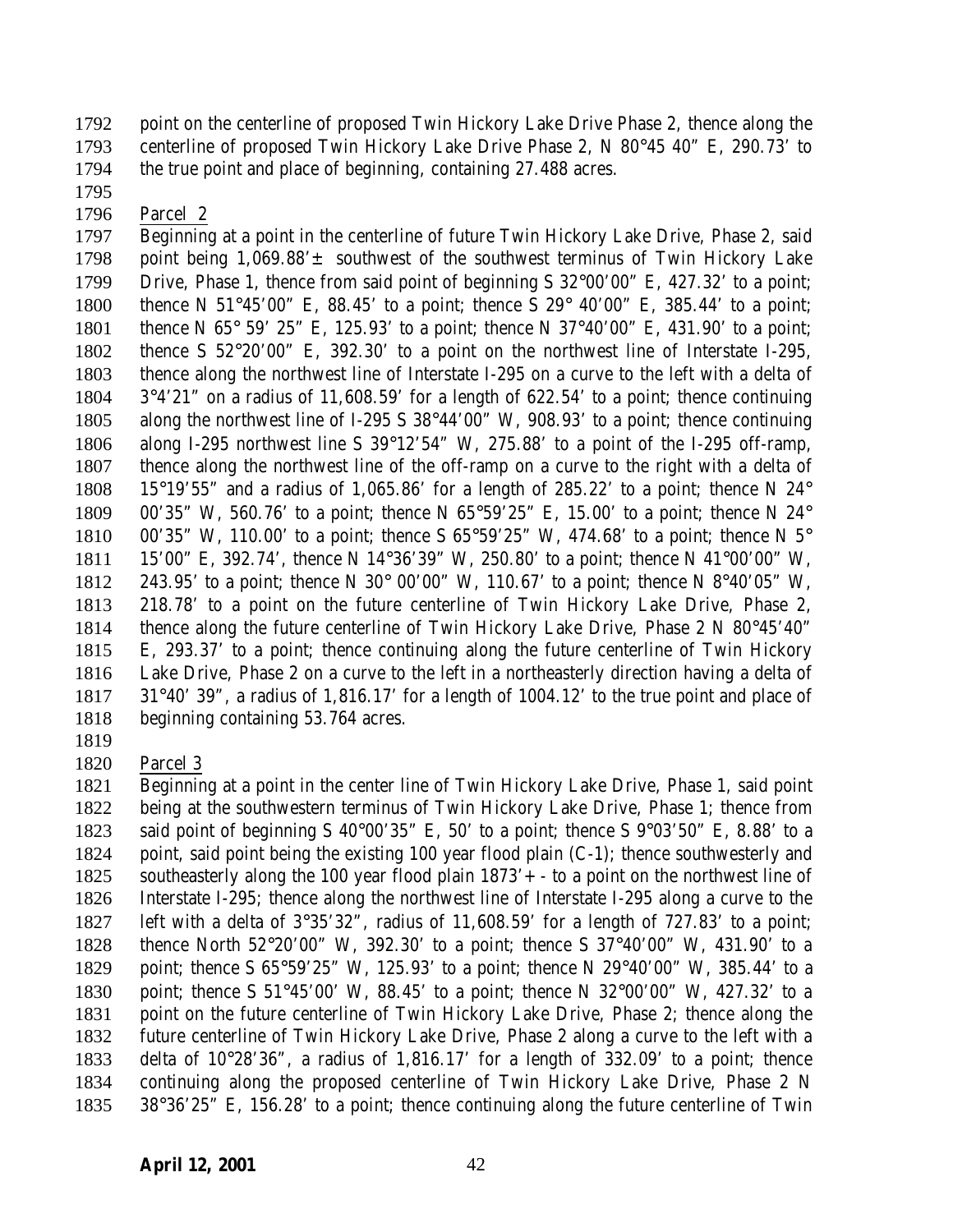point on the centerline of proposed Twin Hickory Lake Drive Phase 2, thence along the centerline of proposed Twin Hickory Lake Drive Phase 2, N 80°45 40" E, 290.73' to the true point and place of beginning, containing 27.488 acres.

Parcel 2

Beginning at a point in the centerline of future Twin Hickory Lake Drive, Phase 2, said point being 1,069.88'± southwest of the southwest terminus of Twin Hickory Lake Drive, Phase 1, thence from said point of beginning S 32°00'00" E, 427.32' to a point; thence N 51°45'00" E, 88.45' to a point; thence S 29° 40'00" E, 385.44' to a point; thence N 65° 59' 25" E, 125.93' to a point; thence N 37°40'00" E, 431.90' to a point; thence S 52°20'00" E, 392.30' to a point on the northwest line of Interstate I-295, thence along the northwest line of Interstate I-295 on a curve to the left with a delta of 3°4'21" on a radius of 11,608.59' for a length of 622.54' to a point; thence continuing along the northwest line of I-295 S 38°44'00" W, 908.93' to a point; thence continuing along I-295 northwest line S 39°12'54" W, 275.88' to a point of the I-295 off-ramp, thence along the northwest line of the off-ramp on a curve to the right with a delta of 15°19'55" and a radius of 1,065.86' for a length of 285.22' to a point; thence N 24° 00'35" W, 560.76' to a point; thence N 65°59'25" E, 15.00' to a point; thence N 24° 00'35" W, 110.00' to a point; thence S 65°59'25" W, 474.68' to a point; thence N 5° 15'00" E, 392.74', thence N 14°36'39" W, 250.80' to a point; thence N 41°00'00" W, 243.95' to a point; thence N 30° 00'00" W, 110.67' to a point; thence N 8°40'05" W, 218.78' to a point on the future centerline of Twin Hickory Lake Drive, Phase 2, thence along the future centerline of Twin Hickory Lake Drive, Phase 2 N 80°45'40" E, 293.37' to a point; thence continuing along the future centerline of Twin Hickory Lake Drive, Phase 2 on a curve to the left in a northeasterly direction having a delta of 31°40' 39", a radius of 1,816.17' for a length of 1004.12' to the true point and place of beginning containing 53.764 acres.

Parcel 3

Beginning at a point in the center line of Twin Hickory Lake Drive, Phase 1, said point being at the southwestern terminus of Twin Hickory Lake Drive, Phase 1; thence from said point of beginning S 40°00'35" E, 50' to a point; thence S 9°03'50" E, 8.88' to a point, said point being the existing 100 year flood plain (C-1); thence southwesterly and southeasterly along the 100 year flood plain 1873'+ - to a point on the northwest line of Interstate I-295; thence along the northwest line of Interstate I-295 along a curve to the left with a delta of 3°35'32", radius of 11,608.59' for a length of 727.83' to a point; thence North 52°20'00" W, 392.30' to a point; thence S 37°40'00" W, 431.90' to a point; thence S 65°59'25" W, 125.93' to a point; thence N 29°40'00" W, 385.44' to a point; thence S 51°45'00' W, 88.45' to a point; thence N 32°00'00" W, 427.32' to a point on the future centerline of Twin Hickory Lake Drive, Phase 2; thence along the future centerline of Twin Hickory Lake Drive, Phase 2 along a curve to the left with a delta of 10°28'36", a radius of 1,816.17' for a length of 332.09' to a point; thence continuing along the proposed centerline of Twin Hickory Lake Drive, Phase 2 N 38°36'25" E, 156.28' to a point; thence continuing along the future centerline of Twin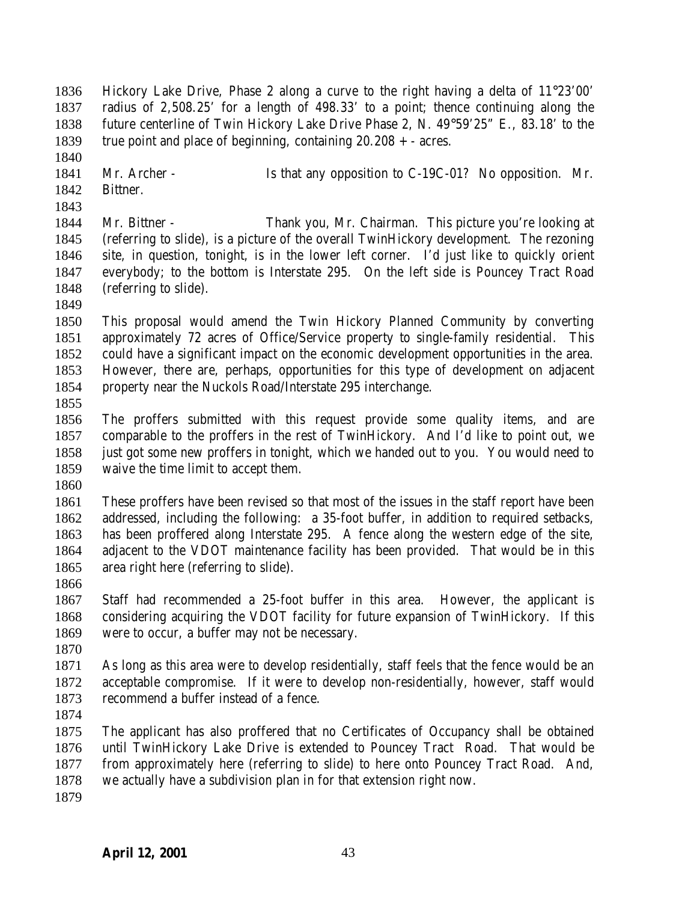Hickory Lake Drive, Phase 2 along a curve to the right having a delta of 11°23'00' radius of 2,508.25' for a length of 498.33' to a point; thence continuing along the future centerline of Twin Hickory Lake Drive Phase 2, N. 49°59'25" E., 83.18' to the true point and place of beginning, containing 20.208 + - acres.

Mr. Archer - Is that any opposition to C-19C-01? No opposition. Mr. Bittner.

Mr. Bittner - Thank you, Mr. Chairman. This picture you're looking at (referring to slide), is a picture of the overall TwinHickory development. The rezoning site, in question, tonight, is in the lower left corner. I'd just like to quickly orient everybody; to the bottom is Interstate 295. On the left side is Pouncey Tract Road (referring to slide).

This proposal would amend the Twin Hickory Planned Community by converting approximately 72 acres of Office/Service property to single-family residential. This could have a significant impact on the economic development opportunities in the area. However, there are, perhaps, opportunities for this type of development on adjacent property near the Nuckols Road/Interstate 295 interchange.

The proffers submitted with this request provide some quality items, and are comparable to the proffers in the rest of TwinHickory. And I'd like to point out, we just got some new proffers in tonight, which we handed out to you. You would need to waive the time limit to accept them.

These proffers have been revised so that most of the issues in the staff report have been addressed, including the following: a 35-foot buffer, in addition to required setbacks, has been proffered along Interstate 295. A fence along the western edge of the site, adjacent to the VDOT maintenance facility has been provided. That would be in this area right here (referring to slide).

Staff had recommended a 25-foot buffer in this area. However, the applicant is considering acquiring the VDOT facility for future expansion of TwinHickory. If this were to occur, a buffer may not be necessary.

As long as this area were to develop residentially, staff feels that the fence would be an acceptable compromise. If it were to develop non-residentially, however, staff would recommend a buffer instead of a fence.

The applicant has also proffered that no Certificates of Occupancy shall be obtained until TwinHickory Lake Drive is extended to Pouncey Tract Road. That would be from approximately here (referring to slide) to here onto Pouncey Tract Road. And, we actually have a subdivision plan in for that extension right now.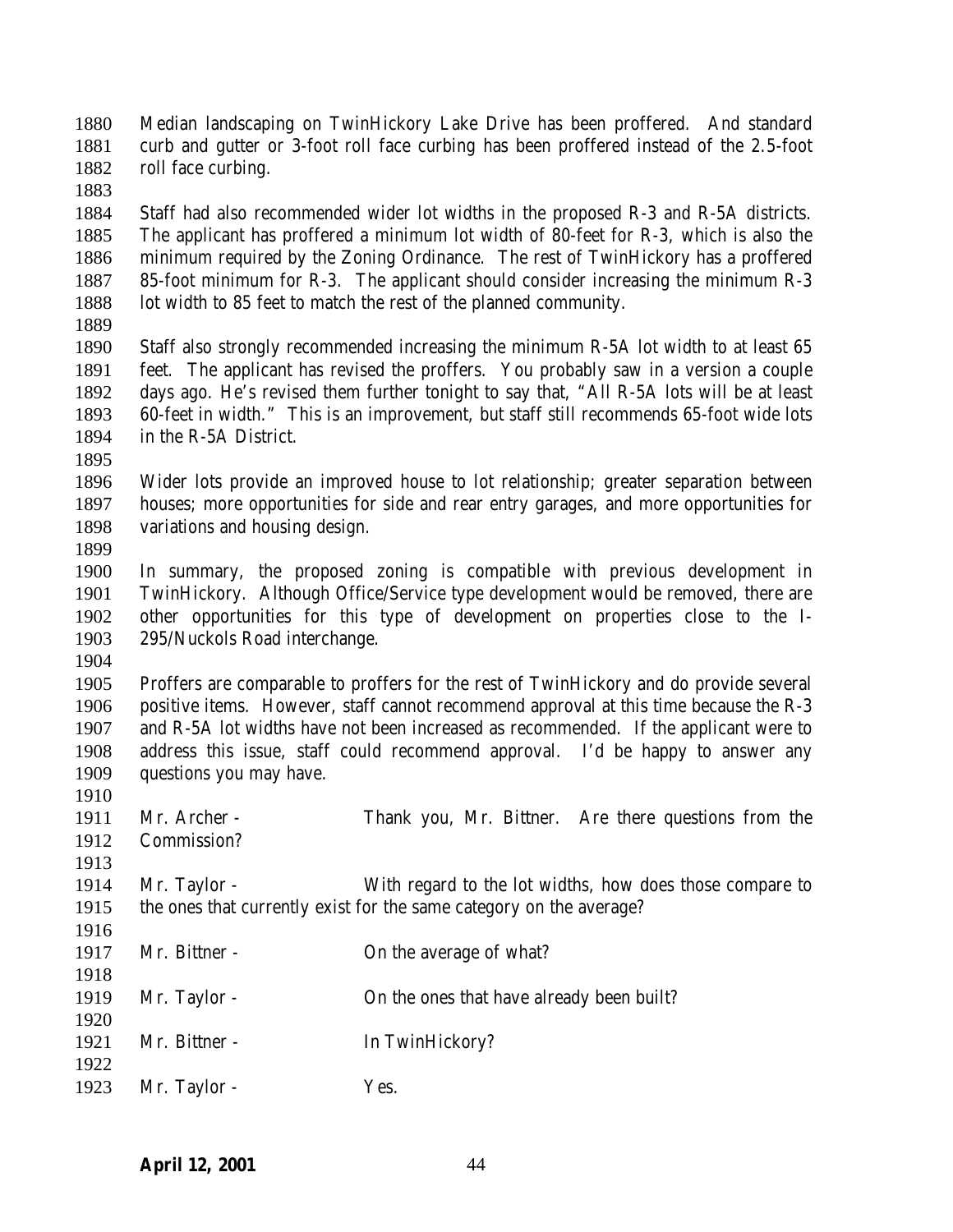Median landscaping on TwinHickory Lake Drive has been proffered. And standard curb and gutter or 3-foot roll face curbing has been proffered instead of the 2.5-foot roll face curbing.

Staff had also recommended wider lot widths in the proposed R-3 and R-5A districts. The applicant has proffered a minimum lot width of 80-feet for R-3, which is also the minimum required by the Zoning Ordinance. The rest of TwinHickory has a proffered 85-foot minimum for R-3. The applicant should consider increasing the minimum R-3 lot width to 85 feet to match the rest of the planned community.

Staff also strongly recommended increasing the minimum R-5A lot width to at least 65 feet. The applicant has revised the proffers. You probably saw in a version a couple days ago. He's revised them further tonight to say that, "All R-5A lots will be at least 60-feet in width." This is an improvement, but staff still recommends 65-foot wide lots in the R-5A District.

Wider lots provide an improved house to lot relationship; greater separation between houses; more opportunities for side and rear entry garages, and more opportunities for variations and housing design.

In summary, the proposed zoning is compatible with previous development in TwinHickory. Although Office/Service type development would be removed, there are other opportunities for this type of development on properties close to the I-295/Nuckols Road interchange.

Proffers are comparable to proffers for the rest of TwinHickory and do provide several positive items. However, staff cannot recommend approval at this time because the R-3 and R-5A lot widths have not been increased as recommended. If the applicant were to address this issue, staff could recommend approval. I'd be happy to answer any questions you may have.

Mr. Archer - Thank you, Mr. Bittner. Are there questions from the Commission?

Mr. Taylor - With regard to the lot widths, how does those compare to the ones that currently exist for the same category on the average?

Mr. Bittner - On the average of what?

Mr. Taylor - On the ones that have already been built?

Mr. Bittner - In TwinHickory?

Mr. Taylor - Yes.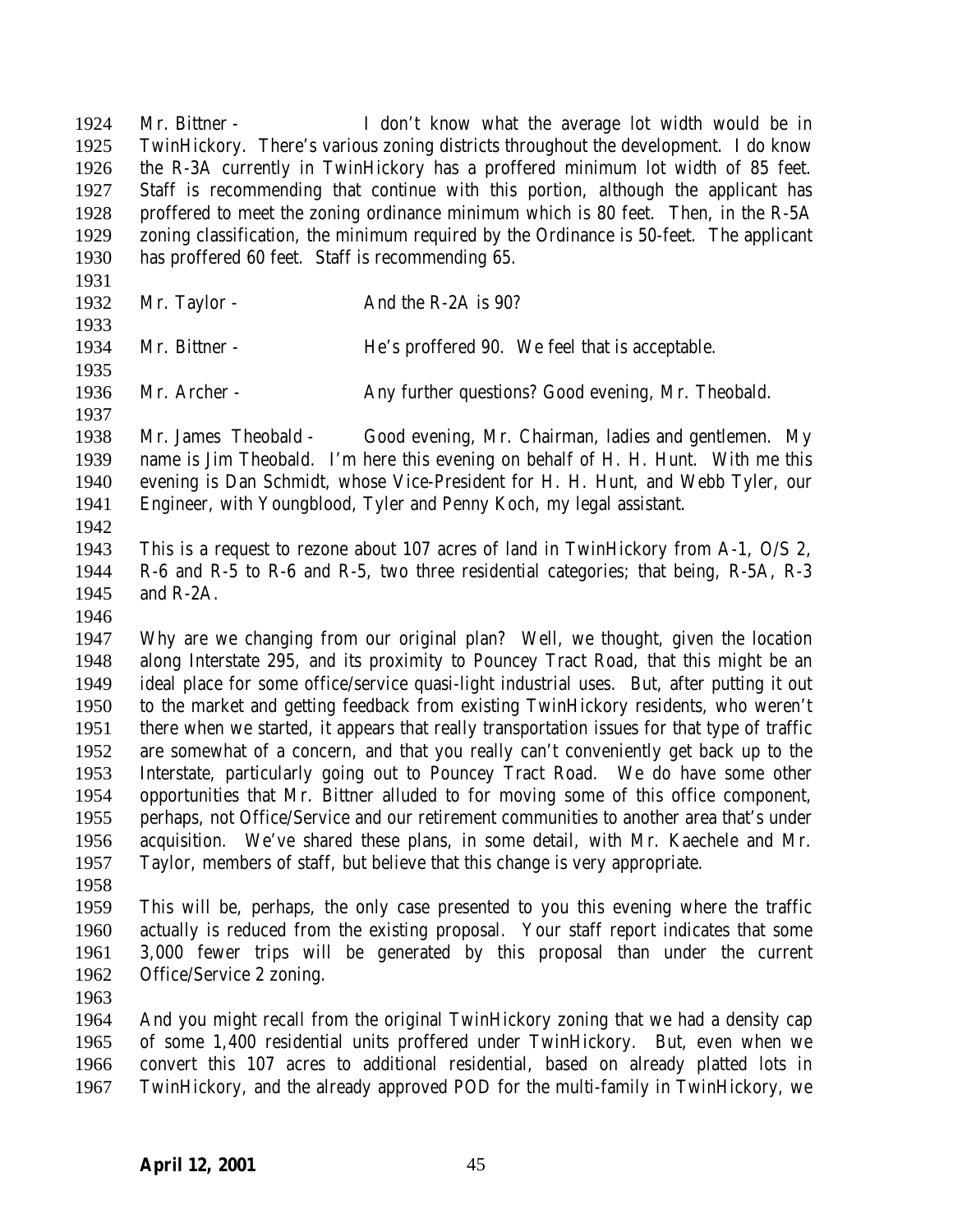Mr. Bittner - I don't know what the average lot width would be in TwinHickory. There's various zoning districts throughout the development. I do know the R-3A currently in TwinHickory has a proffered minimum lot width of 85 feet. Staff is recommending that continue with this portion, although the applicant has proffered to meet the zoning ordinance minimum which is 80 feet. Then, in the R-5A zoning classification, the minimum required by the Ordinance is 50-feet. The applicant has proffered 60 feet. Staff is recommending 65.

Mr. Taylor - And the R-2A is 90?

Mr. Bittner - He's proffered 90. We feel that is acceptable.

Mr. Archer - Any further questions? Good evening, Mr. Theobald.

Mr. James Theobald - Good evening, Mr. Chairman, ladies and gentlemen. My name is Jim Theobald. I'm here this evening on behalf of H. H. Hunt. With me this evening is Dan Schmidt, whose Vice-President for H. H. Hunt, and Webb Tyler, our Engineer, with Youngblood, Tyler and Penny Koch, my legal assistant.

This is a request to rezone about 107 acres of land in TwinHickory from A-1, O/S 2, R-6 and R-5 to R-6 and R-5, two three residential categories; that being, R-5A, R-3 and R-2A.

Why are we changing from our original plan? Well, we thought, given the location along Interstate 295, and its proximity to Pouncey Tract Road, that this might be an ideal place for some office/service quasi-light industrial uses. But, after putting it out to the market and getting feedback from existing TwinHickory residents, who weren't there when we started, it appears that really transportation issues for that type of traffic are somewhat of a concern, and that you really can't conveniently get back up to the Interstate, particularly going out to Pouncey Tract Road. We do have some other opportunities that Mr. Bittner alluded to for moving some of this office component, perhaps, not Office/Service and our retirement communities to another area that's under acquisition. We've shared these plans, in some detail, with Mr. Kaechele and Mr. Taylor, members of staff, but believe that this change is very appropriate.

This will be, perhaps, the only case presented to you this evening where the traffic actually is reduced from the existing proposal. Your staff report indicates that some 3,000 fewer trips will be generated by this proposal than under the current Office/Service 2 zoning.

And you might recall from the original TwinHickory zoning that we had a density cap of some 1,400 residential units proffered under TwinHickory. But, even when we convert this 107 acres to additional residential, based on already platted lots in TwinHickory, and the already approved POD for the multi-family in TwinHickory, we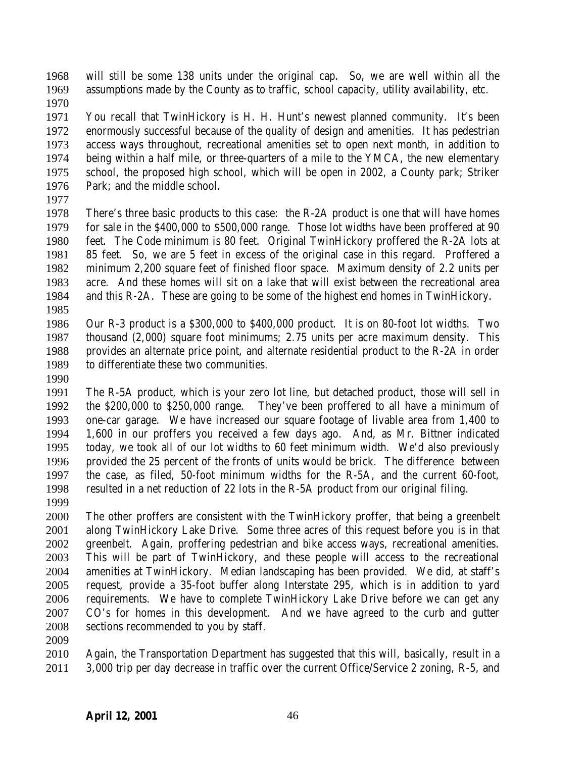will still be some 138 units under the original cap. So, we are well within all the assumptions made by the County as to traffic, school capacity, utility availability, etc.

You recall that TwinHickory is H. H. Hunt's newest planned community. It's been enormously successful because of the quality of design and amenities. It has pedestrian access ways throughout, recreational amenities set to open next month, in addition to being within a half mile, or three-quarters of a mile to the YMCA, the new elementary school, the proposed high school, which will be open in 2002, a County park; Striker Park; and the middle school.

There's three basic products to this case: the R-2A product is one that will have homes for sale in the $400,000 to $500,000 range. Those lot widths have been proffered at 90 feet. The Code minimum is 80 feet. Original TwinHickory proffered the R-2A lots at 85 feet. So, we are 5 feet in excess of the original case in this regard. Proffered a minimum 2,200 square feet of finished floor space. Maximum density of 2.2 units per acre. And these homes will sit on a lake that will exist between the recreational area and this R-2A. These are going to be some of the highest end homes in TwinHickory.

Our R-3 product is a $300,000 to $400,000 product. It is on 80-foot lot widths. Two thousand (2,000) square foot minimums; 2.75 units per acre maximum density. This provides an alternate price point, and alternate residential product to the R-2A in order to differentiate these two communities.

The R-5A product, which is your zero lot line, but detached product, those will sell in the $200,000 to $250,000 range. They've been proffered to all have a minimum of one-car garage. We have increased our square footage of livable area from 1,400 to 1,600 in our proffers you received a few days ago. And, as Mr. Bittner indicated today, we took all of our lot widths to 60 feet minimum width. We'd also previously provided the 25 percent of the fronts of units would be brick. The difference between the case, as filed, 50-foot minimum widths for the R-5A, and the current 60-foot, resulted in a net reduction of 22 lots in the R-5A product from our original filing.

The other proffers are consistent with the TwinHickory proffer, that being a greenbelt along TwinHickory Lake Drive. Some three acres of this request before you is in that greenbelt. Again, proffering pedestrian and bike access ways, recreational amenities. This will be part of TwinHickory, and these people will access to the recreational amenities at TwinHickory. Median landscaping has been provided. We did, at staff's request, provide a 35-foot buffer along Interstate 295, which is in addition to yard requirements. We have to complete TwinHickory Lake Drive before we can get any CO's for homes in this development. And we have agreed to the curb and gutter sections recommended to you by staff.

Again, the Transportation Department has suggested that this will, basically, result in a 3,000 trip per day decrease in traffic over the current Office/Service 2 zoning, R-5, and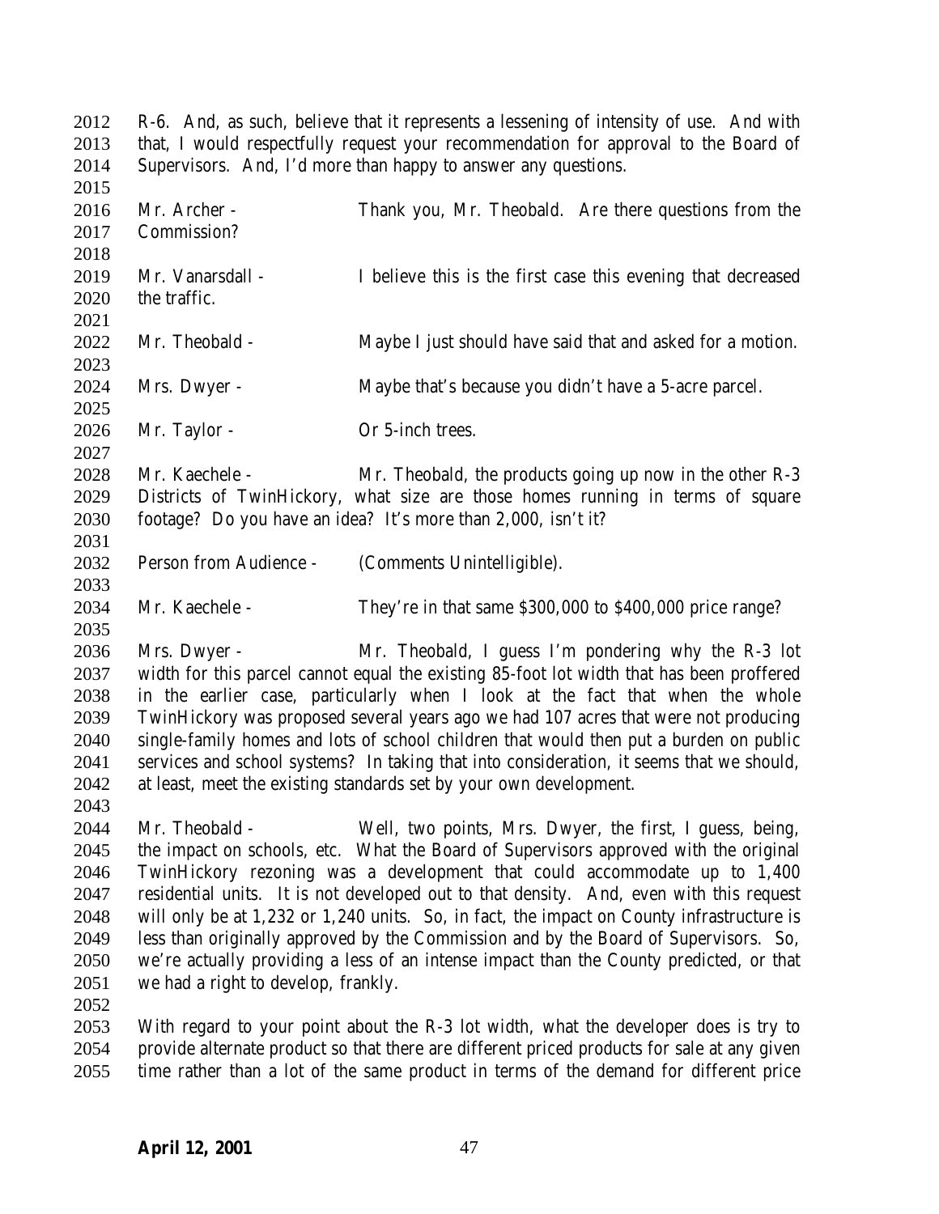R-6. And, as such, believe that it represents a lessening of intensity of use. And with that, I would respectfully request your recommendation for approval to the Board of Supervisors. And, I'd more than happy to answer any questions.

Mr. Archer - Thank you, Mr. Theobald. Are there questions from the Commission?

Mr. Vanarsdall - I believe this is the first case this evening that decreased the traffic.

Mr. Theobald - Maybe I just should have said that and asked for a motion.

Mrs. Dwyer - Maybe that's because you didn't have a 5-acre parcel.

Mr. Taylor - Or 5-inch trees.

Mr. Kaechele - Mr. Theobald, the products going up now in the other R-3 Districts of TwinHickory, what size are those homes running in terms of square footage? Do you have an idea? It's more than 2,000, isn't it?

Person from Audience - (Comments Unintelligible).

Mr. Kaechele - They're in that same $300,000 to $400,000 price range?

Mrs. Dwyer - Mr. Theobald, I guess I'm pondering why the R-3 lot width for this parcel cannot equal the existing 85-foot lot width that has been proffered in the earlier case, particularly when I look at the fact that when the whole TwinHickory was proposed several years ago we had 107 acres that were not producing single-family homes and lots of school children that would then put a burden on public services and school systems? In taking that into consideration, it seems that we should, at least, meet the existing standards set by your own development.

Mr. Theobald - Well, two points, Mrs. Dwyer, the first, I guess, being, the impact on schools, etc. What the Board of Supervisors approved with the original TwinHickory rezoning was a development that could accommodate up to 1,400 residential units. It is not developed out to that density. And, even with this request will only be at 1,232 or 1,240 units. So, in fact, the impact on County infrastructure is less than originally approved by the Commission and by the Board of Supervisors. So, we're actually providing a less of an intense impact than the County predicted, or that we had a right to develop, frankly.

With regard to your point about the R-3 lot width, what the developer does is try to provide alternate product so that there are different priced products for sale at any given time rather than a lot of the same product in terms of the demand for different price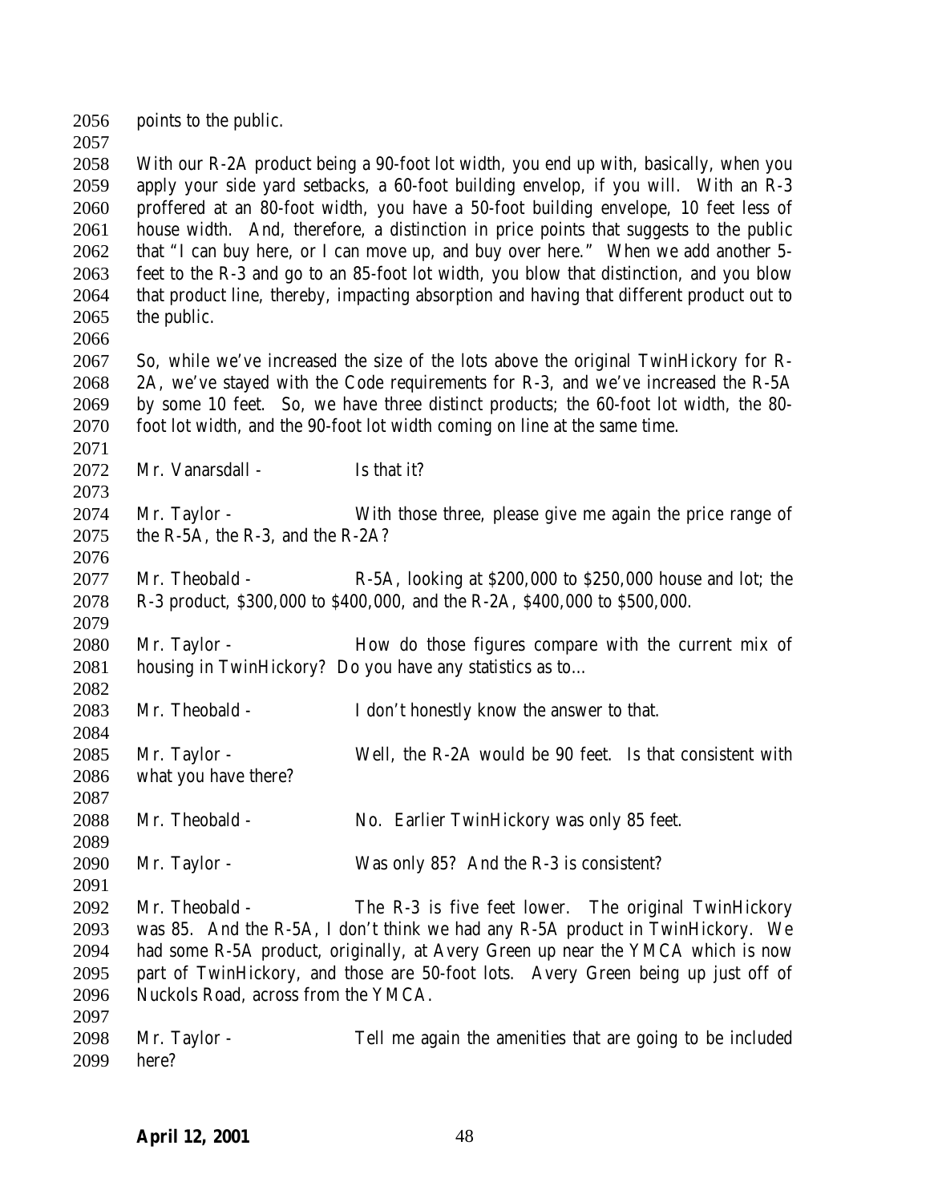points to the public.

With our R-2A product being a 90-foot lot width, you end up with, basically, when you apply your side yard setbacks, a 60-foot building envelop, if you will. With an R-3 proffered at an 80-foot width, you have a 50-foot building envelope, 10 feet less of house width. And, therefore, a distinction in price points that suggests to the public that "I can buy here, or I can move up, and buy over here." When we add another 5-feet to the R-3 and go to an 85-foot lot width, you blow that distinction, and you blow that product line, thereby, impacting absorption and having that different product out to the public.

So, while we've increased the size of the lots above the original TwinHickory for R-2A, we've stayed with the Code requirements for R-3, and we've increased the R-5A by some 10 feet. So, we have three distinct products; the 60-foot lot width, the 80-foot lot width, and the 90-foot lot width coming on line at the same time.

Mr. Vanarsdall - Is that it?

Mr. Taylor - With those three, please give me again the price range of the R-5A, the R-3, and the R-2A?

Mr. Theobald - R-5A, looking at $200,000 to $250,000 house and lot; the R-3 product, $300,000 to $400,000, and the R-2A, $400,000 to $500,000.

Mr. Taylor - How do those figures compare with the current mix of housing in TwinHickory? Do you have any statistics as to…

Mr. Theobald - I don't honestly know the answer to that.

Mr. Taylor - Well, the R-2A would be 90 feet. Is that consistent with what you have there?

Mr. Theobald - No. Earlier TwinHickory was only 85 feet.

Mr. Taylor - Was only 85? And the R-3 is consistent?

Mr. Theobald - The R-3 is five feet lower. The original TwinHickory was 85. And the R-5A, I don't think we had any R-5A product in TwinHickory. We had some R-5A product, originally, at Avery Green up near the YMCA which is now part of TwinHickory, and those are 50-foot lots. Avery Green being up just off of Nuckols Road, across from the YMCA.

Mr. Taylor - Tell me again the amenities that are going to be included here?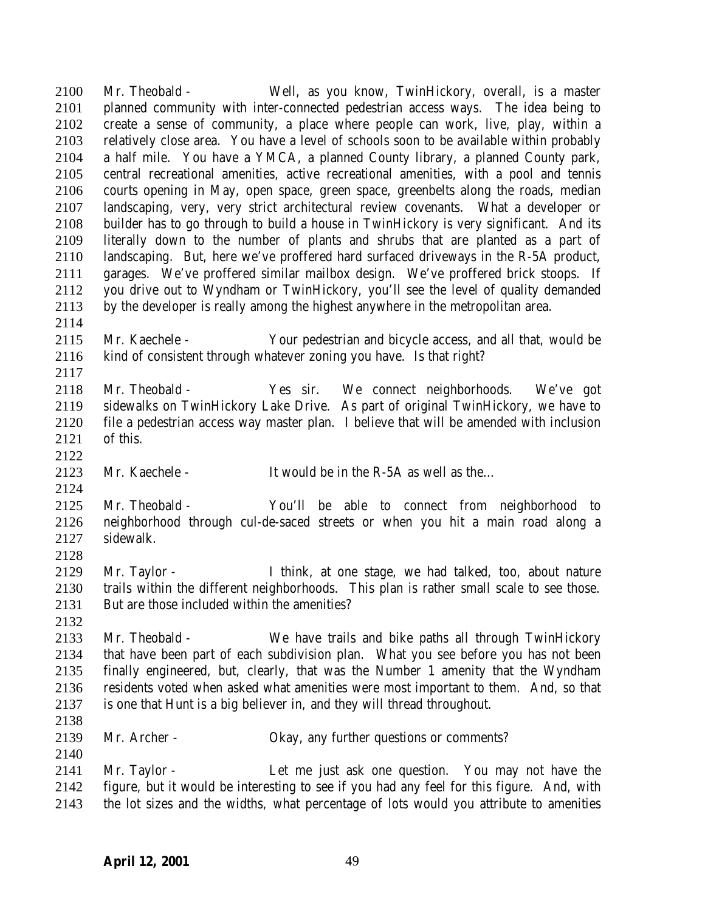Mr. Theobald - Well, as you know, TwinHickory, overall, is a master planned community with inter-connected pedestrian access ways. The idea being to create a sense of community, a place where people can work, live, play, within a relatively close area. You have a level of schools soon to be available within probably a half mile. You have a YMCA, a planned County library, a planned County park, central recreational amenities, active recreational amenities, with a pool and tennis courts opening in May, open space, green space, greenbelts along the roads, median landscaping, very, very strict architectural review covenants. What a developer or builder has to go through to build a house in TwinHickory is very significant. And its literally down to the number of plants and shrubs that are planted as a part of landscaping. But, here we've proffered hard surfaced driveways in the R-5A product, garages. We've proffered similar mailbox design. We've proffered brick stoops. If you drive out to Wyndham or TwinHickory, you'll see the level of quality demanded by the developer is really among the highest anywhere in the metropolitan area.

Mr. Kaechele - Your pedestrian and bicycle access, and all that, would be kind of consistent through whatever zoning you have. Is that right?

Mr. Theobald - Yes sir. We connect neighborhoods. We've got sidewalks on TwinHickory Lake Drive. As part of original TwinHickory, we have to file a pedestrian access way master plan. I believe that will be amended with inclusion of this.

Mr. Kaechele - It would be in the R-5A as well as the…

Mr. Theobald - You'll be able to connect from neighborhood to neighborhood through cul-de-saced streets or when you hit a main road along a sidewalk.

Mr. Taylor - I think, at one stage, we had talked, too, about nature trails within the different neighborhoods. This plan is rather small scale to see those. But are those included within the amenities?

Mr. Theobald - We have trails and bike paths all through TwinHickory that have been part of each subdivision plan. What you see before you has not been finally engineered, but, clearly, that was the Number 1 amenity that the Wyndham residents voted when asked what amenities were most important to them. And, so that is one that Hunt is a big believer in, and they will thread throughout.

Mr. Archer - Okay, any further questions or comments?

Mr. Taylor - Let me just ask one question. You may not have the figure, but it would be interesting to see if you had any feel for this figure. And, with the lot sizes and the widths, what percentage of lots would you attribute to amenities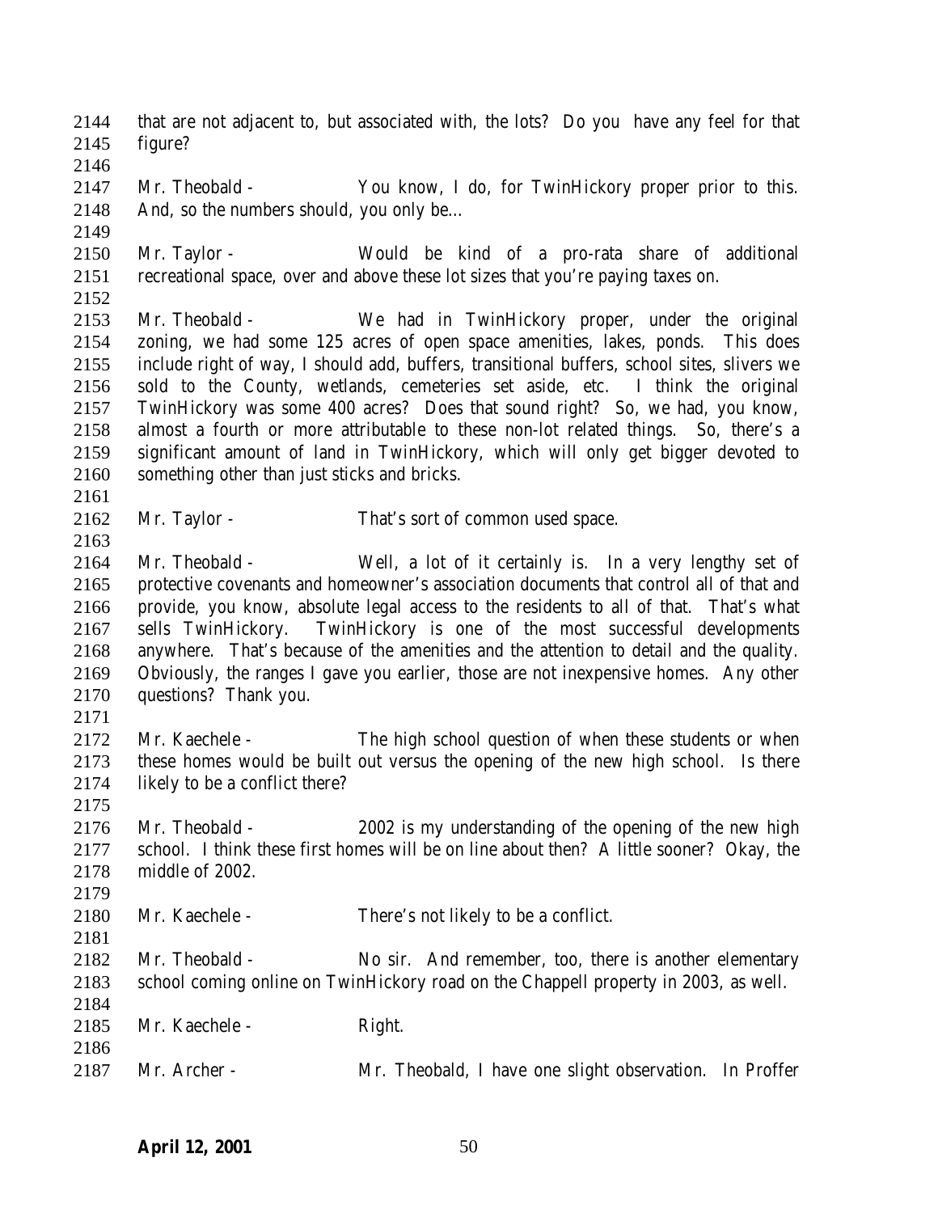that are not adjacent to, but associated with, the lots? Do you have any feel for that figure?

Mr. Theobald - You know, I do, for TwinHickory proper prior to this. And, so the numbers should, you only be…

Mr. Taylor - Would be kind of a pro-rata share of additional recreational space, over and above these lot sizes that you're paying taxes on.

Mr. Theobald - We had in TwinHickory proper, under the original zoning, we had some 125 acres of open space amenities, lakes, ponds. This does include right of way, I should add, buffers, transitional buffers, school sites, slivers we sold to the County, wetlands, cemeteries set aside, etc. I think the original TwinHickory was some 400 acres? Does that sound right? So, we had, you know, almost a fourth or more attributable to these non-lot related things. So, there's a significant amount of land in TwinHickory, which will only get bigger devoted to something other than just sticks and bricks.

Mr. Taylor - That's sort of common used space.

Mr. Theobald - Well, a lot of it certainly is. In a very lengthy set of protective covenants and homeowner's association documents that control all of that and provide, you know, absolute legal access to the residents to all of that. That's what sells TwinHickory. TwinHickory is one of the most successful developments anywhere. That's because of the amenities and the attention to detail and the quality. Obviously, the ranges I gave you earlier, those are not inexpensive homes. Any other questions? Thank you.

Mr. Kaechele - The high school question of when these students or when these homes would be built out versus the opening of the new high school. Is there likely to be a conflict there?

Mr. Theobald - 2002 is my understanding of the opening of the new high school. I think these first homes will be on line about then? A little sooner? Okay, the middle of 2002.

Mr. Kaechele - There's not likely to be a conflict.

Mr. Theobald - No sir. And remember, too, there is another elementary school coming online on TwinHickory road on the Chappell property in 2003, as well.

Mr. Kaechele - Right.

Mr. Archer - Mr. Theobald, I have one slight observation. In Proffer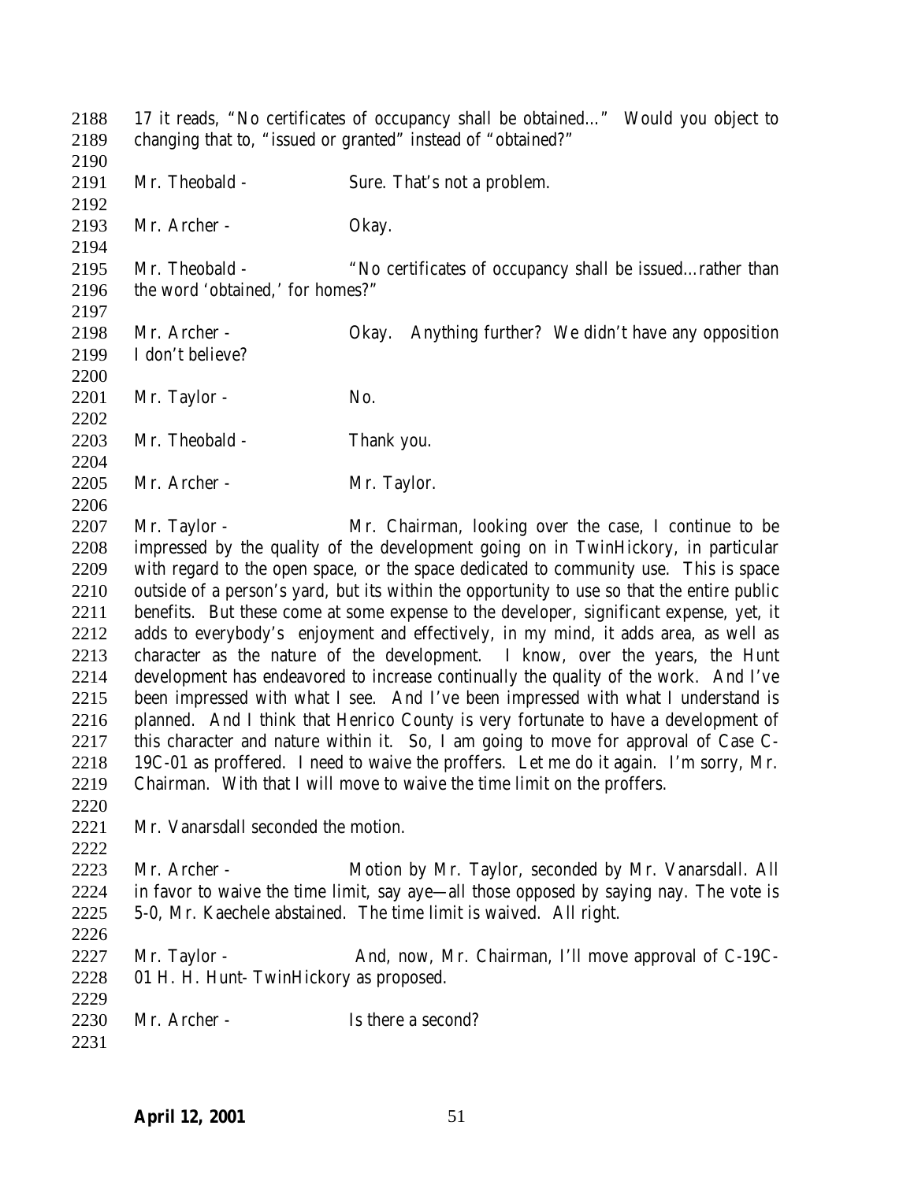17 it reads, "No certificates of occupancy shall be obtained…" Would you object to changing that to, "issued or granted" instead of "obtained?"

Mr. Theobald - Sure. That's not a problem.

Mr. Archer - Okay.

Mr. Theobald - "No certificates of occupancy shall be issued…rather than the word 'obtained,' for homes?"

Mr. Archer - Okay. Anything further? We didn't have any opposition I don't believe?

Mr. Taylor - No.

Mr. Theobald - Thank you.

Mr. Archer - Mr. Taylor.

Mr. Taylor - Mr. Chairman, looking over the case, I continue to be impressed by the quality of the development going on in TwinHickory, in particular with regard to the open space, or the space dedicated to community use. This is space outside of a person's yard, but its within the opportunity to use so that the entire public benefits. But these come at some expense to the developer, significant expense, yet, it adds to everybody's enjoyment and effectively, in my mind, it adds area, as well as character as the nature of the development. I know, over the years, the Hunt development has endeavored to increase continually the quality of the work. And I've been impressed with what I see. And I've been impressed with what I understand is planned. And I think that Henrico County is very fortunate to have a development of this character and nature within it. So, I am going to move for approval of Case C-19C-01 as proffered. I need to waive the proffers. Let me do it again. I'm sorry, Mr. Chairman. With that I will move to waive the time limit on the proffers.

Mr. Vanarsdall seconded the motion.

Mr. Archer - Motion by Mr. Taylor, seconded by Mr. Vanarsdall. All in favor to waive the time limit, say aye—all those opposed by saying nay. The vote is 5-0, Mr. Kaechele abstained. The time limit is waived. All right.

Mr. Taylor - And, now, Mr. Chairman, I'll move approval of C-19C-01 H. H. Hunt- TwinHickory as proposed.

Mr. Archer - Is there a second?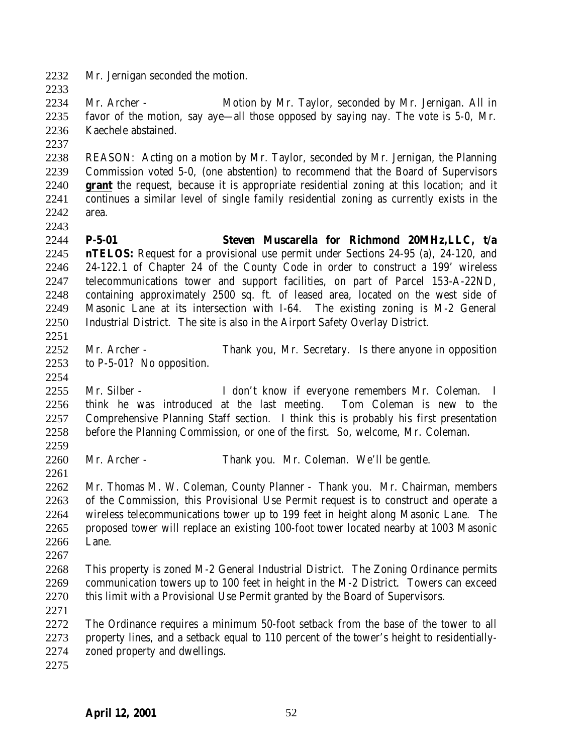Mr. Jernigan seconded the motion.

Mr. Archer - Motion by Mr. Taylor, seconded by Mr. Jernigan. All in favor of the motion, say aye—all those opposed by saying nay. The vote is 5-0, Mr. Kaechele abstained.

REASON: Acting on a motion by Mr. Taylor, seconded by Mr. Jernigan, the Planning Commission voted 5-0, (one abstention) to recommend that the Board of Supervisors **grant** the request, because it is appropriate residential zoning at this location; and it continues a similar level of single family residential zoning as currently exists in the area.

**P-5-01 Steven Muscarella for Richmond 20MHz,LLC, t/a nTELOS:** Request for a provisional use permit under Sections 24-95 (a), 24-120, and 24-122.1 of Chapter 24 of the County Code in order to construct a 199' wireless telecommunications tower and support facilities, on part of Parcel 153-A-22ND, containing approximately 2500 sq. ft. of leased area, located on the west side of Masonic Lane at its intersection with I-64. The existing zoning is M-2 General Industrial District. The site is also in the Airport Safety Overlay District.

Mr. Archer - Thank you, Mr. Secretary. Is there anyone in opposition to P-5-01? No opposition.

Mr. Silber - I don't know if everyone remembers Mr. Coleman. I think he was introduced at the last meeting. Tom Coleman is new to the Comprehensive Planning Staff section. I think this is probably his first presentation before the Planning Commission, or one of the first. So, welcome, Mr. Coleman.

Mr. Archer - Thank you. Mr. Coleman. We'll be gentle.

Mr. Thomas M. W. Coleman, County Planner - Thank you. Mr. Chairman, members of the Commission, this Provisional Use Permit request is to construct and operate a wireless telecommunications tower up to 199 feet in height along Masonic Lane. The proposed tower will replace an existing 100-foot tower located nearby at 1003 Masonic Lane.

This property is zoned M-2 General Industrial District. The Zoning Ordinance permits communication towers up to 100 feet in height in the M-2 District. Towers can exceed this limit with a Provisional Use Permit granted by the Board of Supervisors.

The Ordinance requires a minimum 50-foot setback from the base of the tower to all property lines, and a setback equal to 110 percent of the tower's height to residentially-zoned property and dwellings.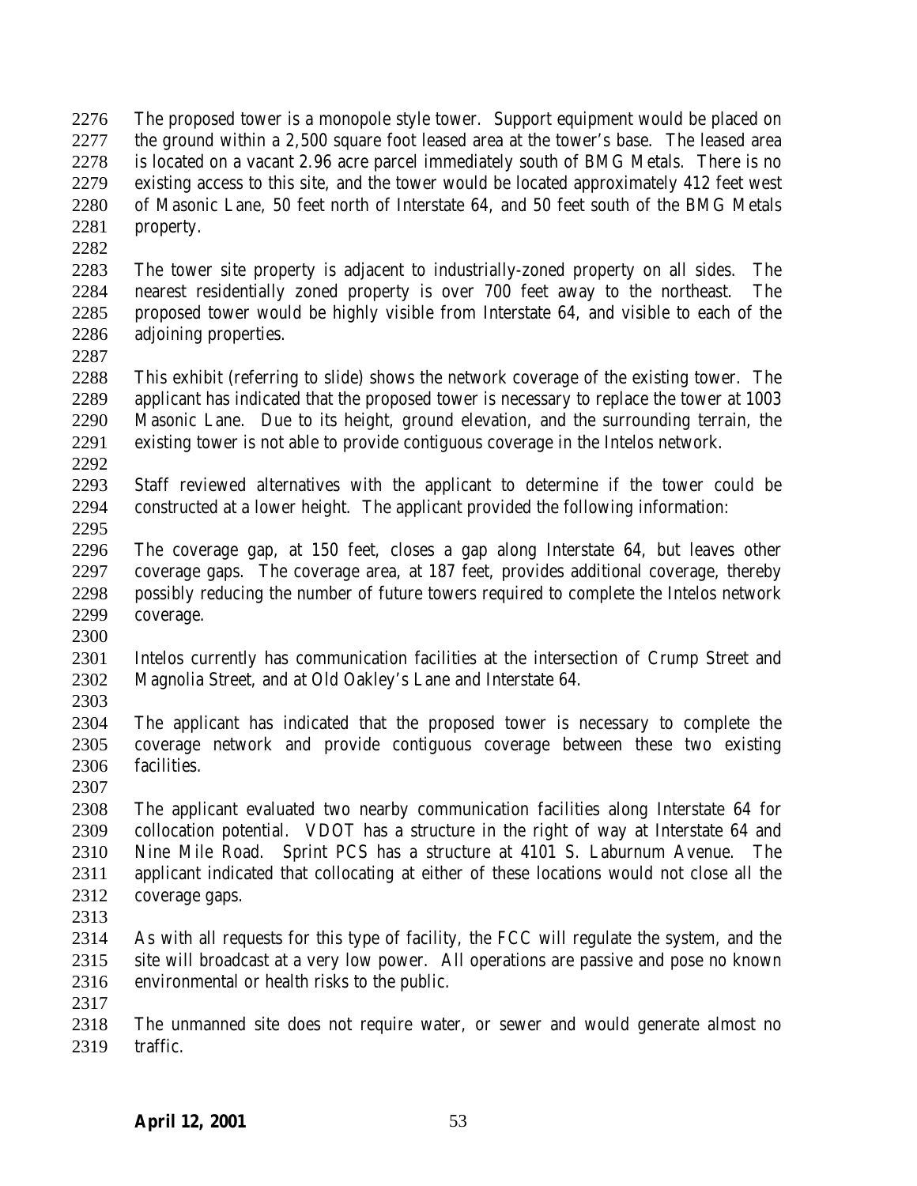The proposed tower is a monopole style tower. Support equipment would be placed on the ground within a 2,500 square foot leased area at the tower's base. The leased area is located on a vacant 2.96 acre parcel immediately south of BMG Metals. There is no existing access to this site, and the tower would be located approximately 412 feet west of Masonic Lane, 50 feet north of Interstate 64, and 50 feet south of the BMG Metals property.

The tower site property is adjacent to industrially-zoned property on all sides. The nearest residentially zoned property is over 700 feet away to the northeast. The proposed tower would be highly visible from Interstate 64, and visible to each of the adjoining properties.

This exhibit (referring to slide) shows the network coverage of the existing tower. The applicant has indicated that the proposed tower is necessary to replace the tower at 1003 Masonic Lane. Due to its height, ground elevation, and the surrounding terrain, the existing tower is not able to provide contiguous coverage in the Intelos network.

Staff reviewed alternatives with the applicant to determine if the tower could be constructed at a lower height. The applicant provided the following information:

The coverage gap, at 150 feet, closes a gap along Interstate 64, but leaves other coverage gaps. The coverage area, at 187 feet, provides additional coverage, thereby possibly reducing the number of future towers required to complete the Intelos network coverage.

Intelos currently has communication facilities at the intersection of Crump Street and Magnolia Street, and at Old Oakley's Lane and Interstate 64.

The applicant has indicated that the proposed tower is necessary to complete the coverage network and provide contiguous coverage between these two existing facilities.

The applicant evaluated two nearby communication facilities along Interstate 64 for collocation potential. VDOT has a structure in the right of way at Interstate 64 and Nine Mile Road. Sprint PCS has a structure at 4101 S. Laburnum Avenue. The applicant indicated that collocating at either of these locations would not close all the coverage gaps.

As with all requests for this type of facility, the FCC will regulate the system, and the site will broadcast at a very low power. All operations are passive and pose no known environmental or health risks to the public.

The unmanned site does not require water, or sewer and would generate almost no traffic.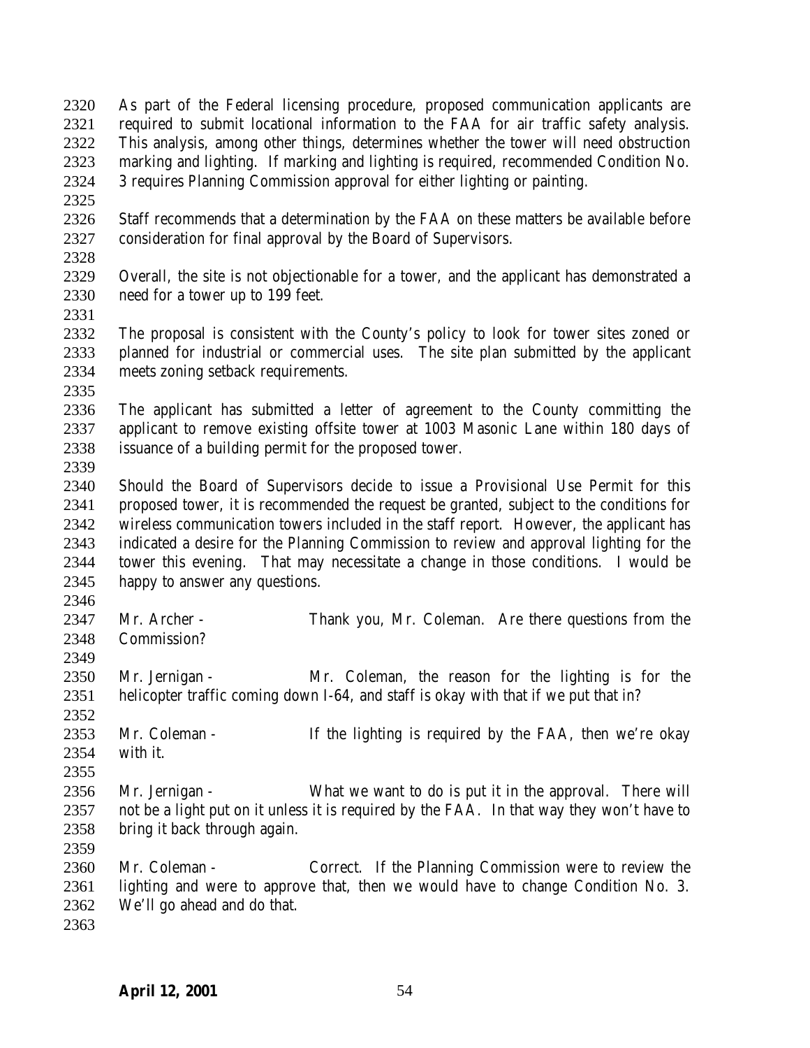As part of the Federal licensing procedure, proposed communication applicants are required to submit locational information to the FAA for air traffic safety analysis. This analysis, among other things, determines whether the tower will need obstruction marking and lighting. If marking and lighting is required, recommended Condition No. 3 requires Planning Commission approval for either lighting or painting.

Staff recommends that a determination by the FAA on these matters be available before consideration for final approval by the Board of Supervisors.

Overall, the site is not objectionable for a tower, and the applicant has demonstrated a need for a tower up to 199 feet.

The proposal is consistent with the County's policy to look for tower sites zoned or planned for industrial or commercial uses. The site plan submitted by the applicant meets zoning setback requirements.

The applicant has submitted a letter of agreement to the County committing the applicant to remove existing offsite tower at 1003 Masonic Lane within 180 days of issuance of a building permit for the proposed tower.

Should the Board of Supervisors decide to issue a Provisional Use Permit for this proposed tower, it is recommended the request be granted, subject to the conditions for wireless communication towers included in the staff report. However, the applicant has indicated a desire for the Planning Commission to review and approval lighting for the tower this evening. That may necessitate a change in those conditions. I would be happy to answer any questions.

Mr. Archer - Thank you, Mr. Coleman. Are there questions from the Commission?

Mr. Jernigan - Mr. Coleman, the reason for the lighting is for the helicopter traffic coming down I-64, and staff is okay with that if we put that in?

Mr. Coleman - If the lighting is required by the FAA, then we're okay with it.

Mr. Jernigan - What we want to do is put it in the approval. There will not be a light put on it unless it is required by the FAA. In that way they won't have to bring it back through again.

Mr. Coleman - Correct. If the Planning Commission were to review the lighting and were to approve that, then we would have to change Condition No. 3. We'll go ahead and do that.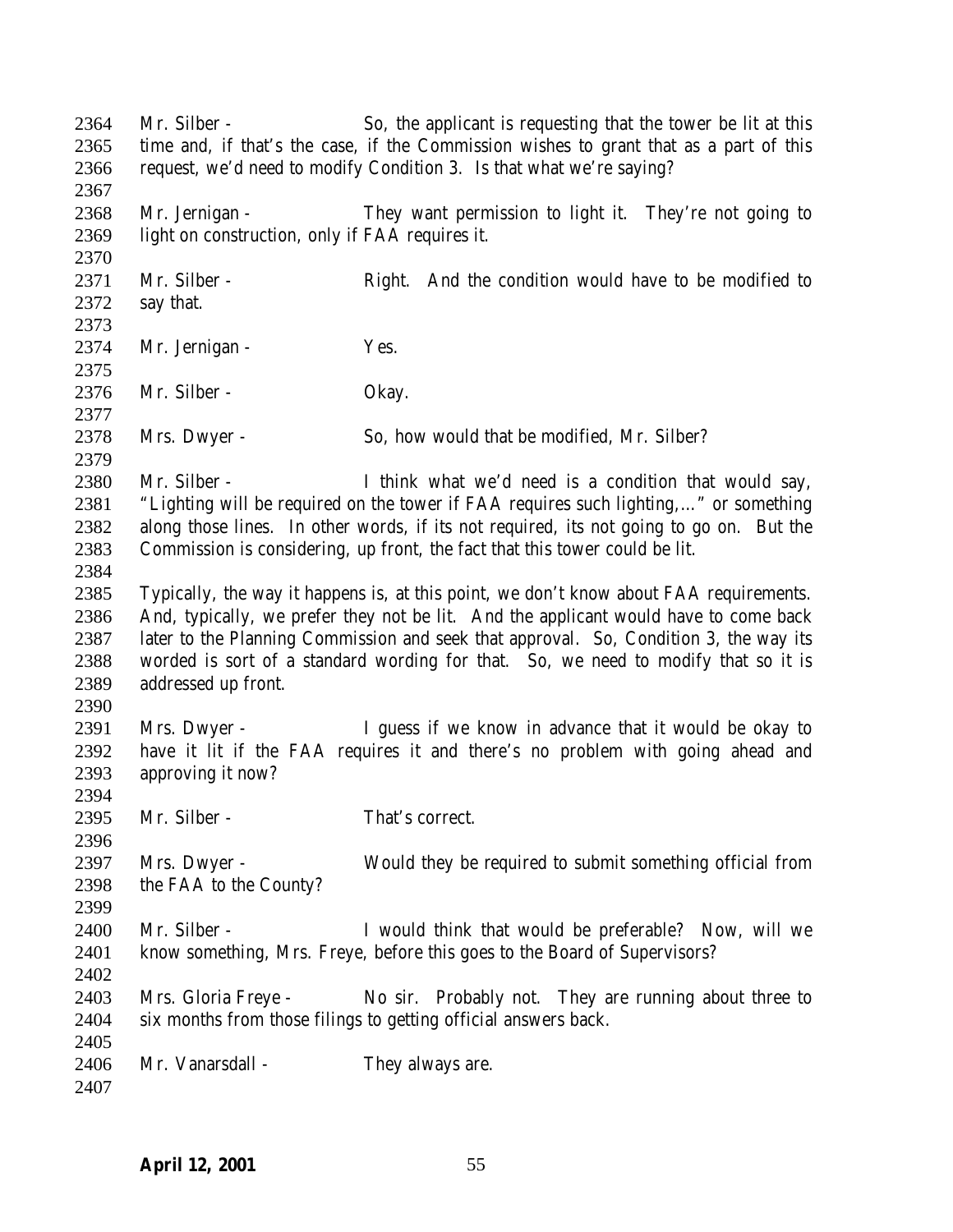Mr. Silber - So, the applicant is requesting that the tower be lit at this time and, if that's the case, if the Commission wishes to grant that as a part of this request, we'd need to modify Condition 3. Is that what we're saying?

Mr. Jernigan - They want permission to light it. They're not going to light on construction, only if FAA requires it.

Mr. Silber - Right. And the condition would have to be modified to say that.

Mr. Jernigan - Yes.

Mr. Silber - Okay.

Mrs. Dwyer - So, how would that be modified, Mr. Silber?

Mr. Silber - I think what we'd need is a condition that would say, "Lighting will be required on the tower if FAA requires such lighting,…" or something along those lines. In other words, if its not required, its not going to go on. But the Commission is considering, up front, the fact that this tower could be lit.

Typically, the way it happens is, at this point, we don't know about FAA requirements. And, typically, we prefer they not be lit. And the applicant would have to come back later to the Planning Commission and seek that approval. So, Condition 3, the way its worded is sort of a standard wording for that. So, we need to modify that so it is addressed up front.

Mrs. Dwyer - I guess if we know in advance that it would be okay to have it lit if the FAA requires it and there's no problem with going ahead and approving it now?

Mr. Silber - That's correct.

Mrs. Dwyer - Would they be required to submit something official from the FAA to the County?

Mr. Silber - I would think that would be preferable? Now, will we know something, Mrs. Freye, before this goes to the Board of Supervisors?

Mrs. Gloria Freye - No sir. Probably not. They are running about three to six months from those filings to getting official answers back.

Mr. Vanarsdall - They always are.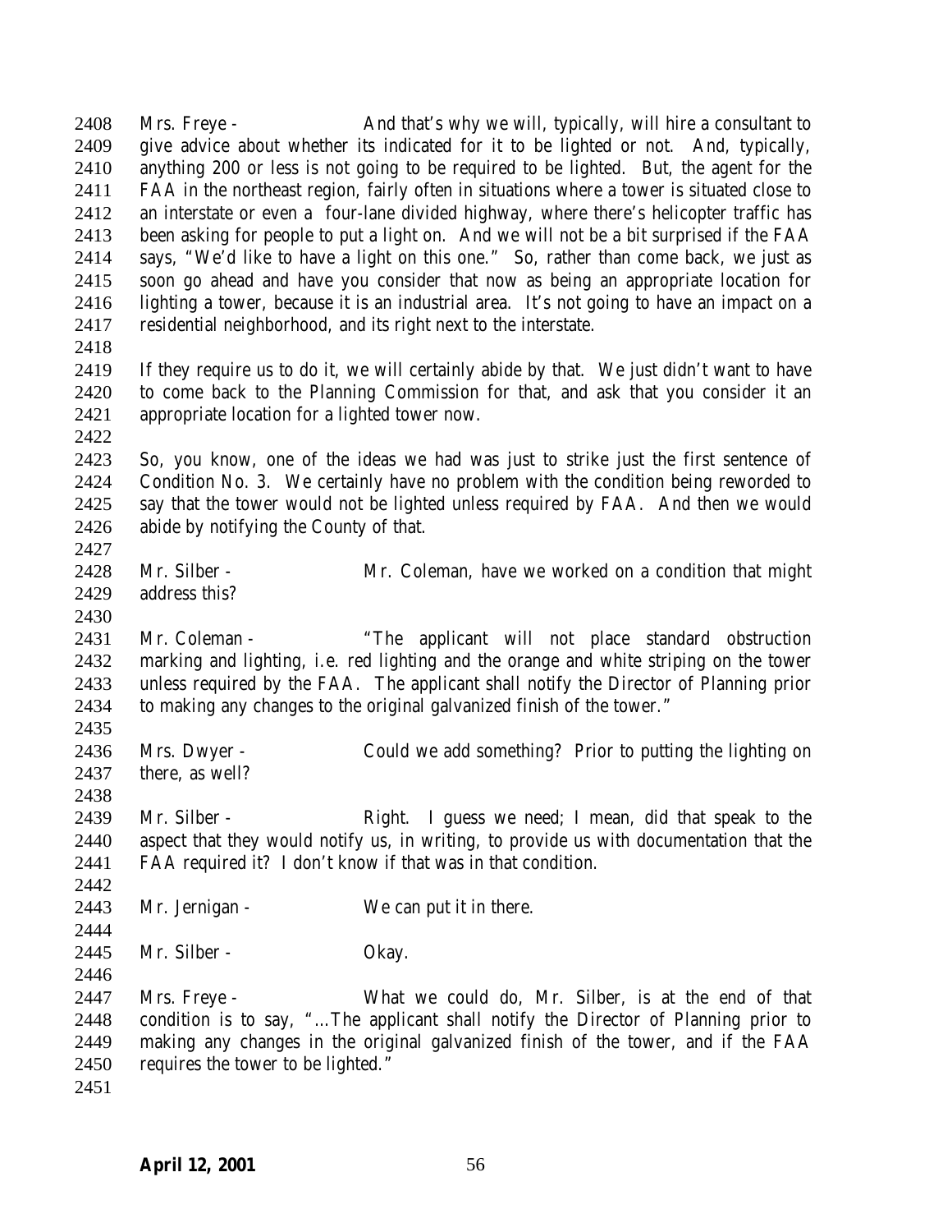Mrs. Freye - And that's why we will, typically, will hire a consultant to give advice about whether its indicated for it to be lighted or not. And, typically, anything 200 or less is not going to be required to be lighted. But, the agent for the FAA in the northeast region, fairly often in situations where a tower is situated close to an interstate or even a four-lane divided highway, where there's helicopter traffic has been asking for people to put a light on. And we will not be a bit surprised if the FAA says, "We'd like to have a light on this one." So, rather than come back, we just as soon go ahead and have you consider that now as being an appropriate location for lighting a tower, because it is an industrial area. It's not going to have an impact on a residential neighborhood, and its right next to the interstate.

If they require us to do it, we will certainly abide by that. We just didn't want to have to come back to the Planning Commission for that, and ask that you consider it an appropriate location for a lighted tower now.

So, you know, one of the ideas we had was just to strike just the first sentence of Condition No. 3. We certainly have no problem with the condition being reworded to say that the tower would not be lighted unless required by FAA. And then we would abide by notifying the County of that.

Mr. Silber - Mr. Coleman, have we worked on a condition that might address this?

Mr. Coleman - "The applicant will not place standard obstruction marking and lighting, i.e. red lighting and the orange and white striping on the tower unless required by the FAA. The applicant shall notify the Director of Planning prior to making any changes to the original galvanized finish of the tower."

Mrs. Dwyer - Could we add something? Prior to putting the lighting on there, as well?

Mr. Silber - Right. I guess we need; I mean, did that speak to the aspect that they would notify us, in writing, to provide us with documentation that the FAA required it? I don't know if that was in that condition.

Mr. Jernigan - We can put it in there.

Mr. Silber - Okay.

Mrs. Freye - What we could do, Mr. Silber, is at the end of that condition is to say, "…The applicant shall notify the Director of Planning prior to making any changes in the original galvanized finish of the tower, and if the FAA requires the tower to be lighted."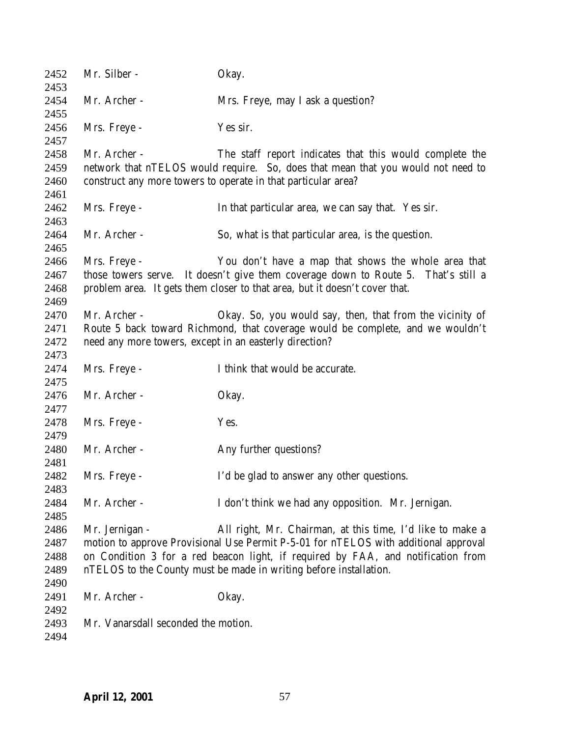Mr. Silber - Okay.

Mr. Archer - Mrs. Freye, may I ask a question?

Mrs. Freye - Yes sir.

Mr. Archer - The staff report indicates that this would complete the network that nTELOS would require. So, does that mean that you would not need to construct any more towers to operate in that particular area?

Mrs. Freye - In that particular area, we can say that. Yes sir.

Mr. Archer - So, what is that particular area, is the question.

Mrs. Freye - You don't have a map that shows the whole area that those towers serve. It doesn't give them coverage down to Route 5. That's still a problem area. It gets them closer to that area, but it doesn't cover that.

Mr. Archer - Okay. So, you would say, then, that from the vicinity of Route 5 back toward Richmond, that coverage would be complete, and we wouldn't need any more towers, except in an easterly direction?

Mrs. Freye - I think that would be accurate.

Mr. Archer - Okay.

Mrs. Freye - Yes.

Mr. Archer - Any further questions?

Mrs. Freye - I'd be glad to answer any other questions.

Mr. Archer - I don't think we had any opposition. Mr. Jernigan.

Mr. Jernigan - All right, Mr. Chairman, at this time, I'd like to make a motion to approve Provisional Use Permit P-5-01 for nTELOS with additional approval on Condition 3 for a red beacon light, if required by FAA, and notification from nTELOS to the County must be made in writing before installation.

Mr. Archer - Okay.

Mr. Vanarsdall seconded the motion.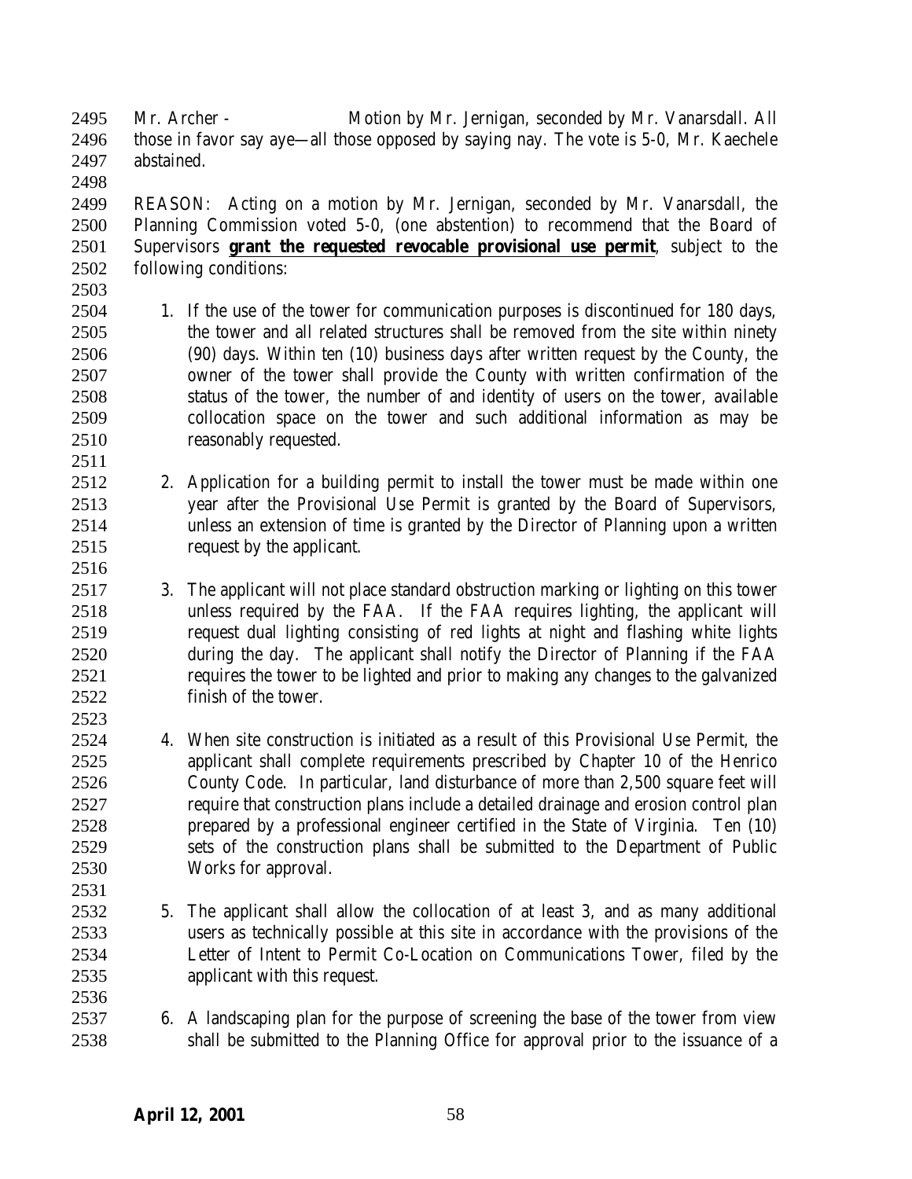Mr. Archer - Motion by Mr. Jernigan, seconded by Mr. Vanarsdall. All those in favor say aye—all those opposed by saying nay. The vote is 5-0, Mr. Kaechele abstained.

REASON: Acting on a motion by Mr. Jernigan, seconded by Mr. Vanarsdall, the Planning Commission voted 5-0, (one abstention) to recommend that the Board of Supervisors **grant the requested revocable provisional use permit**, subject to the following conditions:

1. If the use of the tower for communication purposes is discontinued for 180 days, the tower and all related structures shall be removed from the site within ninety (90) days. Within ten (10) business days after written request by the County, the owner of the tower shall provide the County with written confirmation of the status of the tower, the number of and identity of users on the tower, available collocation space on the tower and such additional information as may be reasonably requested.

2. Application for a building permit to install the tower must be made within one year after the Provisional Use Permit is granted by the Board of Supervisors, unless an extension of time is granted by the Director of Planning upon a written request by the applicant.

3. The applicant will not place standard obstruction marking or lighting on this tower unless required by the FAA. If the FAA requires lighting, the applicant will request dual lighting consisting of red lights at night and flashing white lights during the day. The applicant shall notify the Director of Planning if the FAA requires the tower to be lighted and prior to making any changes to the galvanized finish of the tower.

4. When site construction is initiated as a result of this Provisional Use Permit, the applicant shall complete requirements prescribed by Chapter 10 of the Henrico County Code. In particular, land disturbance of more than 2,500 square feet will require that construction plans include a detailed drainage and erosion control plan prepared by a professional engineer certified in the State of Virginia. Ten (10) sets of the construction plans shall be submitted to the Department of Public Works for approval.

5. The applicant shall allow the collocation of at least 3, and as many additional users as technically possible at this site in accordance with the provisions of the Letter of Intent to Permit Co-Location on Communications Tower, filed by the applicant with this request.

6. A landscaping plan for the purpose of screening the base of the tower from view shall be submitted to the Planning Office for approval prior to the issuance of a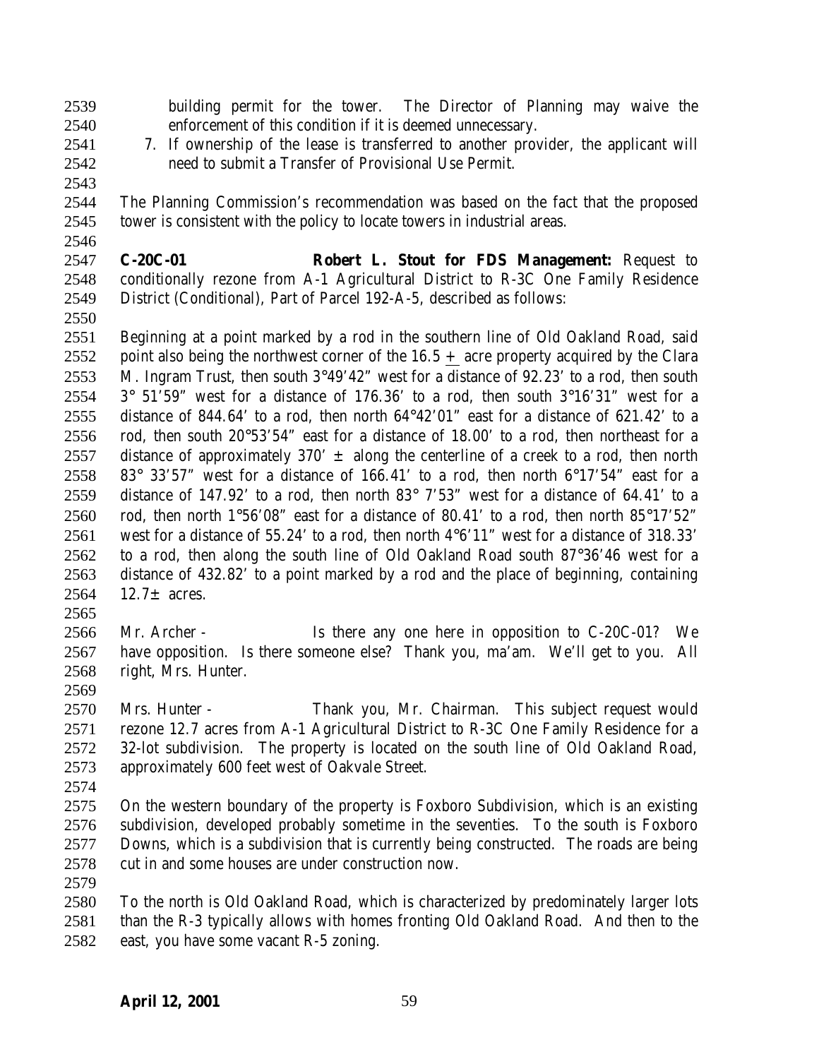building permit for the tower. The Director of Planning may waive the enforcement of this condition if it is deemed unnecessary.

7. If ownership of the lease is transferred to another provider, the applicant will need to submit a Transfer of Provisional Use Permit.

The Planning Commission's recommendation was based on the fact that the proposed tower is consistent with the policy to locate towers in industrial areas.

**C-20C-01 Robert L. Stout for FDS Management:** Request to conditionally rezone from A-1 Agricultural District to R-3C One Family Residence District (Conditional), Part of Parcel 192-A-5, described as follows:

Beginning at a point marked by a rod in the southern line of Old Oakland Road, said point also being the northwest corner of the 16.5 ± acre property acquired by the Clara M. Ingram Trust, then south 3°49'42" west for a distance of 92.23' to a rod, then south 3° 51'59" west for a distance of 176.36' to a rod, then south 3°16'31" west for a distance of 844.64' to a rod, then north 64°42'01" east for a distance of 621.42' to a rod, then south 20°53'54" east for a distance of 18.00' to a rod, then northeast for a distance of approximately 370' ± along the centerline of a creek to a rod, then north 83° 33'57" west for a distance of 166.41' to a rod, then north 6°17'54" east for a distance of 147.92' to a rod, then north 83° 7'53" west for a distance of 64.41' to a rod, then north 1°56'08" east for a distance of 80.41' to a rod, then north 85°17'52" west for a distance of 55.24' to a rod, then north 4°6'11" west for a distance of 318.33' to a rod, then along the south line of Old Oakland Road south 87°36'46 west for a distance of 432.82' to a point marked by a rod and the place of beginning, containing 12.7± acres.

Mr. Archer - Is there any one here in opposition to C-20C-01? We have opposition. Is there someone else? Thank you, ma'am. We'll get to you. All right, Mrs. Hunter.

Mrs. Hunter - Thank you, Mr. Chairman. This subject request would rezone 12.7 acres from A-1 Agricultural District to R-3C One Family Residence for a 32-lot subdivision. The property is located on the south line of Old Oakland Road, approximately 600 feet west of Oakvale Street.

On the western boundary of the property is Foxboro Subdivision, which is an existing subdivision, developed probably sometime in the seventies. To the south is Foxboro Downs, which is a subdivision that is currently being constructed. The roads are being cut in and some houses are under construction now.

To the north is Old Oakland Road, which is characterized by predominately larger lots than the R-3 typically allows with homes fronting Old Oakland Road. And then to the east, you have some vacant R-5 zoning.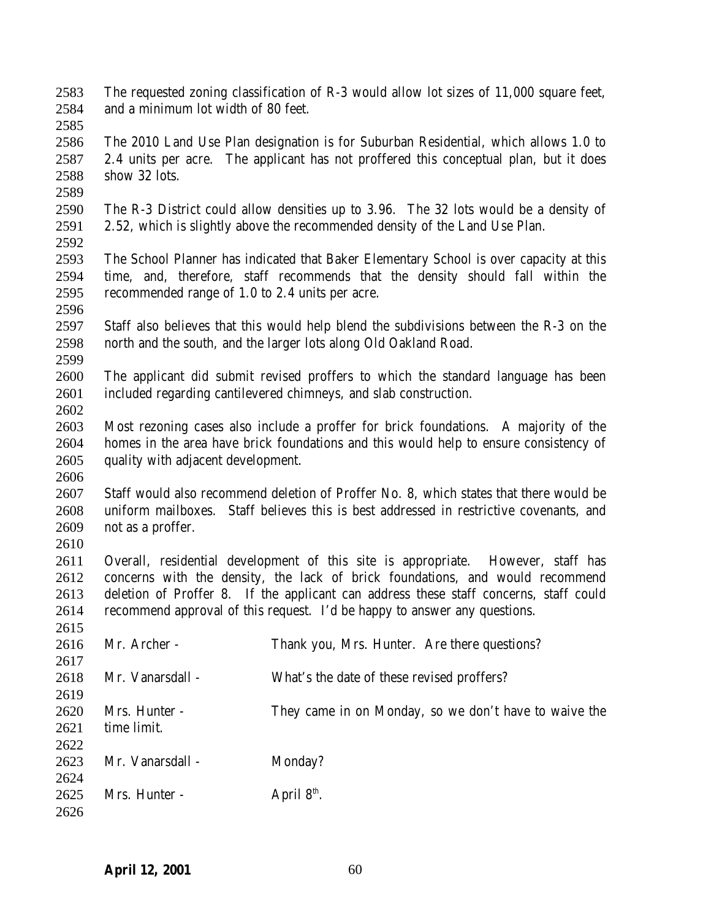The requested zoning classification of R-3 would allow lot sizes of 11,000 square feet, and a minimum lot width of 80 feet.

The 2010 Land Use Plan designation is for Suburban Residential, which allows 1.0 to 2.4 units per acre. The applicant has not proffered this conceptual plan, but it does show 32 lots.

The R-3 District could allow densities up to 3.96. The 32 lots would be a density of 2.52, which is slightly above the recommended density of the Land Use Plan.

The School Planner has indicated that Baker Elementary School is over capacity at this time, and, therefore, staff recommends that the density should fall within the recommended range of 1.0 to 2.4 units per acre.

Staff also believes that this would help blend the subdivisions between the R-3 on the north and the south, and the larger lots along Old Oakland Road.

The applicant did submit revised proffers to which the standard language has been included regarding cantilevered chimneys, and slab construction.

Most rezoning cases also include a proffer for brick foundations. A majority of the homes in the area have brick foundations and this would help to ensure consistency of quality with adjacent development.

Staff would also recommend deletion of Proffer No. 8, which states that there would be uniform mailboxes. Staff believes this is best addressed in restrictive covenants, and not as a proffer.

Overall, residential development of this site is appropriate. However, staff has concerns with the density, the lack of brick foundations, and would recommend deletion of Proffer 8. If the applicant can address these staff concerns, staff could recommend approval of this request. I'd be happy to answer any questions.

Mr. Archer - Thank you, Mrs. Hunter. Are there questions?

Mr. Vanarsdall - What's the date of these revised proffers?

Mrs. Hunter - They came in on Monday, so we don't have to waive the time limit.

Mr. Vanarsdall - Monday?

Mrs. Hunter - April 8th.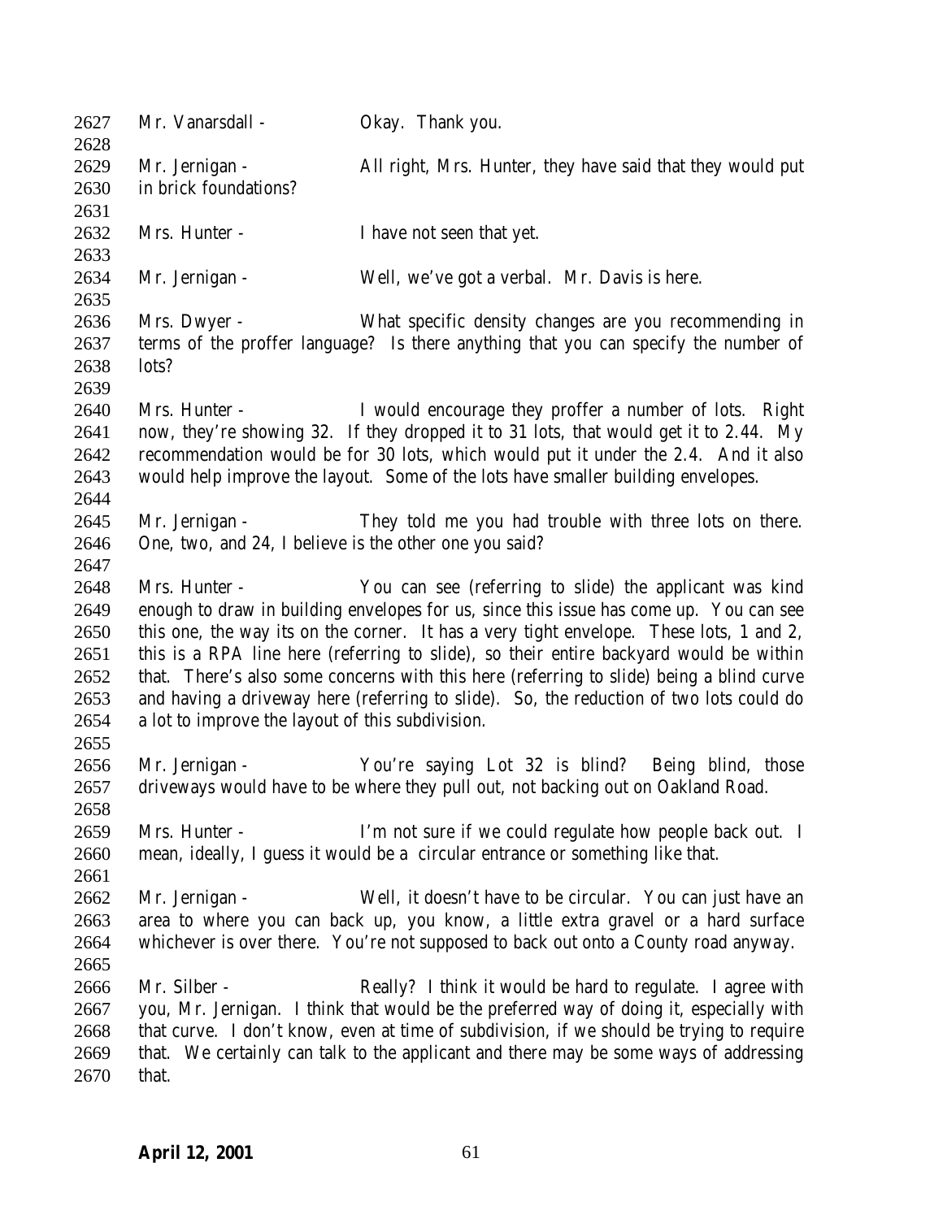2627 Mr. Vanarsdall - Okay. Thank you.

2628

2629 Mr. Jernigan - All right, Mrs. Hunter, they have said that they would put
2630 in brick foundations?

2631

2632 Mrs. Hunter - I have not seen that yet.

2633

2634 Mr. Jernigan - Well, we've got a verbal. Mr. Davis is here.

2635

2636 Mrs. Dwyer - What specific density changes are you recommending in
2637 terms of the proffer language? Is there anything that you can specify the number of
2638 lots?

2639

2640 Mrs. Hunter - I would encourage they proffer a number of lots. Right
2641 now, they're showing 32. If they dropped it to 31 lots, that would get it to 2.44. My
2642 recommendation would be for 30 lots, which would put it under the 2.4. And it also
2643 would help improve the layout. Some of the lots have smaller building envelopes.

2644

2645 Mr. Jernigan - They told me you had trouble with three lots on there.
2646 One, two, and 24, I believe is the other one you said?

2647

2648 Mrs. Hunter - You can see (referring to slide) the applicant was kind
2649 enough to draw in building envelopes for us, since this issue has come up. You can see
2650 this one, the way its on the corner. It has a very tight envelope. These lots, 1 and 2,
2651 this is a RPA line here (referring to slide), so their entire backyard would be within
2652 that. There's also some concerns with this here (referring to slide) being a blind curve
2653 and having a driveway here (referring to slide). So, the reduction of two lots could do
2654 a lot to improve the layout of this subdivision.

2655

2656 Mr. Jernigan - You're saying Lot 32 is blind? Being blind, those
2657 driveways would have to be where they pull out, not backing out on Oakland Road.

2658

2659 Mrs. Hunter - I'm not sure if we could regulate how people back out. I
2660 mean, ideally, I guess it would be a circular entrance or something like that.

2661

2662 Mr. Jernigan - Well, it doesn't have to be circular. You can just have an
2663 area to where you can back up, you know, a little extra gravel or a hard surface
2664 whichever is over there. You're not supposed to back out onto a County road anyway.

2665

2666 Mr. Silber - Really? I think it would be hard to regulate. I agree with
2667 you, Mr. Jernigan. I think that would be the preferred way of doing it, especially with
2668 that curve. I don't know, even at time of subdivision, if we should be trying to require
2669 that. We certainly can talk to the applicant and there may be some ways of addressing
2670 that.

**April 12, 2001**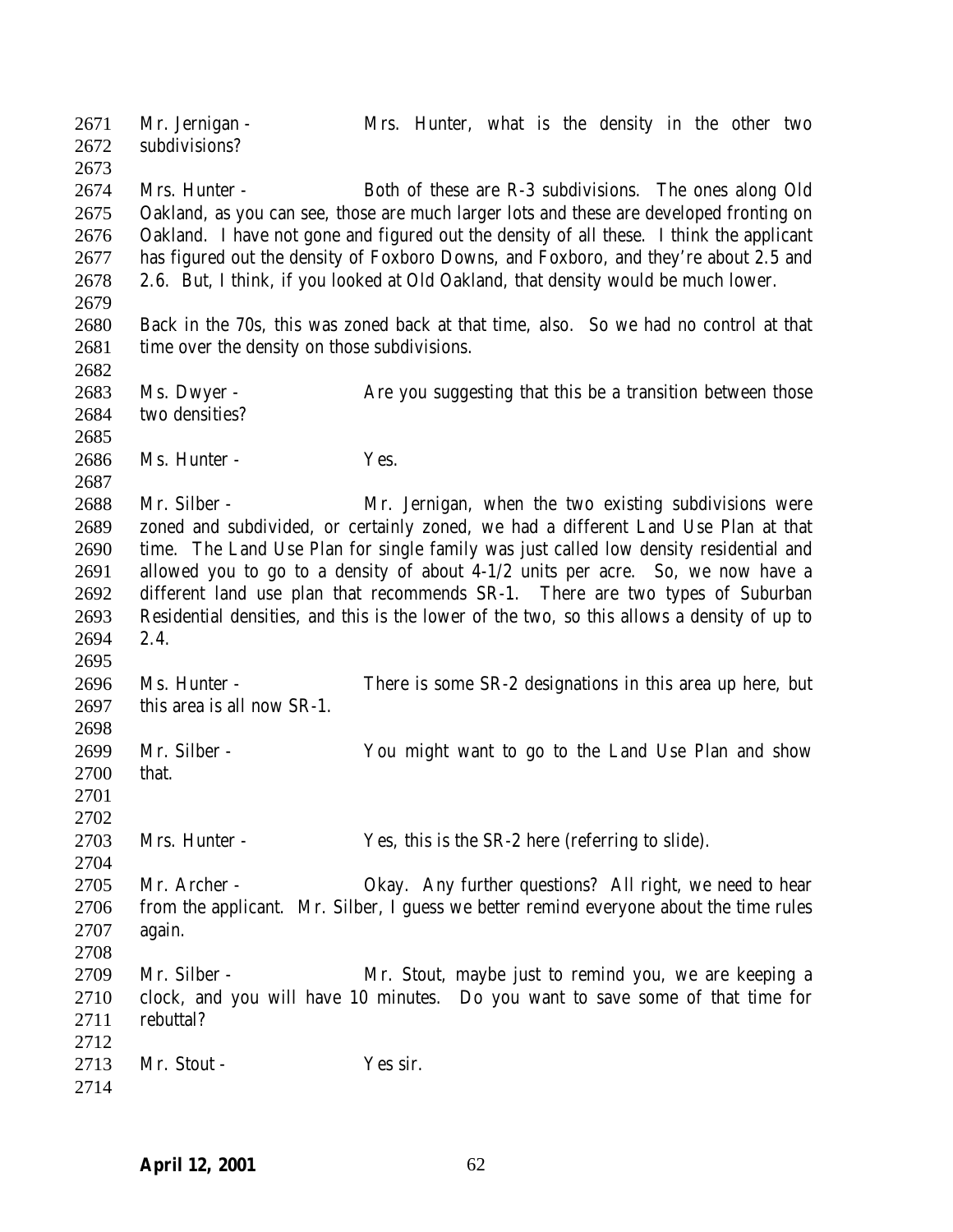Mr. Jernigan - Mrs. Hunter, what is the density in the other two subdivisions?

Mrs. Hunter - Both of these are R-3 subdivisions. The ones along Old Oakland, as you can see, those are much larger lots and these are developed fronting on Oakland. I have not gone and figured out the density of all these. I think the applicant has figured out the density of Foxboro Downs, and Foxboro, and they're about 2.5 and 2.6. But, I think, if you looked at Old Oakland, that density would be much lower.

Back in the 70s, this was zoned back at that time, also. So we had no control at that time over the density on those subdivisions.

Ms. Dwyer - Are you suggesting that this be a transition between those two densities?

Ms. Hunter - Yes.

Mr. Silber - Mr. Jernigan, when the two existing subdivisions were zoned and subdivided, or certainly zoned, we had a different Land Use Plan at that time. The Land Use Plan for single family was just called low density residential and allowed you to go to a density of about 4-1/2 units per acre. So, we now have a different land use plan that recommends SR-1. There are two types of Suburban Residential densities, and this is the lower of the two, so this allows a density of up to 2.4.

Ms. Hunter - There is some SR-2 designations in this area up here, but this area is all now SR-1.

Mr. Silber - You might want to go to the Land Use Plan and show that.

Mrs. Hunter - Yes, this is the SR-2 here (referring to slide).

Mr. Archer - Okay. Any further questions? All right, we need to hear from the applicant. Mr. Silber, I guess we better remind everyone about the time rules again.

Mr. Silber - Mr. Stout, maybe just to remind you, we are keeping a clock, and you will have 10 minutes. Do you want to save some of that time for rebuttal?

Mr. Stout - Yes sir.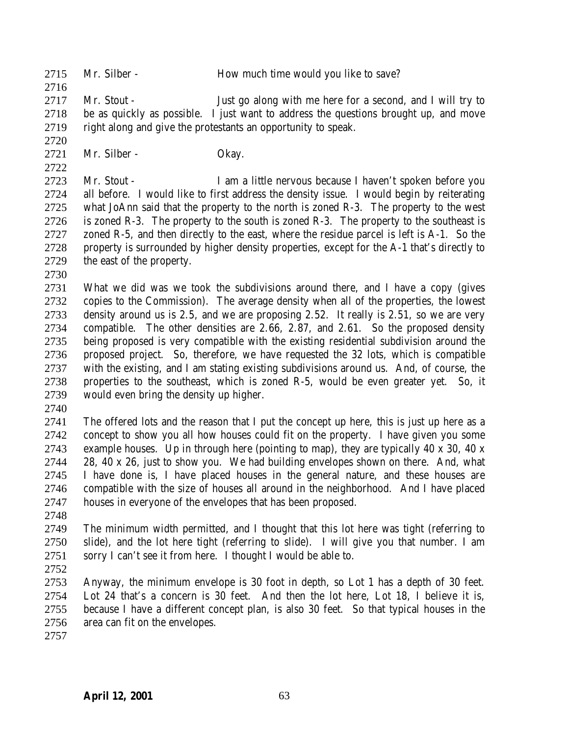2715 Mr. Silber - How much time would you like to save?

2716

2717 Mr. Stout - Just go along with me here for a second, and I will try to
2718 be as quickly as possible. I just want to address the questions brought up, and move
2719 right along and give the protestants an opportunity to speak.

2720

2721 Mr. Silber - Okay.

2722

2723 Mr. Stout - I am a little nervous because I haven't spoken before you
2724 all before. I would like to first address the density issue. I would begin by reiterating
2725 what JoAnn said that the property to the north is zoned R-3. The property to the west
2726 is zoned R-3. The property to the south is zoned R-3. The property to the southeast is
2727 zoned R-5, and then directly to the east, where the residue parcel is left is A-1. So the
2728 property is surrounded by higher density properties, except for the A-1 that's directly to
2729 the east of the property.

2730

2731 What we did was we took the subdivisions around there, and I have a copy (gives
2732 copies to the Commission). The average density when all of the properties, the lowest
2733 density around us is 2.5, and we are proposing 2.52. It really is 2.51, so we are very
2734 compatible. The other densities are 2.66, 2.87, and 2.61. So the proposed density
2735 being proposed is very compatible with the existing residential subdivision around the
2736 proposed project. So, therefore, we have requested the 32 lots, which is compatible
2737 with the existing, and I am stating existing subdivisions around us. And, of course, the
2738 properties to the southeast, which is zoned R-5, would be even greater yet. So, it
2739 would even bring the density up higher.

2740

2741 The offered lots and the reason that I put the concept up here, this is just up here as a
2742 concept to show you all how houses could fit on the property. I have given you some
2743 example houses. Up in through here (pointing to map), they are typically 40 x 30, 40 x
2744 28, 40 x 26, just to show you. We had building envelopes shown on there. And, what
2745 I have done is, I have placed houses in the general nature, and these houses are
2746 compatible with the size of houses all around in the neighborhood. And I have placed
2747 houses in everyone of the envelopes that has been proposed.

2748

2749 The minimum width permitted, and I thought that this lot here was tight (referring to
2750 slide), and the lot here tight (referring to slide). I will give you that number. I am
2751 sorry I can't see it from here. I thought I would be able to.

2752

2753 Anyway, the minimum envelope is 30 foot in depth, so Lot 1 has a depth of 30 feet.
2754 Lot 24 that's a concern is 30 feet. And then the lot here, Lot 18, I believe it is,
2755 because I have a different concept plan, is also 30 feet. So that typical houses in the
2756 area can fit on the envelopes.

2757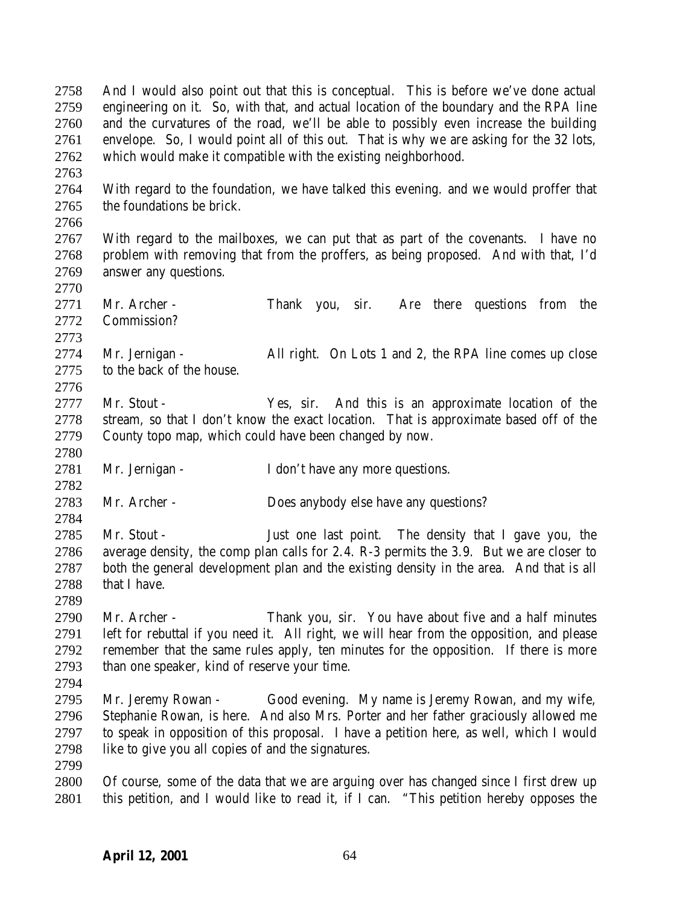And I would also point out that this is conceptual. This is before we've done actual engineering on it. So, with that, and actual location of the boundary and the RPA line and the curvatures of the road, we'll be able to possibly even increase the building envelope. So, I would point all of this out. That is why we are asking for the 32 lots, which would make it compatible with the existing neighborhood.

With regard to the foundation, we have talked this evening. and we would proffer that the foundations be brick.

With regard to the mailboxes, we can put that as part of the covenants. I have no problem with removing that from the proffers, as being proposed. And with that, I'd answer any questions.

Mr. Archer - Thank you, sir. Are there questions from the Commission?

Mr. Jernigan - All right. On Lots 1 and 2, the RPA line comes up close to the back of the house.

Mr. Stout - Yes, sir. And this is an approximate location of the stream, so that I don't know the exact location. That is approximate based off of the County topo map, which could have been changed by now.

Mr. Jernigan - I don't have any more questions.

Mr. Archer - Does anybody else have any questions?

Mr. Stout - Just one last point. The density that I gave you, the average density, the comp plan calls for 2.4. R-3 permits the 3.9. But we are closer to both the general development plan and the existing density in the area. And that is all that I have.

Mr. Archer - Thank you, sir. You have about five and a half minutes left for rebuttal if you need it. All right, we will hear from the opposition, and please remember that the same rules apply, ten minutes for the opposition. If there is more than one speaker, kind of reserve your time.

Mr. Jeremy Rowan - Good evening. My name is Jeremy Rowan, and my wife, Stephanie Rowan, is here. And also Mrs. Porter and her father graciously allowed me to speak in opposition of this proposal. I have a petition here, as well, which I would like to give you all copies of and the signatures.

Of course, some of the data that we are arguing over has changed since I first drew up this petition, and I would like to read it, if I can. "This petition hereby opposes the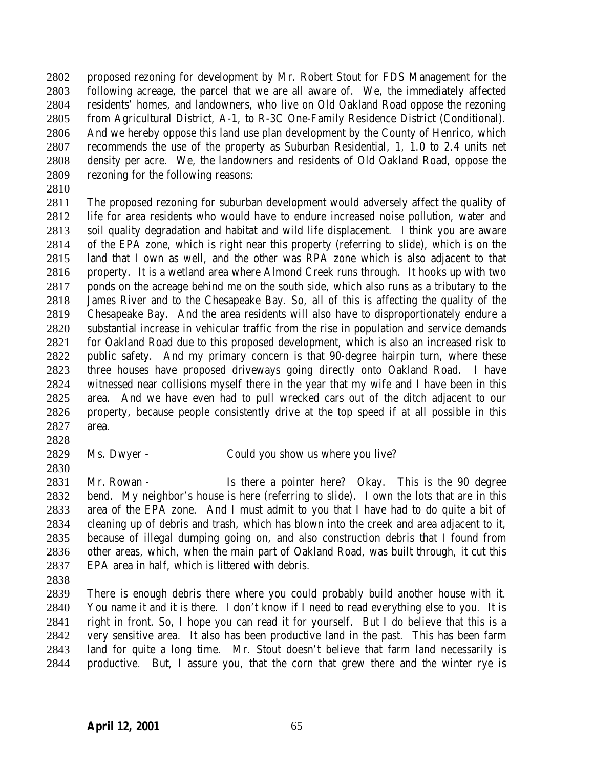proposed rezoning for development by Mr. Robert Stout for FDS Management for the following acreage, the parcel that we are all aware of. We, the immediately affected residents' homes, and landowners, who live on Old Oakland Road oppose the rezoning from Agricultural District, A-1, to R-3C One-Family Residence District (Conditional). And we hereby oppose this land use plan development by the County of Henrico, which recommends the use of the property as Suburban Residential, 1, 1.0 to 2.4 units net density per acre. We, the landowners and residents of Old Oakland Road, oppose the rezoning for the following reasons:

The proposed rezoning for suburban development would adversely affect the quality of life for area residents who would have to endure increased noise pollution, water and soil quality degradation and habitat and wild life displacement. I think you are aware of the EPA zone, which is right near this property (referring to slide), which is on the land that I own as well, and the other was RPA zone which is also adjacent to that property. It is a wetland area where Almond Creek runs through. It hooks up with two ponds on the acreage behind me on the south side, which also runs as a tributary to the James River and to the Chesapeake Bay. So, all of this is affecting the quality of the Chesapeake Bay. And the area residents will also have to disproportionately endure a substantial increase in vehicular traffic from the rise in population and service demands for Oakland Road due to this proposed development, which is also an increased risk to public safety. And my primary concern is that 90-degree hairpin turn, where these three houses have proposed driveways going directly onto Oakland Road. I have witnessed near collisions myself there in the year that my wife and I have been in this area. And we have even had to pull wrecked cars out of the ditch adjacent to our property, because people consistently drive at the top speed if at all possible in this area.

Ms. Dwyer - Could you show us where you live?

Mr. Rowan - Is there a pointer here? Okay. This is the 90 degree bend. My neighbor's house is here (referring to slide). I own the lots that are in this area of the EPA zone. And I must admit to you that I have had to do quite a bit of cleaning up of debris and trash, which has blown into the creek and area adjacent to it, because of illegal dumping going on, and also construction debris that I found from other areas, which, when the main part of Oakland Road, was built through, it cut this EPA area in half, which is littered with debris.

There is enough debris there where you could probably build another house with it. You name it and it is there. I don't know if I need to read everything else to you. It is right in front. So, I hope you can read it for yourself. But I do believe that this is a very sensitive area. It also has been productive land in the past. This has been farm land for quite a long time. Mr. Stout doesn't believe that farm land necessarily is productive. But, I assure you, that the corn that grew there and the winter rye is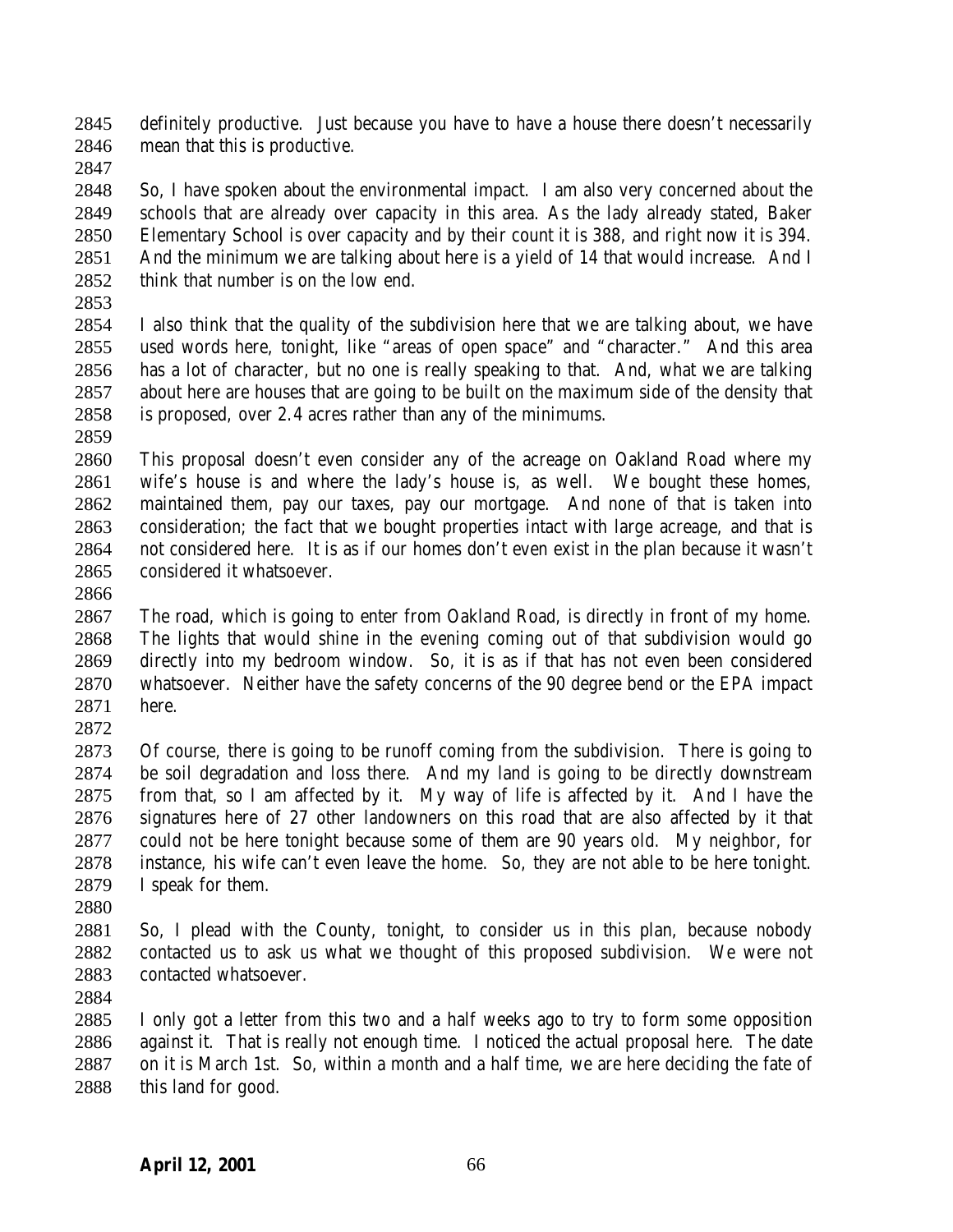definitely productive. Just because you have to have a house there doesn't necessarily mean that this is productive.

So, I have spoken about the environmental impact. I am also very concerned about the schools that are already over capacity in this area. As the lady already stated, Baker Elementary School is over capacity and by their count it is 388, and right now it is 394. And the minimum we are talking about here is a yield of 14 that would increase. And I think that number is on the low end.

I also think that the quality of the subdivision here that we are talking about, we have used words here, tonight, like "areas of open space" and "character." And this area has a lot of character, but no one is really speaking to that. And, what we are talking about here are houses that are going to be built on the maximum side of the density that is proposed, over 2.4 acres rather than any of the minimums.

This proposal doesn't even consider any of the acreage on Oakland Road where my wife's house is and where the lady's house is, as well. We bought these homes, maintained them, pay our taxes, pay our mortgage. And none of that is taken into consideration; the fact that we bought properties intact with large acreage, and that is not considered here. It is as if our homes don't even exist in the plan because it wasn't considered it whatsoever.

The road, which is going to enter from Oakland Road, is directly in front of my home. The lights that would shine in the evening coming out of that subdivision would go directly into my bedroom window. So, it is as if that has not even been considered whatsoever. Neither have the safety concerns of the 90 degree bend or the EPA impact here.

Of course, there is going to be runoff coming from the subdivision. There is going to be soil degradation and loss there. And my land is going to be directly downstream from that, so I am affected by it. My way of life is affected by it. And I have the signatures here of 27 other landowners on this road that are also affected by it that could not be here tonight because some of them are 90 years old. My neighbor, for instance, his wife can't even leave the home. So, they are not able to be here tonight. I speak for them.

So, I plead with the County, tonight, to consider us in this plan, because nobody contacted us to ask us what we thought of this proposed subdivision. We were not contacted whatsoever.

I only got a letter from this two and a half weeks ago to try to form some opposition against it. That is really not enough time. I noticed the actual proposal here. The date on it is March 1st. So, within a month and a half time, we are here deciding the fate of this land for good.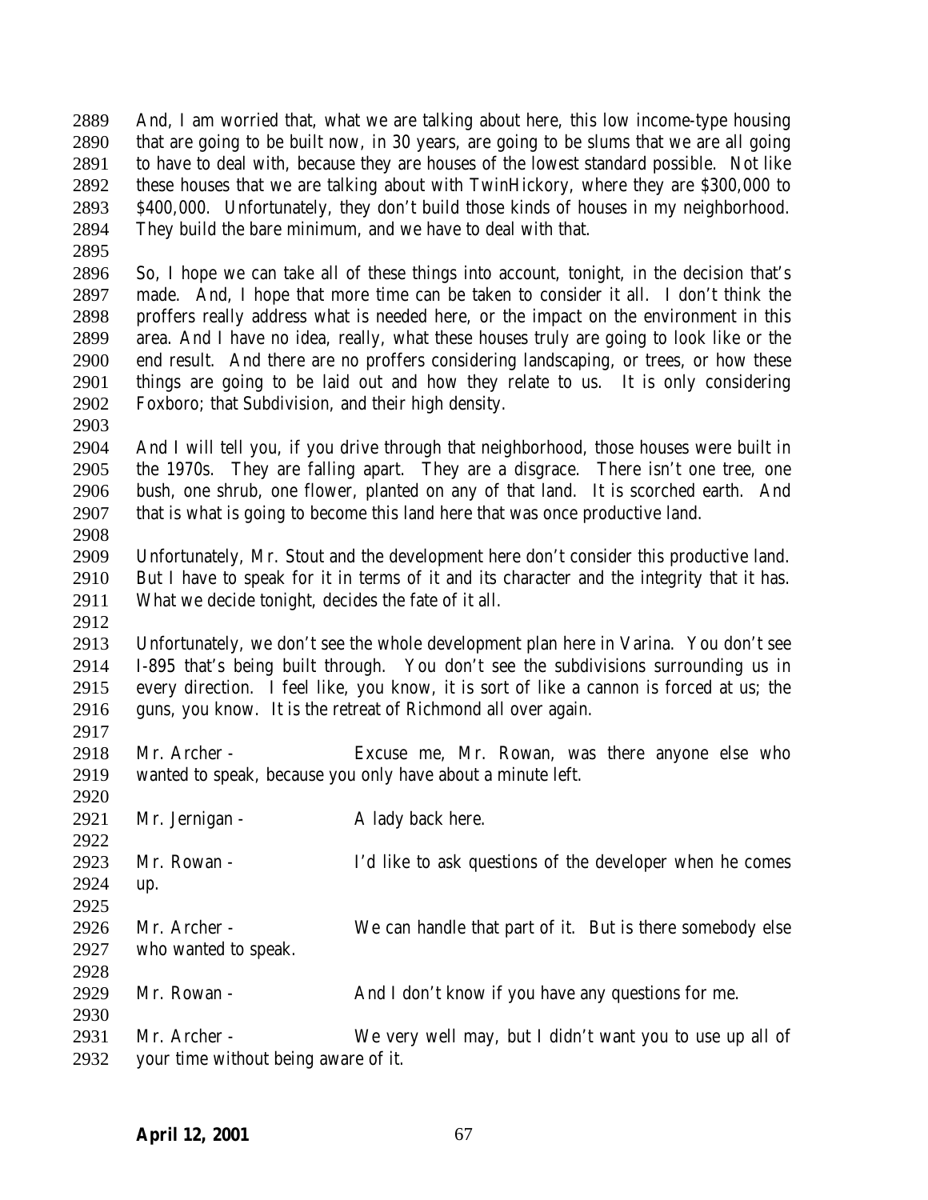And, I am worried that, what we are talking about here, this low income-type housing that are going to be built now, in 30 years, are going to be slums that we are all going to have to deal with, because they are houses of the lowest standard possible. Not like these houses that we are talking about with TwinHickory, where they are $300,000 to $400,000. Unfortunately, they don't build those kinds of houses in my neighborhood. They build the bare minimum, and we have to deal with that.

So, I hope we can take all of these things into account, tonight, in the decision that's made. And, I hope that more time can be taken to consider it all. I don't think the proffers really address what is needed here, or the impact on the environment in this area. And I have no idea, really, what these houses truly are going to look like or the end result. And there are no proffers considering landscaping, or trees, or how these things are going to be laid out and how they relate to us. It is only considering Foxboro; that Subdivision, and their high density.

And I will tell you, if you drive through that neighborhood, those houses were built in the 1970s. They are falling apart. They are a disgrace. There isn't one tree, one bush, one shrub, one flower, planted on any of that land. It is scorched earth. And that is what is going to become this land here that was once productive land.

Unfortunately, Mr. Stout and the development here don't consider this productive land. But I have to speak for it in terms of it and its character and the integrity that it has. What we decide tonight, decides the fate of it all.

Unfortunately, we don't see the whole development plan here in Varina. You don't see I-895 that's being built through. You don't see the subdivisions surrounding us in every direction. I feel like, you know, it is sort of like a cannon is forced at us; the guns, you know. It is the retreat of Richmond all over again.

Mr. Archer - Excuse me, Mr. Rowan, was there anyone else who wanted to speak, because you only have about a minute left.

Mr. Jernigan - A lady back here.

Mr. Rowan - I'd like to ask questions of the developer when he comes up.

Mr. Archer - We can handle that part of it. But is there somebody else who wanted to speak.

Mr. Rowan - And I don't know if you have any questions for me.

Mr. Archer - We very well may, but I didn't want you to use up all of your time without being aware of it.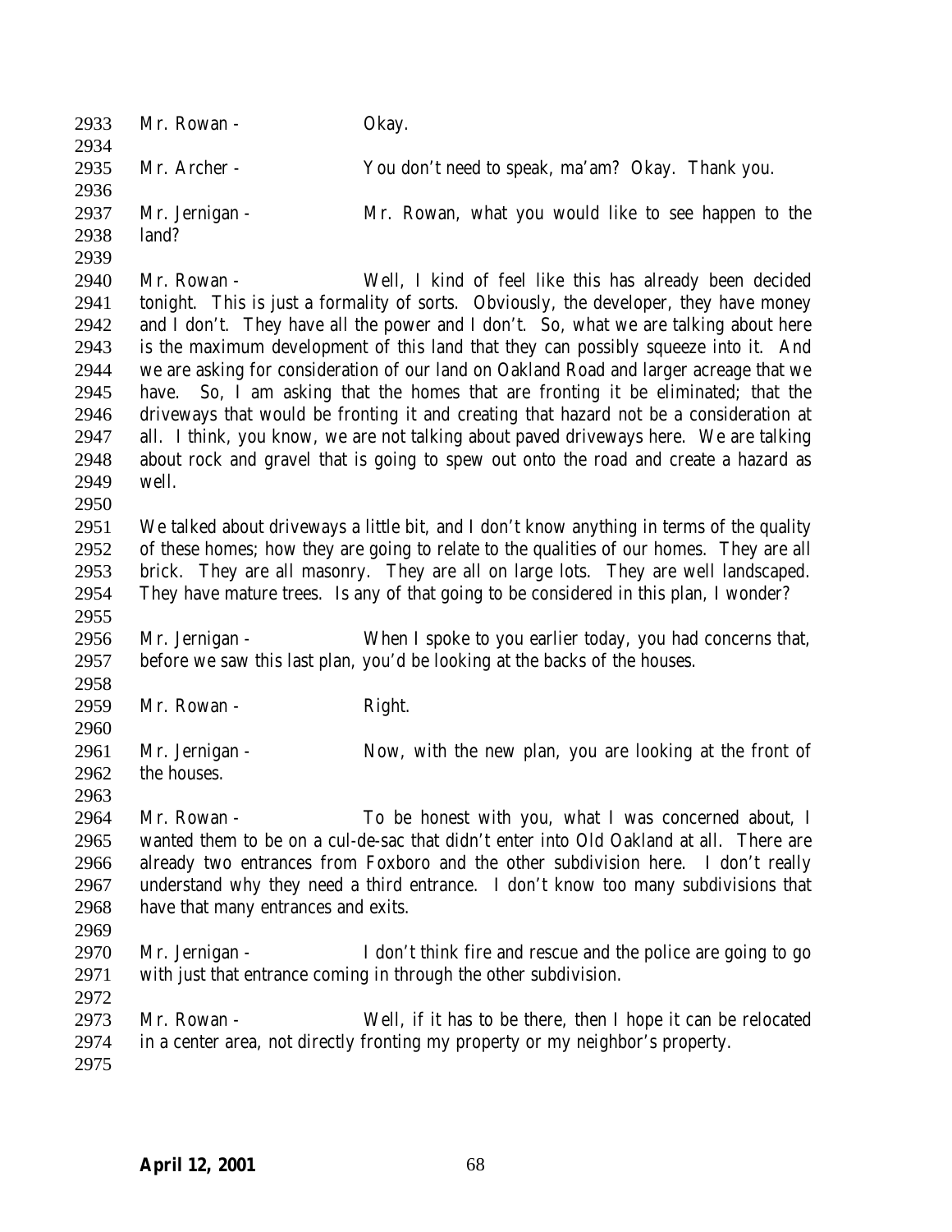Mr. Rowan - Okay.

Mr. Archer - You don't need to speak, ma'am? Okay. Thank you.

Mr. Jernigan - Mr. Rowan, what you would like to see happen to the land?

Mr. Rowan - Well, I kind of feel like this has already been decided tonight. This is just a formality of sorts. Obviously, the developer, they have money and I don't. They have all the power and I don't. So, what we are talking about here is the maximum development of this land that they can possibly squeeze into it. And we are asking for consideration of our land on Oakland Road and larger acreage that we have. So, I am asking that the homes that are fronting it be eliminated; that the driveways that would be fronting it and creating that hazard not be a consideration at all. I think, you know, we are not talking about paved driveways here. We are talking about rock and gravel that is going to spew out onto the road and create a hazard as well.

We talked about driveways a little bit, and I don't know anything in terms of the quality of these homes; how they are going to relate to the qualities of our homes. They are all brick. They are all masonry. They are all on large lots. They are well landscaped. They have mature trees. Is any of that going to be considered in this plan, I wonder?

Mr. Jernigan - When I spoke to you earlier today, you had concerns that, before we saw this last plan, you'd be looking at the backs of the houses.

Mr. Rowan - Right.

Mr. Jernigan - Now, with the new plan, you are looking at the front of the houses.

Mr. Rowan - To be honest with you, what I was concerned about, I wanted them to be on a cul-de-sac that didn't enter into Old Oakland at all. There are already two entrances from Foxboro and the other subdivision here. I don't really understand why they need a third entrance. I don't know too many subdivisions that have that many entrances and exits.

Mr. Jernigan - I don't think fire and rescue and the police are going to go with just that entrance coming in through the other subdivision.

Mr. Rowan - Well, if it has to be there, then I hope it can be relocated in a center area, not directly fronting my property or my neighbor's property.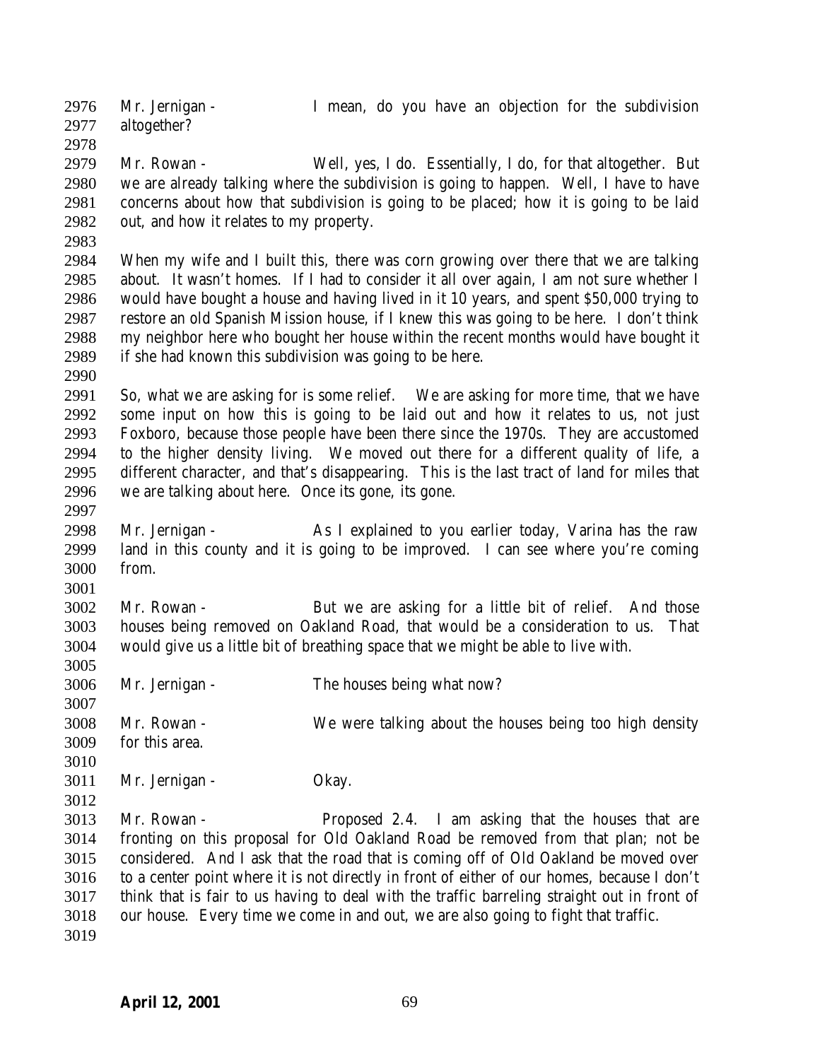Mr. Jernigan - I mean, do you have an objection for the subdivision altogether?

Mr. Rowan - Well, yes, I do. Essentially, I do, for that altogether. But we are already talking where the subdivision is going to happen. Well, I have to have concerns about how that subdivision is going to be placed; how it is going to be laid out, and how it relates to my property.

When my wife and I built this, there was corn growing over there that we are talking about. It wasn't homes. If I had to consider it all over again, I am not sure whether I would have bought a house and having lived in it 10 years, and spent $50,000 trying to restore an old Spanish Mission house, if I knew this was going to be here. I don't think my neighbor here who bought her house within the recent months would have bought it if she had known this subdivision was going to be here.

So, what we are asking for is some relief. We are asking for more time, that we have some input on how this is going to be laid out and how it relates to us, not just Foxboro, because those people have been there since the 1970s. They are accustomed to the higher density living. We moved out there for a different quality of life, a different character, and that's disappearing. This is the last tract of land for miles that we are talking about here. Once its gone, its gone.

Mr. Jernigan - As I explained to you earlier today, Varina has the raw land in this county and it is going to be improved. I can see where you're coming from.

Mr. Rowan - But we are asking for a little bit of relief. And those houses being removed on Oakland Road, that would be a consideration to us. That would give us a little bit of breathing space that we might be able to live with.

Mr. Jernigan - The houses being what now?

Mr. Rowan - We were talking about the houses being too high density for this area.

Mr. Jernigan - Okay.

Mr. Rowan - Proposed 2.4. I am asking that the houses that are fronting on this proposal for Old Oakland Road be removed from that plan; not be considered. And I ask that the road that is coming off of Old Oakland be moved over to a center point where it is not directly in front of either of our homes, because I don't think that is fair to us having to deal with the traffic barreling straight out in front of our house. Every time we come in and out, we are also going to fight that traffic.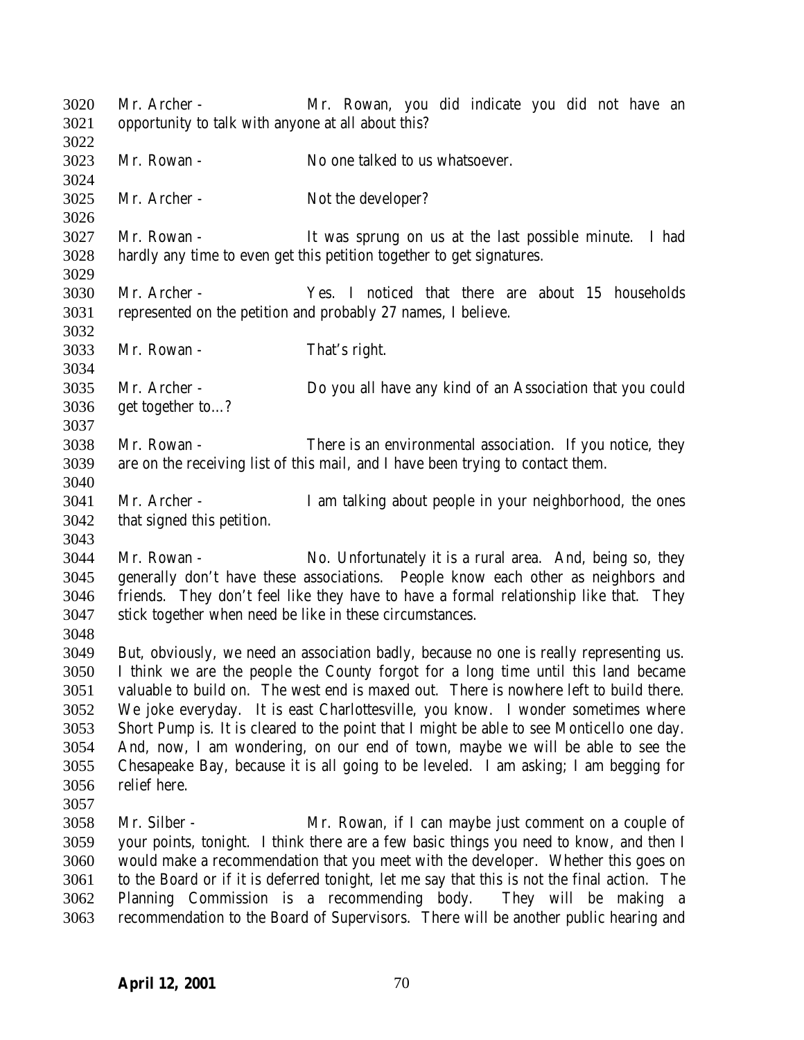Mr. Archer - Mr. Rowan, you did indicate you did not have an opportunity to talk with anyone at all about this?

Mr. Rowan - No one talked to us whatsoever.

Mr. Archer - Not the developer?

Mr. Rowan - It was sprung on us at the last possible minute. I had hardly any time to even get this petition together to get signatures.

Mr. Archer - Yes. I noticed that there are about 15 households represented on the petition and probably 27 names, I believe.

Mr. Rowan - That's right.

Mr. Archer - Do you all have any kind of an Association that you could get together to…?

Mr. Rowan - There is an environmental association. If you notice, they are on the receiving list of this mail, and I have been trying to contact them.

Mr. Archer - I am talking about people in your neighborhood, the ones that signed this petition.

Mr. Rowan - No. Unfortunately it is a rural area. And, being so, they generally don't have these associations. People know each other as neighbors and friends. They don't feel like they have to have a formal relationship like that. They stick together when need be like in these circumstances.

But, obviously, we need an association badly, because no one is really representing us. I think we are the people the County forgot for a long time until this land became valuable to build on. The west end is maxed out. There is nowhere left to build there. We joke everyday. It is east Charlottesville, you know. I wonder sometimes where Short Pump is. It is cleared to the point that I might be able to see Monticello one day. And, now, I am wondering, on our end of town, maybe we will be able to see the Chesapeake Bay, because it is all going to be leveled. I am asking; I am begging for relief here.

Mr. Silber - Mr. Rowan, if I can maybe just comment on a couple of your points, tonight. I think there are a few basic things you need to know, and then I would make a recommendation that you meet with the developer. Whether this goes on to the Board or if it is deferred tonight, let me say that this is not the final action. The Planning Commission is a recommending body. They will be making a recommendation to the Board of Supervisors. There will be another public hearing and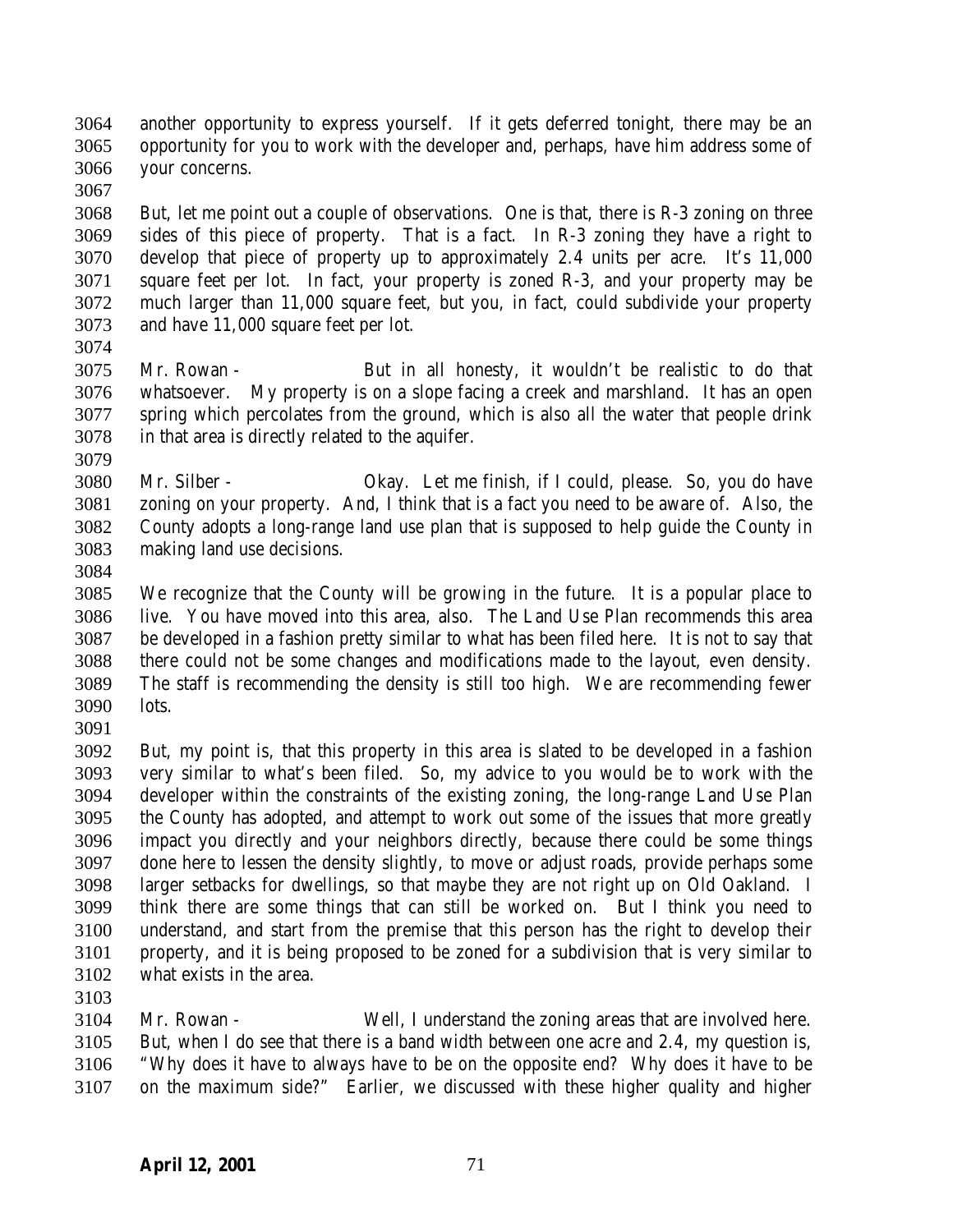another opportunity to express yourself. If it gets deferred tonight, there may be an opportunity for you to work with the developer and, perhaps, have him address some of your concerns.

But, let me point out a couple of observations. One is that, there is R-3 zoning on three sides of this piece of property. That is a fact. In R-3 zoning they have a right to develop that piece of property up to approximately 2.4 units per acre. It's 11,000 square feet per lot. In fact, your property is zoned R-3, and your property may be much larger than 11,000 square feet, but you, in fact, could subdivide your property and have 11,000 square feet per lot.

Mr. Rowan - But in all honesty, it wouldn't be realistic to do that whatsoever. My property is on a slope facing a creek and marshland. It has an open spring which percolates from the ground, which is also all the water that people drink in that area is directly related to the aquifer.

Mr. Silber - Okay. Let me finish, if I could, please. So, you do have zoning on your property. And, I think that is a fact you need to be aware of. Also, the County adopts a long-range land use plan that is supposed to help guide the County in making land use decisions.

We recognize that the County will be growing in the future. It is a popular place to live. You have moved into this area, also. The Land Use Plan recommends this area be developed in a fashion pretty similar to what has been filed here. It is not to say that there could not be some changes and modifications made to the layout, even density. The staff is recommending the density is still too high. We are recommending fewer lots.

But, my point is, that this property in this area is slated to be developed in a fashion very similar to what's been filed. So, my advice to you would be to work with the developer within the constraints of the existing zoning, the long-range Land Use Plan the County has adopted, and attempt to work out some of the issues that more greatly impact you directly and your neighbors directly, because there could be some things done here to lessen the density slightly, to move or adjust roads, provide perhaps some larger setbacks for dwellings, so that maybe they are not right up on Old Oakland. I think there are some things that can still be worked on. But I think you need to understand, and start from the premise that this person has the right to develop their property, and it is being proposed to be zoned for a subdivision that is very similar to what exists in the area.

Mr. Rowan - Well, I understand the zoning areas that are involved here. But, when I do see that there is a band width between one acre and 2.4, my question is, "Why does it have to always have to be on the opposite end? Why does it have to be on the maximum side?" Earlier, we discussed with these higher quality and higher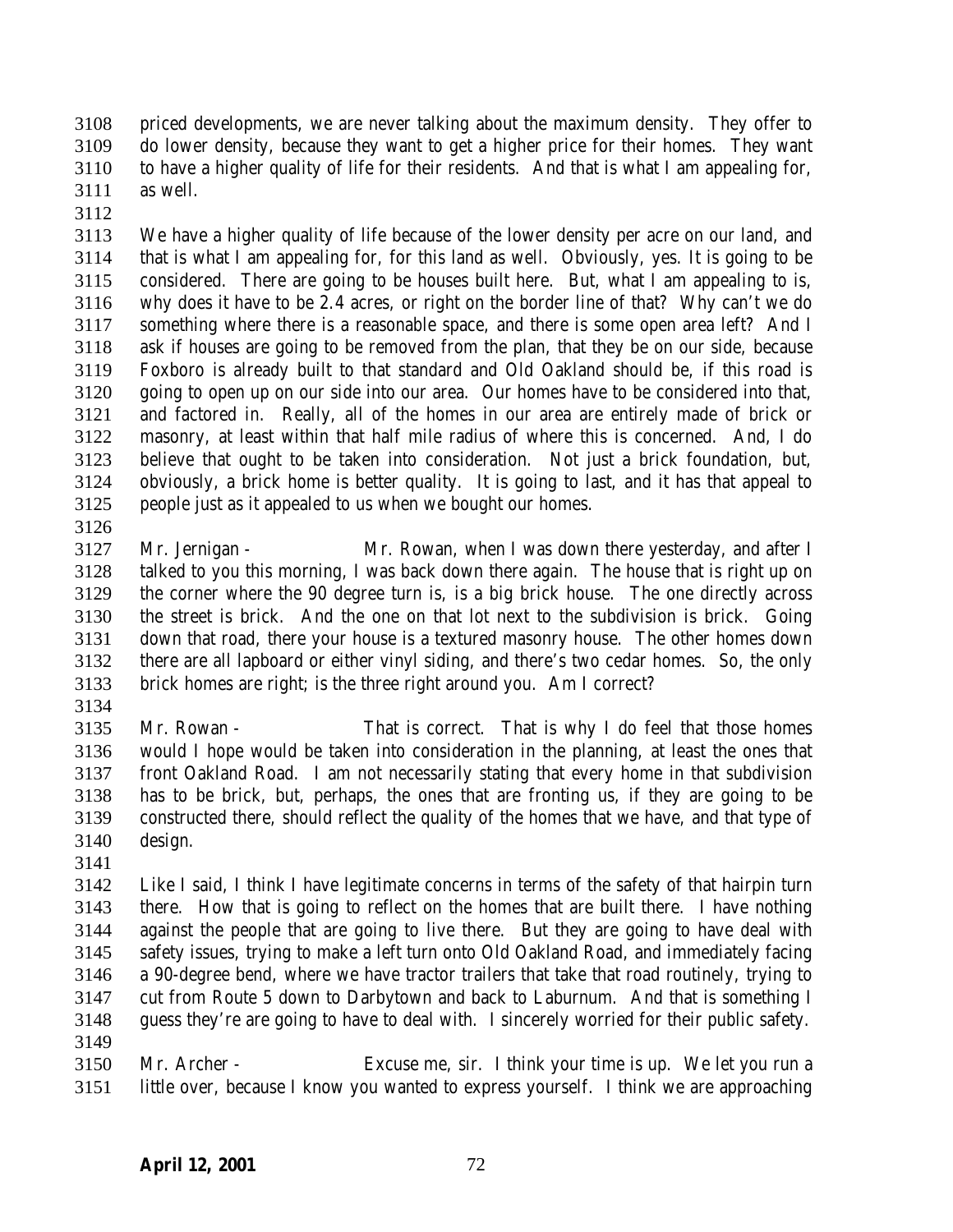priced developments, we are never talking about the maximum density. They offer to do lower density, because they want to get a higher price for their homes. They want to have a higher quality of life for their residents. And that is what I am appealing for, as well.

We have a higher quality of life because of the lower density per acre on our land, and that is what I am appealing for, for this land as well. Obviously, yes. It is going to be considered. There are going to be houses built here. But, what I am appealing to is, why does it have to be 2.4 acres, or right on the border line of that? Why can't we do something where there is a reasonable space, and there is some open area left? And I ask if houses are going to be removed from the plan, that they be on our side, because Foxboro is already built to that standard and Old Oakland should be, if this road is going to open up on our side into our area. Our homes have to be considered into that, and factored in. Really, all of the homes in our area are entirely made of brick or masonry, at least within that half mile radius of where this is concerned. And, I do believe that ought to be taken into consideration. Not just a brick foundation, but, obviously, a brick home is better quality. It is going to last, and it has that appeal to people just as it appealed to us when we bought our homes.

Mr. Jernigan - Mr. Rowan, when I was down there yesterday, and after I talked to you this morning, I was back down there again. The house that is right up on the corner where the 90 degree turn is, is a big brick house. The one directly across the street is brick. And the one on that lot next to the subdivision is brick. Going down that road, there your house is a textured masonry house. The other homes down there are all lapboard or either vinyl siding, and there's two cedar homes. So, the only brick homes are right; is the three right around you. Am I correct?

Mr. Rowan - That is correct. That is why I do feel that those homes would I hope would be taken into consideration in the planning, at least the ones that front Oakland Road. I am not necessarily stating that every home in that subdivision has to be brick, but, perhaps, the ones that are fronting us, if they are going to be constructed there, should reflect the quality of the homes that we have, and that type of design.

Like I said, I think I have legitimate concerns in terms of the safety of that hairpin turn there. How that is going to reflect on the homes that are built there. I have nothing against the people that are going to live there. But they are going to have deal with safety issues, trying to make a left turn onto Old Oakland Road, and immediately facing a 90-degree bend, where we have tractor trailers that take that road routinely, trying to cut from Route 5 down to Darbytown and back to Laburnum. And that is something I guess they're are going to have to deal with. I sincerely worried for their public safety.

Mr. Archer - Excuse me, sir. I think your time is up. We let you run a little over, because I know you wanted to express yourself. I think we are approaching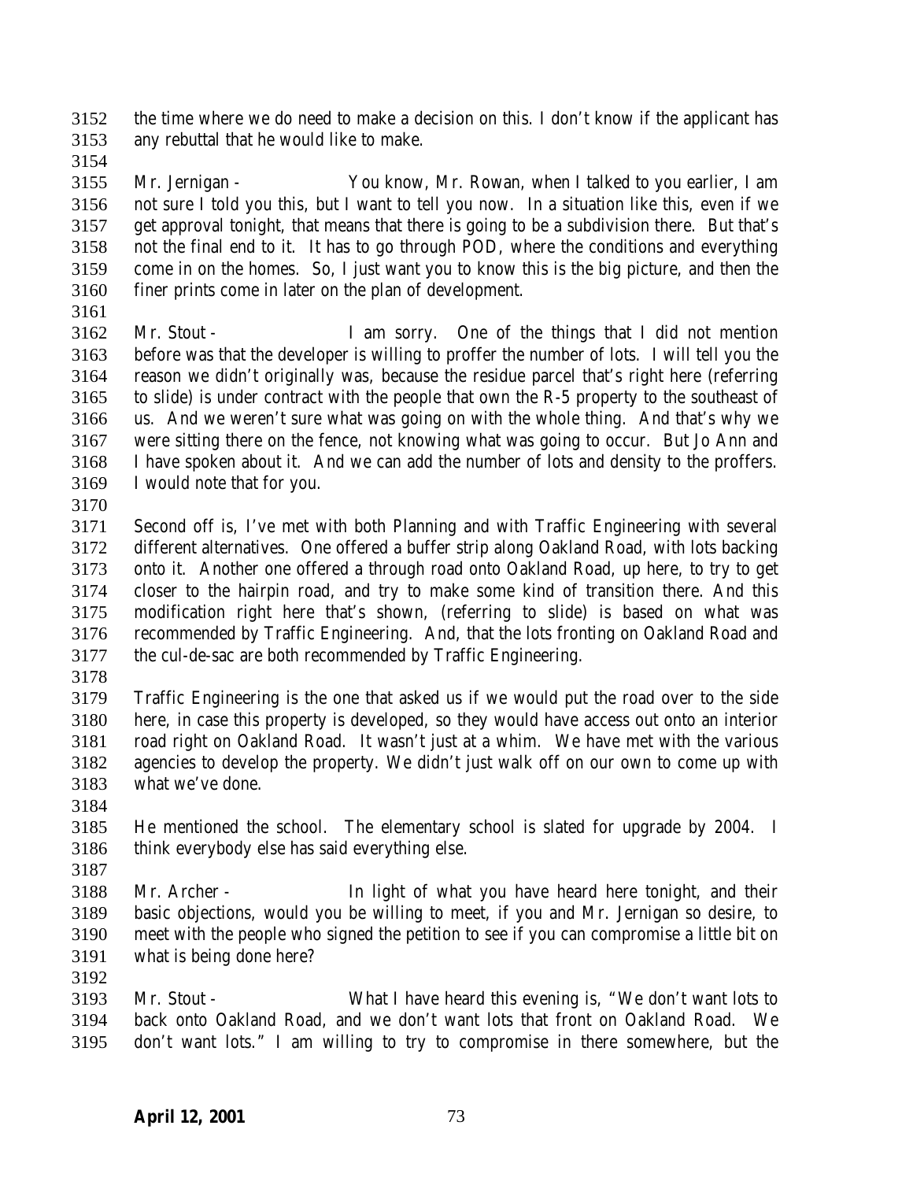the time where we do need to make a decision on this. I don't know if the applicant has any rebuttal that he would like to make.

Mr. Jernigan - You know, Mr. Rowan, when I talked to you earlier, I am not sure I told you this, but I want to tell you now. In a situation like this, even if we get approval tonight, that means that there is going to be a subdivision there. But that's not the final end to it. It has to go through POD, where the conditions and everything come in on the homes. So, I just want you to know this is the big picture, and then the finer prints come in later on the plan of development.

Mr. Stout - I am sorry. One of the things that I did not mention before was that the developer is willing to proffer the number of lots. I will tell you the reason we didn't originally was, because the residue parcel that's right here (referring to slide) is under contract with the people that own the R-5 property to the southeast of us. And we weren't sure what was going on with the whole thing. And that's why we were sitting there on the fence, not knowing what was going to occur. But Jo Ann and I have spoken about it. And we can add the number of lots and density to the proffers. I would note that for you.

Second off is, I've met with both Planning and with Traffic Engineering with several different alternatives. One offered a buffer strip along Oakland Road, with lots backing onto it. Another one offered a through road onto Oakland Road, up here, to try to get closer to the hairpin road, and try to make some kind of transition there. And this modification right here that's shown, (referring to slide) is based on what was recommended by Traffic Engineering. And, that the lots fronting on Oakland Road and the cul-de-sac are both recommended by Traffic Engineering.

Traffic Engineering is the one that asked us if we would put the road over to the side here, in case this property is developed, so they would have access out onto an interior road right on Oakland Road. It wasn't just at a whim. We have met with the various agencies to develop the property. We didn't just walk off on our own to come up with what we've done.

He mentioned the school. The elementary school is slated for upgrade by 2004. I think everybody else has said everything else.

Mr. Archer - In light of what you have heard here tonight, and their basic objections, would you be willing to meet, if you and Mr. Jernigan so desire, to meet with the people who signed the petition to see if you can compromise a little bit on what is being done here?

Mr. Stout - What I have heard this evening is, "We don't want lots to back onto Oakland Road, and we don't want lots that front on Oakland Road. We don't want lots." I am willing to try to compromise in there somewhere, but the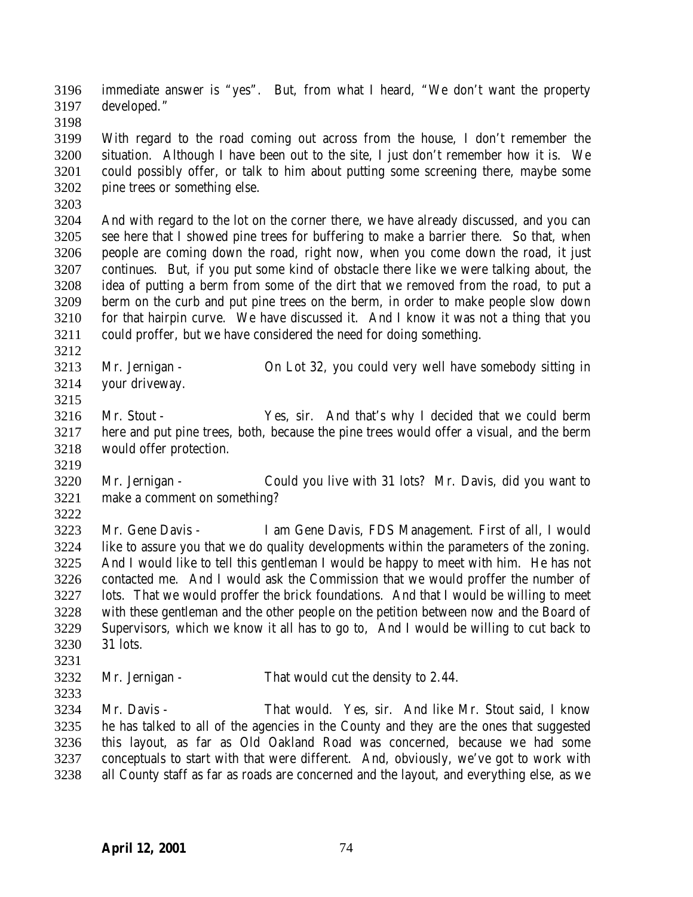immediate answer is "yes". But, from what I heard, "We don't want the property developed."

With regard to the road coming out across from the house, I don't remember the situation. Although I have been out to the site, I just don't remember how it is. We could possibly offer, or talk to him about putting some screening there, maybe some pine trees or something else.

And with regard to the lot on the corner there, we have already discussed, and you can see here that I showed pine trees for buffering to make a barrier there. So that, when people are coming down the road, right now, when you come down the road, it just continues. But, if you put some kind of obstacle there like we were talking about, the idea of putting a berm from some of the dirt that we removed from the road, to put a berm on the curb and put pine trees on the berm, in order to make people slow down for that hairpin curve. We have discussed it. And I know it was not a thing that you could proffer, but we have considered the need for doing something.

Mr. Jernigan - On Lot 32, you could very well have somebody sitting in your driveway.

Mr. Stout - Yes, sir. And that's why I decided that we could berm here and put pine trees, both, because the pine trees would offer a visual, and the berm would offer protection.

Mr. Jernigan - Could you live with 31 lots? Mr. Davis, did you want to make a comment on something?

Mr. Gene Davis - I am Gene Davis, FDS Management. First of all, I would like to assure you that we do quality developments within the parameters of the zoning. And I would like to tell this gentleman I would be happy to meet with him. He has not contacted me. And I would ask the Commission that we would proffer the number of lots. That we would proffer the brick foundations. And that I would be willing to meet with these gentleman and the other people on the petition between now and the Board of Supervisors, which we know it all has to go to, And I would be willing to cut back to 31 lots.

Mr. Jernigan - That would cut the density to 2.44.

Mr. Davis - That would. Yes, sir. And like Mr. Stout said, I know he has talked to all of the agencies in the County and they are the ones that suggested this layout, as far as Old Oakland Road was concerned, because we had some conceptuals to start with that were different. And, obviously, we've got to work with all County staff as far as roads are concerned and the layout, and everything else, as we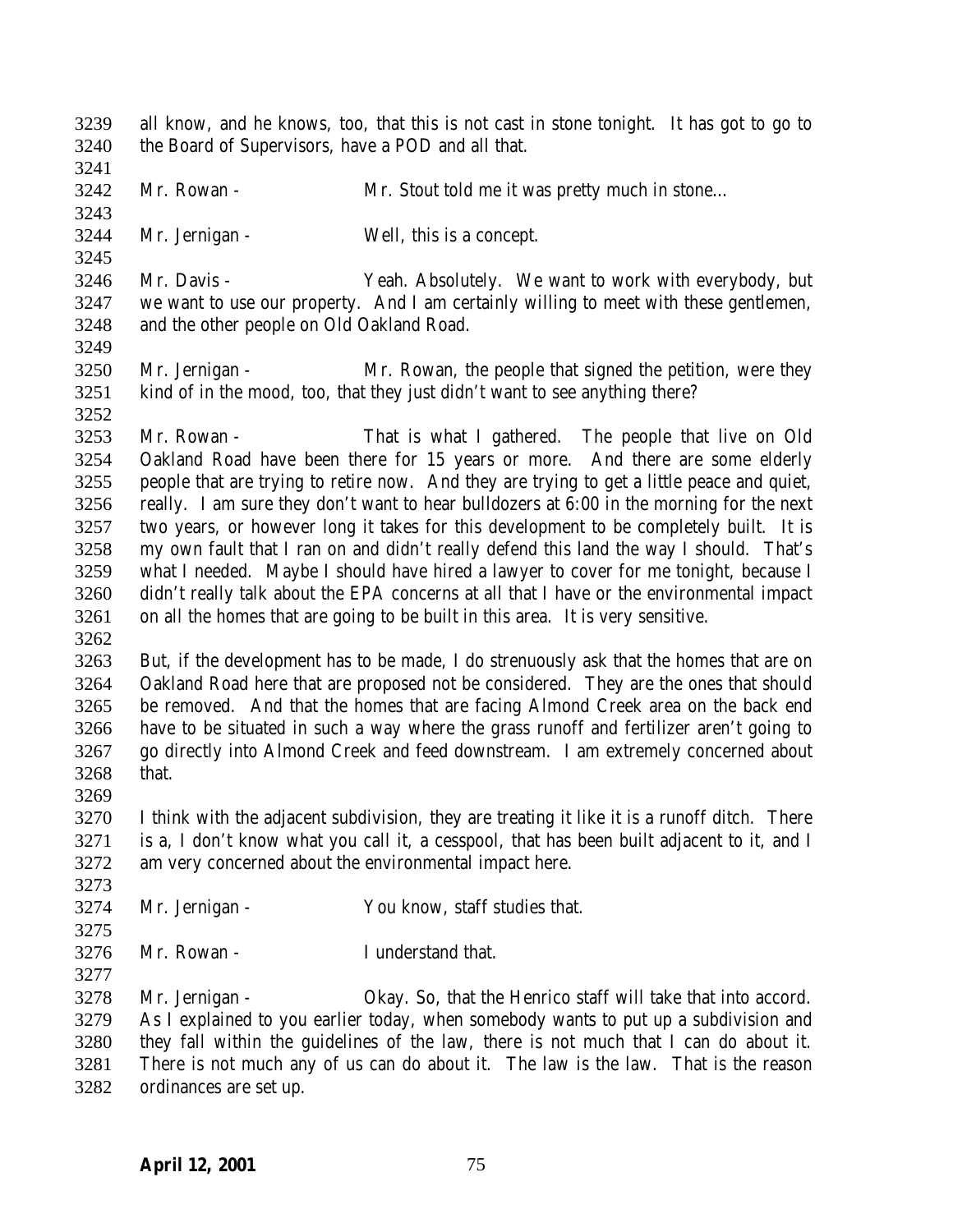all know, and he knows, too, that this is not cast in stone tonight. It has got to go to the Board of Supervisors, have a POD and all that.

Mr. Rowan - Mr. Stout told me it was pretty much in stone…

Mr. Jernigan - Well, this is a concept.

Mr. Davis - Yeah. Absolutely. We want to work with everybody, but we want to use our property. And I am certainly willing to meet with these gentlemen, and the other people on Old Oakland Road.

Mr. Jernigan - Mr. Rowan, the people that signed the petition, were they kind of in the mood, too, that they just didn't want to see anything there?

Mr. Rowan - That is what I gathered. The people that live on Old Oakland Road have been there for 15 years or more. And there are some elderly people that are trying to retire now. And they are trying to get a little peace and quiet, really. I am sure they don't want to hear bulldozers at 6:00 in the morning for the next two years, or however long it takes for this development to be completely built. It is my own fault that I ran on and didn't really defend this land the way I should. That's what I needed. Maybe I should have hired a lawyer to cover for me tonight, because I didn't really talk about the EPA concerns at all that I have or the environmental impact on all the homes that are going to be built in this area. It is very sensitive.

But, if the development has to be made, I do strenuously ask that the homes that are on Oakland Road here that are proposed not be considered. They are the ones that should be removed. And that the homes that are facing Almond Creek area on the back end have to be situated in such a way where the grass runoff and fertilizer aren't going to go directly into Almond Creek and feed downstream. I am extremely concerned about that.

I think with the adjacent subdivision, they are treating it like it is a runoff ditch. There is a, I don't know what you call it, a cesspool, that has been built adjacent to it, and I am very concerned about the environmental impact here.

Mr. Jernigan - You know, staff studies that.

Mr. Rowan - I understand that.

Mr. Jernigan - Okay. So, that the Henrico staff will take that into accord. As I explained to you earlier today, when somebody wants to put up a subdivision and they fall within the guidelines of the law, there is not much that I can do about it. There is not much any of us can do about it. The law is the law. That is the reason ordinances are set up.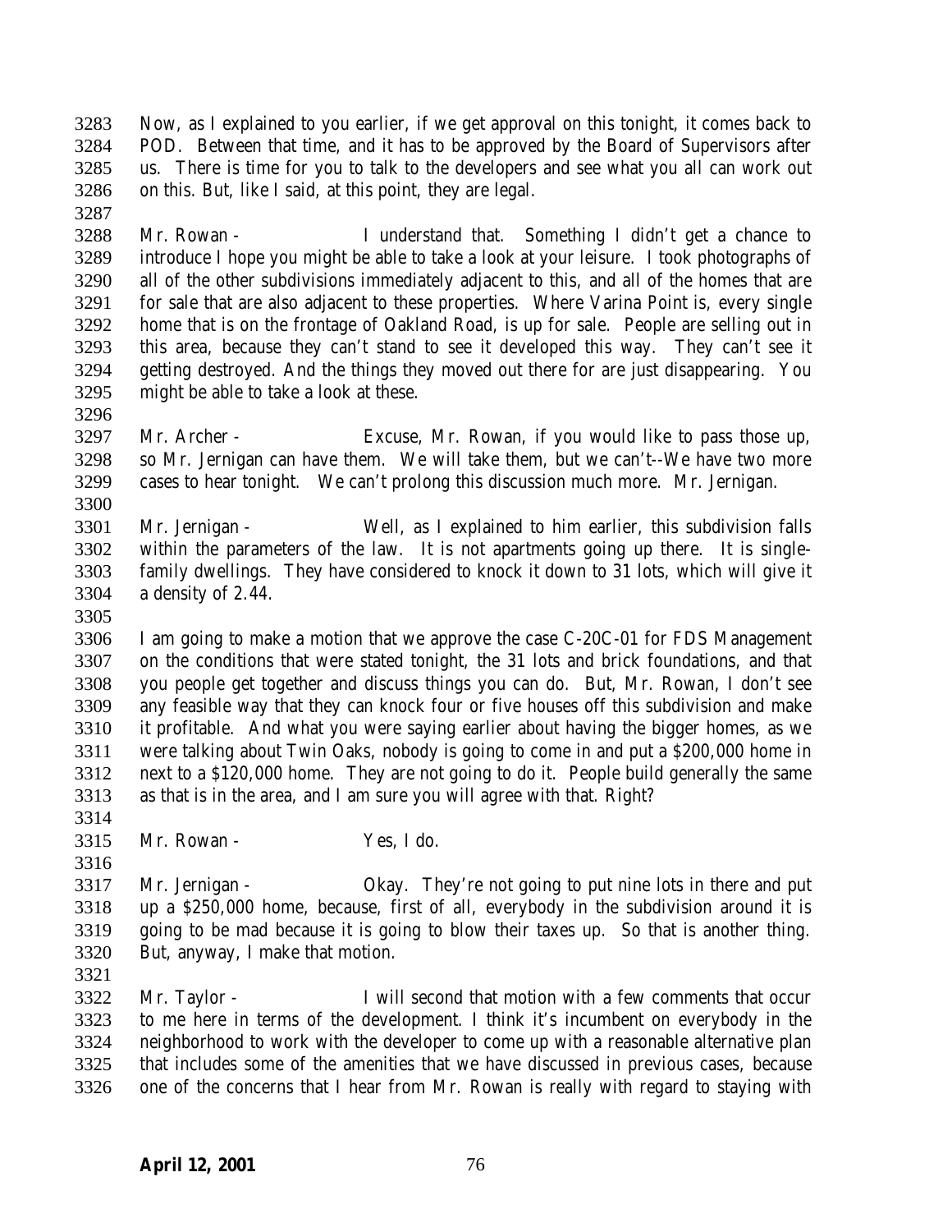Now, as I explained to you earlier, if we get approval on this tonight, it comes back to POD. Between that time, and it has to be approved by the Board of Supervisors after us. There is time for you to talk to the developers and see what you all can work out on this. But, like I said, at this point, they are legal.

Mr. Rowan - I understand that. Something I didn't get a chance to introduce I hope you might be able to take a look at your leisure. I took photographs of all of the other subdivisions immediately adjacent to this, and all of the homes that are for sale that are also adjacent to these properties. Where Varina Point is, every single home that is on the frontage of Oakland Road, is up for sale. People are selling out in this area, because they can't stand to see it developed this way. They can't see it getting destroyed. And the things they moved out there for are just disappearing. You might be able to take a look at these.

Mr. Archer - Excuse, Mr. Rowan, if you would like to pass those up, so Mr. Jernigan can have them. We will take them, but we can't--We have two more cases to hear tonight. We can't prolong this discussion much more. Mr. Jernigan.

Mr. Jernigan - Well, as I explained to him earlier, this subdivision falls within the parameters of the law. It is not apartments going up there. It is single-family dwellings. They have considered to knock it down to 31 lots, which will give it a density of 2.44.

I am going to make a motion that we approve the case C-20C-01 for FDS Management on the conditions that were stated tonight, the 31 lots and brick foundations, and that you people get together and discuss things you can do. But, Mr. Rowan, I don't see any feasible way that they can knock four or five houses off this subdivision and make it profitable. And what you were saying earlier about having the bigger homes, as we were talking about Twin Oaks, nobody is going to come in and put a $200,000 home in next to a $120,000 home. They are not going to do it. People build generally the same as that is in the area, and I am sure you will agree with that. Right?

Mr. Rowan - Yes, I do.

Mr. Jernigan - Okay. They're not going to put nine lots in there and put up a $250,000 home, because, first of all, everybody in the subdivision around it is going to be mad because it is going to blow their taxes up. So that is another thing. But, anyway, I make that motion.

Mr. Taylor - I will second that motion with a few comments that occur to me here in terms of the development. I think it's incumbent on everybody in the neighborhood to work with the developer to come up with a reasonable alternative plan that includes some of the amenities that we have discussed in previous cases, because one of the concerns that I hear from Mr. Rowan is really with regard to staying with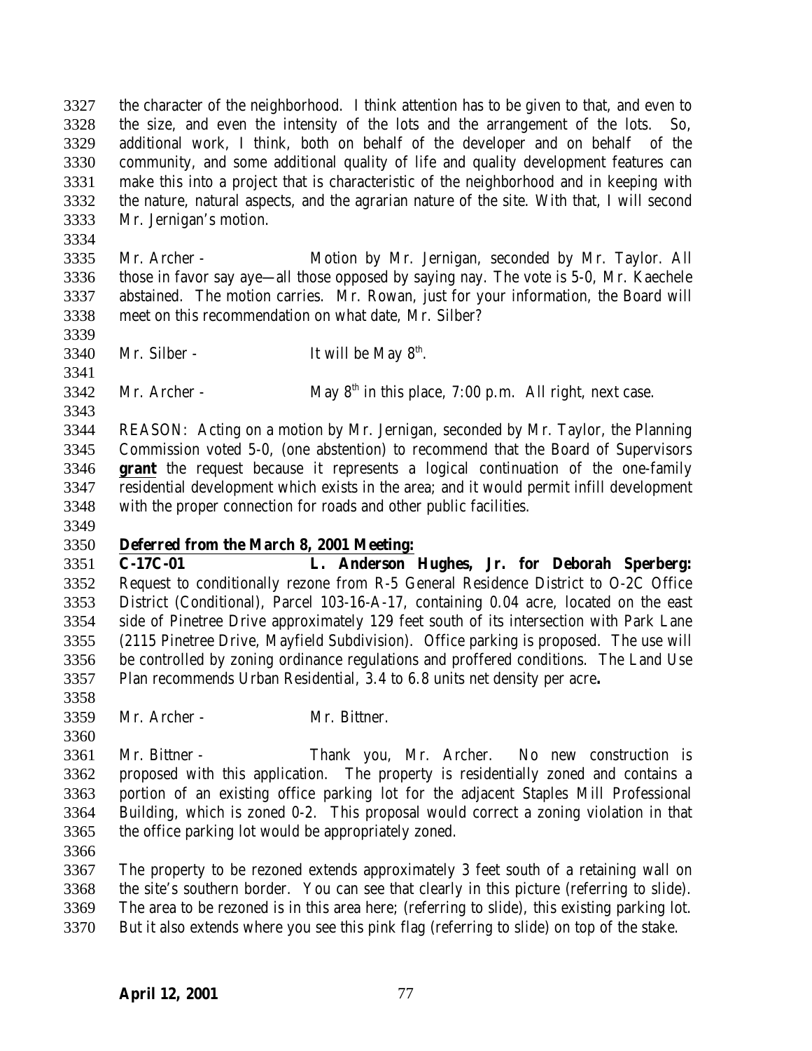the character of the neighborhood. I think attention has to be given to that, and even to the size, and even the intensity of the lots and the arrangement of the lots. So, additional work, I think, both on behalf of the developer and on behalf of the community, and some additional quality of life and quality development features can make this into a project that is characteristic of the neighborhood and in keeping with the nature, natural aspects, and the agrarian nature of the site. With that, I will second Mr. Jernigan's motion.

Mr. Archer - Motion by Mr. Jernigan, seconded by Mr. Taylor. All those in favor say aye—all those opposed by saying nay. The vote is 5-0, Mr. Kaechele abstained. The motion carries. Mr. Rowan, just for your information, the Board will meet on this recommendation on what date, Mr. Silber?

Mr. Silber - It will be May 8th.

Mr. Archer - May 8th in this place, 7:00 p.m. All right, next case.

REASON: Acting on a motion by Mr. Jernigan, seconded by Mr. Taylor, the Planning Commission voted 5-0, (one abstention) to recommend that the Board of Supervisors **grant** the request because it represents a logical continuation of the one-family residential development which exists in the area; and it would permit infill development with the proper connection for roads and other public facilities.

**Deferred from the March 8, 2001 Meeting:**

**C-17C-01 L. Anderson Hughes, Jr. for Deborah Sperberg:** Request to conditionally rezone from R-5 General Residence District to O-2C Office District (Conditional), Parcel 103-16-A-17, containing 0.04 acre, located on the east side of Pinetree Drive approximately 129 feet south of its intersection with Park Lane (2115 Pinetree Drive, Mayfield Subdivision). Office parking is proposed. The use will be controlled by zoning ordinance regulations and proffered conditions. The Land Use Plan recommends Urban Residential, 3.4 to 6.8 units net density per acre**.**

Mr. Archer - Mr. Bittner.

Mr. Bittner - Thank you, Mr. Archer. No new construction is proposed with this application. The property is residentially zoned and contains a portion of an existing office parking lot for the adjacent Staples Mill Professional Building, which is zoned 0-2. This proposal would correct a zoning violation in that the office parking lot would be appropriately zoned.

The property to be rezoned extends approximately 3 feet south of a retaining wall on the site's southern border. You can see that clearly in this picture (referring to slide). The area to be rezoned is in this area here; (referring to slide), this existing parking lot. But it also extends where you see this pink flag (referring to slide) on top of the stake.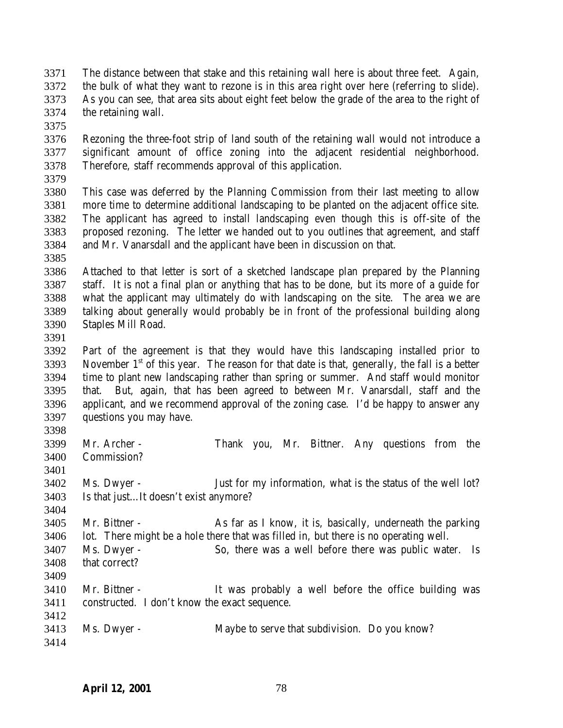The distance between that stake and this retaining wall here is about three feet. Again, the bulk of what they want to rezone is in this area right over here (referring to slide). As you can see, that area sits about eight feet below the grade of the area to the right of the retaining wall.

Rezoning the three-foot strip of land south of the retaining wall would not introduce a significant amount of office zoning into the adjacent residential neighborhood. Therefore, staff recommends approval of this application.

This case was deferred by the Planning Commission from their last meeting to allow more time to determine additional landscaping to be planted on the adjacent office site. The applicant has agreed to install landscaping even though this is off-site of the proposed rezoning. The letter we handed out to you outlines that agreement, and staff and Mr. Vanarsdall and the applicant have been in discussion on that.

Attached to that letter is sort of a sketched landscape plan prepared by the Planning staff. It is not a final plan or anything that has to be done, but its more of a guide for what the applicant may ultimately do with landscaping on the site. The area we are talking about generally would probably be in front of the professional building along Staples Mill Road.

Part of the agreement is that they would have this landscaping installed prior to November 1st of this year. The reason for that date is that, generally, the fall is a better time to plant new landscaping rather than spring or summer. And staff would monitor that. But, again, that has been agreed to between Mr. Vanarsdall, staff and the applicant, and we recommend approval of the zoning case. I'd be happy to answer any questions you may have.

Mr. Archer - Thank you, Mr. Bittner. Any questions from the Commission?

Ms. Dwyer - Just for my information, what is the status of the well lot? Is that just…It doesn't exist anymore?

Mr. Bittner - As far as I know, it is, basically, underneath the parking lot. There might be a hole there that was filled in, but there is no operating well.

Ms. Dwyer - So, there was a well before there was public water. Is that correct?

Mr. Bittner - It was probably a well before the office building was constructed. I don't know the exact sequence.

Ms. Dwyer - Maybe to serve that subdivision. Do you know?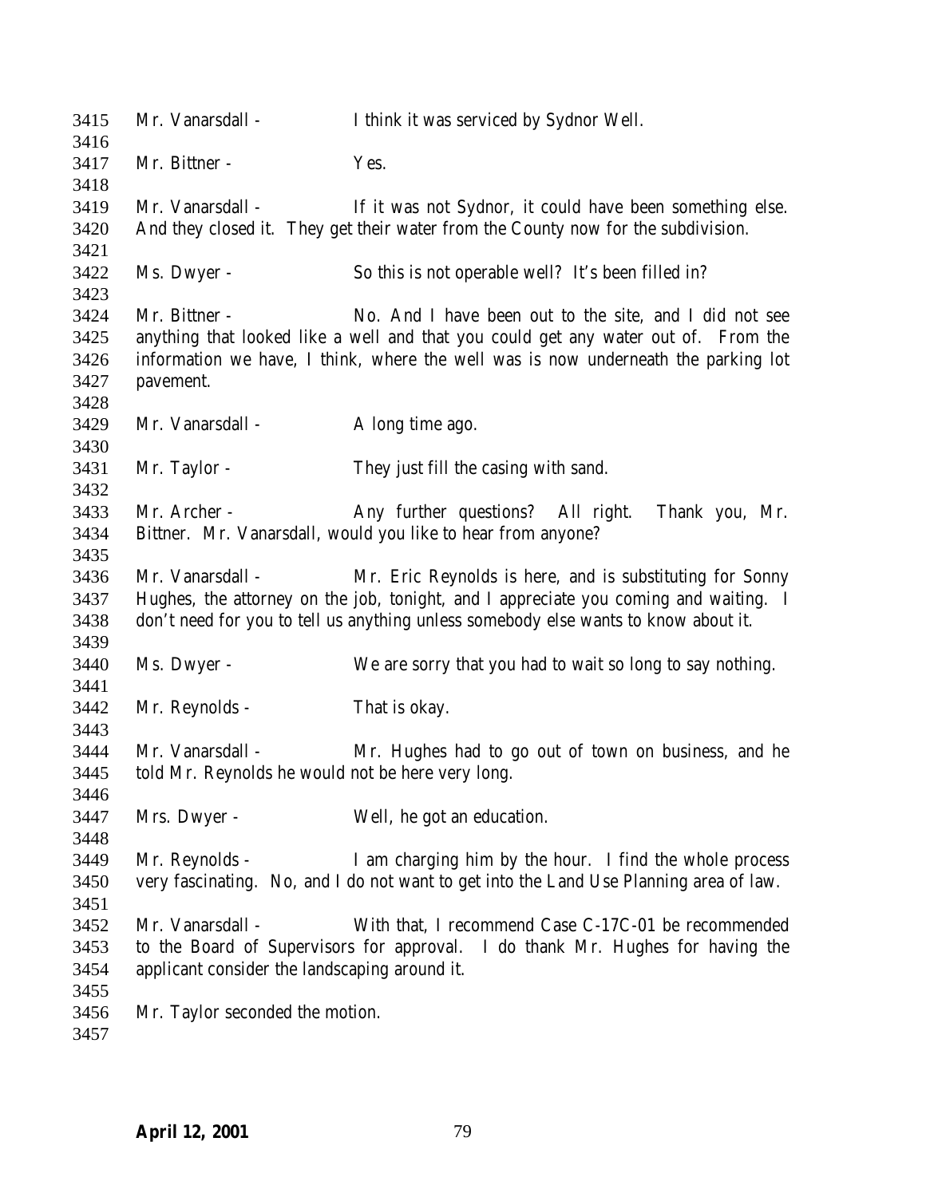3415 Mr. Vanarsdall - I think it was serviced by Sydnor Well.
3416
3417 Mr. Bittner - Yes.
3418
3419 Mr. Vanarsdall - If it was not Sydnor, it could have been something else.
3420 And they closed it. They get their water from the County now for the subdivision.
3421
3422 Ms. Dwyer - So this is not operable well? It's been filled in?
3423
3424 Mr. Bittner - No. And I have been out to the site, and I did not see
3425 anything that looked like a well and that you could get any water out of. From the
3426 information we have, I think, where the well was is now underneath the parking lot
3427 pavement.
3428
3429 Mr. Vanarsdall - A long time ago.
3430
3431 Mr. Taylor - They just fill the casing with sand.
3432
3433 Mr. Archer - Any further questions? All right. Thank you, Mr.
3434 Bittner. Mr. Vanarsdall, would you like to hear from anyone?
3435
3436 Mr. Vanarsdall - Mr. Eric Reynolds is here, and is substituting for Sonny
3437 Hughes, the attorney on the job, tonight, and I appreciate you coming and waiting. I
3438 don't need for you to tell us anything unless somebody else wants to know about it.
3439
3440 Ms. Dwyer - We are sorry that you had to wait so long to say nothing.
3441
3442 Mr. Reynolds - That is okay.
3443
3444 Mr. Vanarsdall - Mr. Hughes had to go out of town on business, and he
3445 told Mr. Reynolds he would not be here very long.
3446
3447 Mrs. Dwyer - Well, he got an education.
3448
3449 Mr. Reynolds - I am charging him by the hour. I find the whole process
3450 very fascinating. No, and I do not want to get into the Land Use Planning area of law.
3451
3452 Mr. Vanarsdall - With that, I recommend Case C-17C-01 be recommended
3453 to the Board of Supervisors for approval. I do thank Mr. Hughes for having the
3454 applicant consider the landscaping around it.
3455
3456 Mr. Taylor seconded the motion.
3457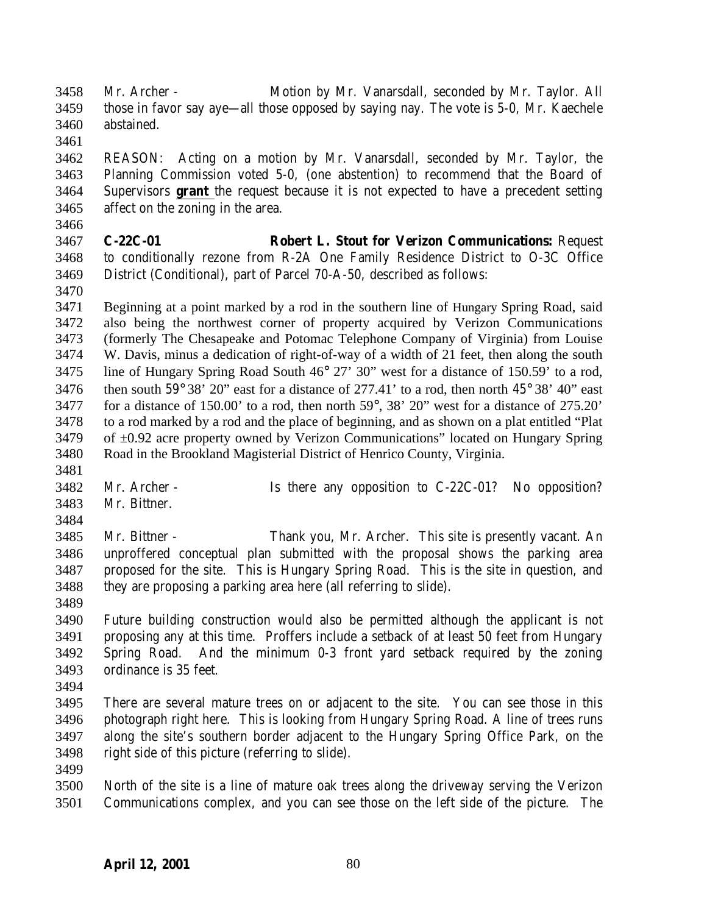Mr. Archer - Motion by Mr. Vanarsdall, seconded by Mr. Taylor. All those in favor say aye—all those opposed by saying nay. The vote is 5-0, Mr. Kaechele abstained.

REASON: Acting on a motion by Mr. Vanarsdall, seconded by Mr. Taylor, the Planning Commission voted 5-0, (one abstention) to recommend that the Board of Supervisors **grant** the request because it is not expected to have a precedent setting affect on the zoning in the area.

**C-22C-01 Robert L. Stout for Verizon Communications:** Request to conditionally rezone from R-2A One Family Residence District to O-3C Office District (Conditional), part of Parcel 70-A-50, described as follows:

Beginning at a point marked by a rod in the southern line of Hungary Spring Road, said also being the northwest corner of property acquired by Verizon Communications (formerly The Chesapeake and Potomac Telephone Company of Virginia) from Louise W. Davis, minus a dedication of right-of-way of a width of 21 feet, then along the south line of Hungary Spring Road South 46° 27' 30" west for a distance of 150.59' to a rod, then south 59° 38' 20" east for a distance of 277.41' to a rod, then north 45° 38' 40" east for a distance of 150.00' to a rod, then north 59°, 38' 20" west for a distance of 275.20' to a rod marked by a rod and the place of beginning, and as shown on a plat entitled "Plat of ±0.92 acre property owned by Verizon Communications" located on Hungary Spring Road in the Brookland Magisterial District of Henrico County, Virginia.

Mr. Archer - Is there any opposition to C-22C-01? No opposition? Mr. Bittner.

Mr. Bittner - Thank you, Mr. Archer. This site is presently vacant. An unproffered conceptual plan submitted with the proposal shows the parking area proposed for the site. This is Hungary Spring Road. This is the site in question, and they are proposing a parking area here (all referring to slide).

Future building construction would also be permitted although the applicant is not proposing any at this time. Proffers include a setback of at least 50 feet from Hungary Spring Road. And the minimum 0-3 front yard setback required by the zoning ordinance is 35 feet.

There are several mature trees on or adjacent to the site. You can see those in this photograph right here. This is looking from Hungary Spring Road. A line of trees runs along the site's southern border adjacent to the Hungary Spring Office Park, on the right side of this picture (referring to slide).

North of the site is a line of mature oak trees along the driveway serving the Verizon Communications complex, and you can see those on the left side of the picture. The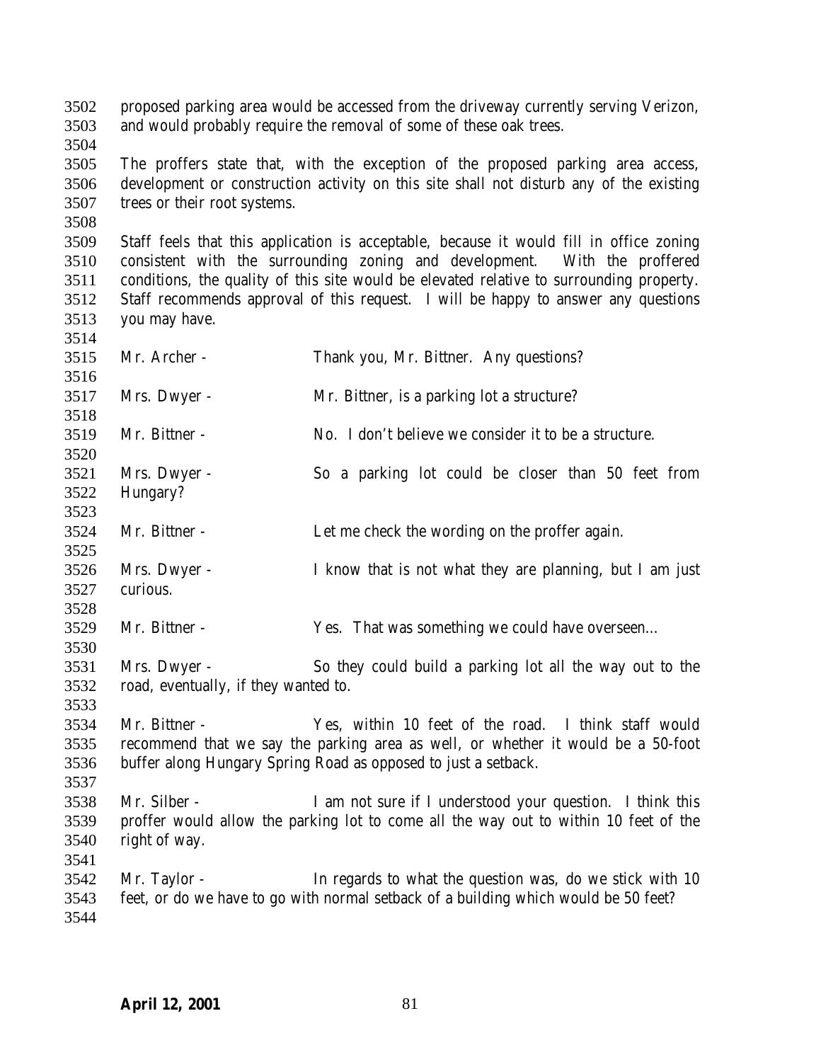proposed parking area would be accessed from the driveway currently serving Verizon, and would probably require the removal of some of these oak trees.

The proffers state that, with the exception of the proposed parking area access, development or construction activity on this site shall not disturb any of the existing trees or their root systems.

Staff feels that this application is acceptable, because it would fill in office zoning consistent with the surrounding zoning and development. With the proffered conditions, the quality of this site would be elevated relative to surrounding property. Staff recommends approval of this request. I will be happy to answer any questions you may have.

Mr. Archer - Thank you, Mr. Bittner. Any questions?

Mrs. Dwyer - Mr. Bittner, is a parking lot a structure?

Mr. Bittner - No. I don't believe we consider it to be a structure.

Mrs. Dwyer - So a parking lot could be closer than 50 feet from Hungary?

Mr. Bittner - Let me check the wording on the proffer again.

Mrs. Dwyer - I know that is not what they are planning, but I am just curious.

Mr. Bittner - Yes. That was something we could have overseen…

Mrs. Dwyer - So they could build a parking lot all the way out to the road, eventually, if they wanted to.

Mr. Bittner - Yes, within 10 feet of the road. I think staff would recommend that we say the parking area as well, or whether it would be a 50-foot buffer along Hungary Spring Road as opposed to just a setback.

Mr. Silber - I am not sure if I understood your question. I think this proffer would allow the parking lot to come all the way out to within 10 feet of the right of way.

Mr. Taylor - In regards to what the question was, do we stick with 10 feet, or do we have to go with normal setback of a building which would be 50 feet?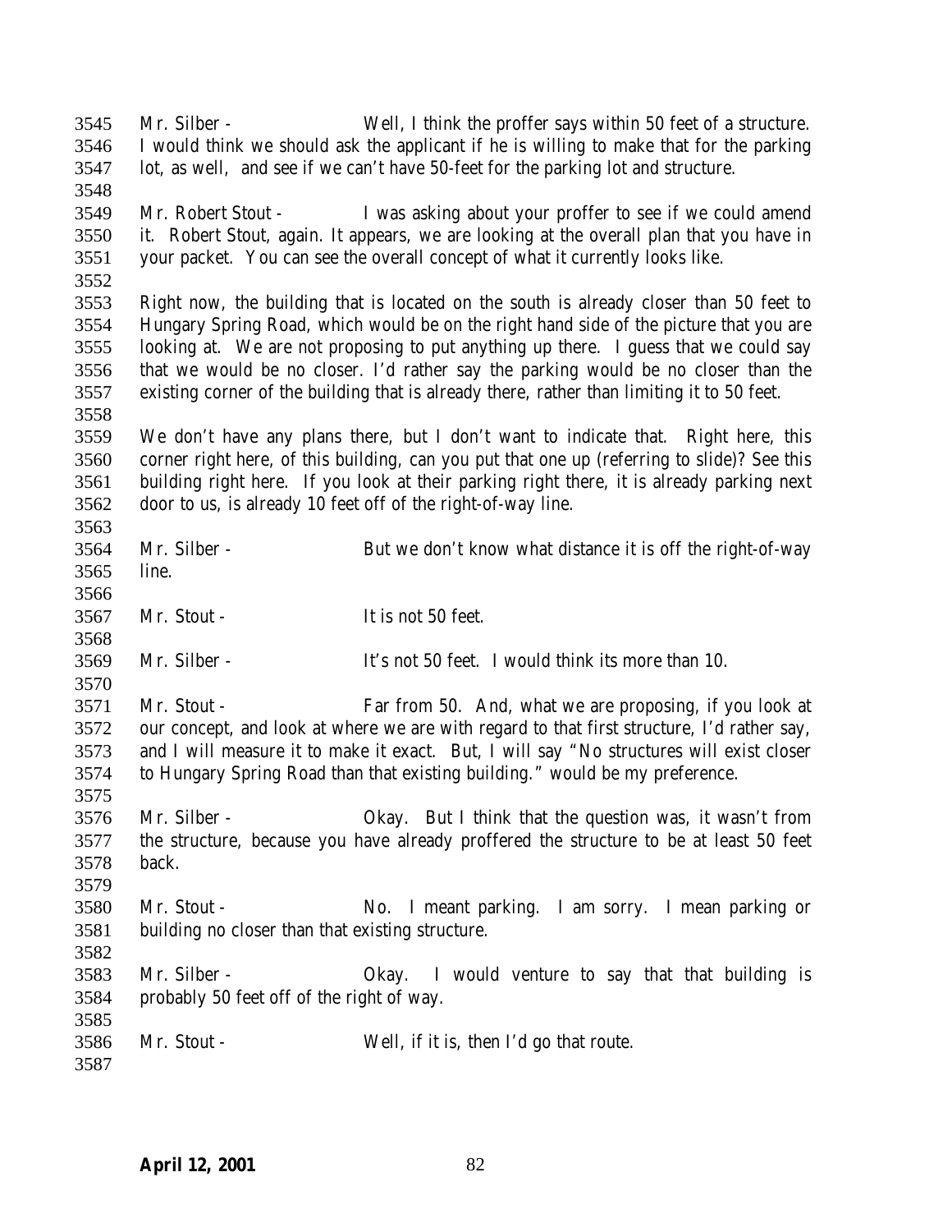Mr. Silber - Well, I think the proffer says within 50 feet of a structure. I would think we should ask the applicant if he is willing to make that for the parking lot, as well, and see if we can't have 50-feet for the parking lot and structure.

Mr. Robert Stout - I was asking about your proffer to see if we could amend it. Robert Stout, again. It appears, we are looking at the overall plan that you have in your packet. You can see the overall concept of what it currently looks like.

Right now, the building that is located on the south is already closer than 50 feet to Hungary Spring Road, which would be on the right hand side of the picture that you are looking at. We are not proposing to put anything up there. I guess that we could say that we would be no closer. I'd rather say the parking would be no closer than the existing corner of the building that is already there, rather than limiting it to 50 feet.

We don't have any plans there, but I don't want to indicate that. Right here, this corner right here, of this building, can you put that one up (referring to slide)? See this building right here. If you look at their parking right there, it is already parking next door to us, is already 10 feet off of the right-of-way line.

Mr. Silber - But we don't know what distance it is off the right-of-way line.

Mr. Stout - It is not 50 feet.

Mr. Silber - It's not 50 feet. I would think its more than 10.

Mr. Stout - Far from 50. And, what we are proposing, if you look at our concept, and look at where we are with regard to that first structure, I'd rather say, and I will measure it to make it exact. But, I will say "No structures will exist closer to Hungary Spring Road than that existing building." would be my preference.

Mr. Silber - Okay. But I think that the question was, it wasn't from the structure, because you have already proffered the structure to be at least 50 feet back.

Mr. Stout - No. I meant parking. I am sorry. I mean parking or building no closer than that existing structure.

Mr. Silber - Okay. I would venture to say that that building is probably 50 feet off of the right of way.

Mr. Stout - Well, if it is, then I'd go that route.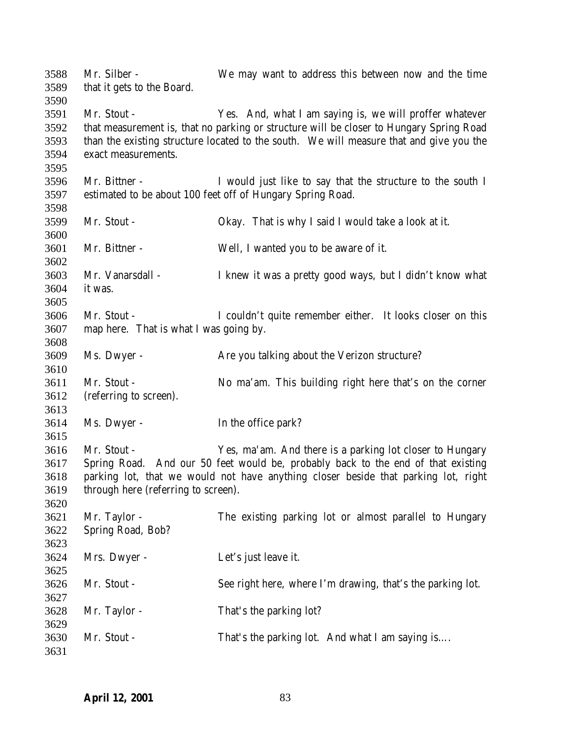3588 Mr. Silber - We may want to address this between now and the time
3589 that it gets to the Board.
3590
3591 Mr. Stout - Yes. And, what I am saying is, we will proffer whatever
3592 that measurement is, that no parking or structure will be closer to Hungary Spring Road
3593 than the existing structure located to the south. We will measure that and give you the
3594 exact measurements.
3595
3596 Mr. Bittner - I would just like to say that the structure to the south I
3597 estimated to be about 100 feet off of Hungary Spring Road.
3598
3599 Mr. Stout - Okay. That is why I said I would take a look at it.
3600
3601 Mr. Bittner - Well, I wanted you to be aware of it.
3602
3603 Mr. Vanarsdall - I knew it was a pretty good ways, but I didn't know what
3604 it was.
3605
3606 Mr. Stout - I couldn't quite remember either. It looks closer on this
3607 map here. That is what I was going by.
3608
3609 Ms. Dwyer - Are you talking about the Verizon structure?
3610
3611 Mr. Stout - No ma'am. This building right here that's on the corner
3612 (referring to screen).
3613
3614 Ms. Dwyer - In the office park?
3615
3616 Mr. Stout - Yes, ma'am. And there is a parking lot closer to Hungary
3617 Spring Road. And our 50 feet would be, probably back to the end of that existing
3618 parking lot, that we would not have anything closer beside that parking lot, right
3619 through here (referring to screen).
3620
3621 Mr. Taylor - The existing parking lot or almost parallel to Hungary
3622 Spring Road, Bob?
3623
3624 Mrs. Dwyer - Let's just leave it.
3625
3626 Mr. Stout - See right here, where I'm drawing, that's the parking lot.
3627
3628 Mr. Taylor - That's the parking lot?
3629
3630 Mr. Stout - That's the parking lot. And what I am saying is….
3631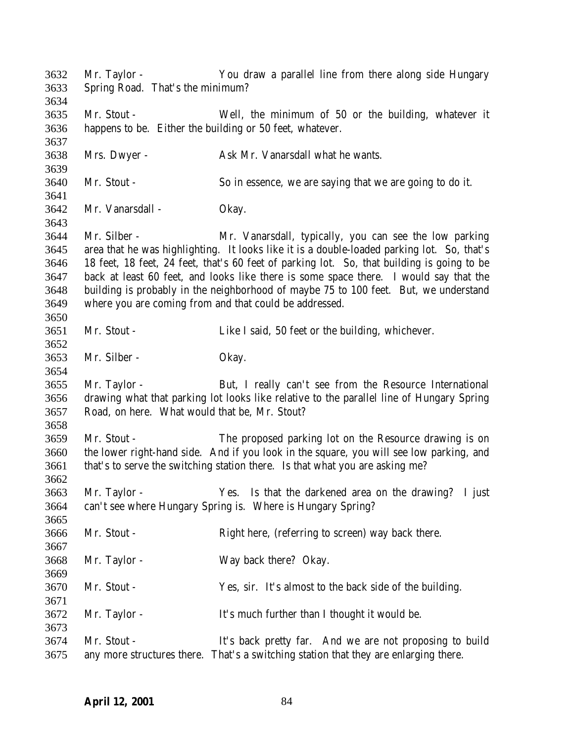Mr. Taylor - You draw a parallel line from there along side Hungary Spring Road. That's the minimum?

Mr. Stout - Well, the minimum of 50 or the building, whatever it happens to be. Either the building or 50 feet, whatever.

Mrs. Dwyer - Ask Mr. Vanarsdall what he wants.

Mr. Stout - So in essence, we are saying that we are going to do it.

Mr. Vanarsdall - Okay.

Mr. Silber - Mr. Vanarsdall, typically, you can see the low parking area that he was highlighting. It looks like it is a double-loaded parking lot. So, that's 18 feet, 18 feet, 24 feet, that's 60 feet of parking lot. So, that building is going to be back at least 60 feet, and looks like there is some space there. I would say that the building is probably in the neighborhood of maybe 75 to 100 feet. But, we understand where you are coming from and that could be addressed.

Mr. Stout - Like I said, 50 feet or the building, whichever.

Mr. Silber - Okay.

Mr. Taylor - But, I really can't see from the Resource International drawing what that parking lot looks like relative to the parallel line of Hungary Spring Road, on here. What would that be, Mr. Stout?

Mr. Stout - The proposed parking lot on the Resource drawing is on the lower right-hand side. And if you look in the square, you will see low parking, and that's to serve the switching station there. Is that what you are asking me?

Mr. Taylor - Yes. Is that the darkened area on the drawing? I just can't see where Hungary Spring is. Where is Hungary Spring?

Mr. Stout - Right here, (referring to screen) way back there.

Mr. Taylor - Way back there? Okay.

Mr. Stout - Yes, sir. It's almost to the back side of the building.

Mr. Taylor - It's much further than I thought it would be.

Mr. Stout - It's back pretty far. And we are not proposing to build any more structures there. That's a switching station that they are enlarging there.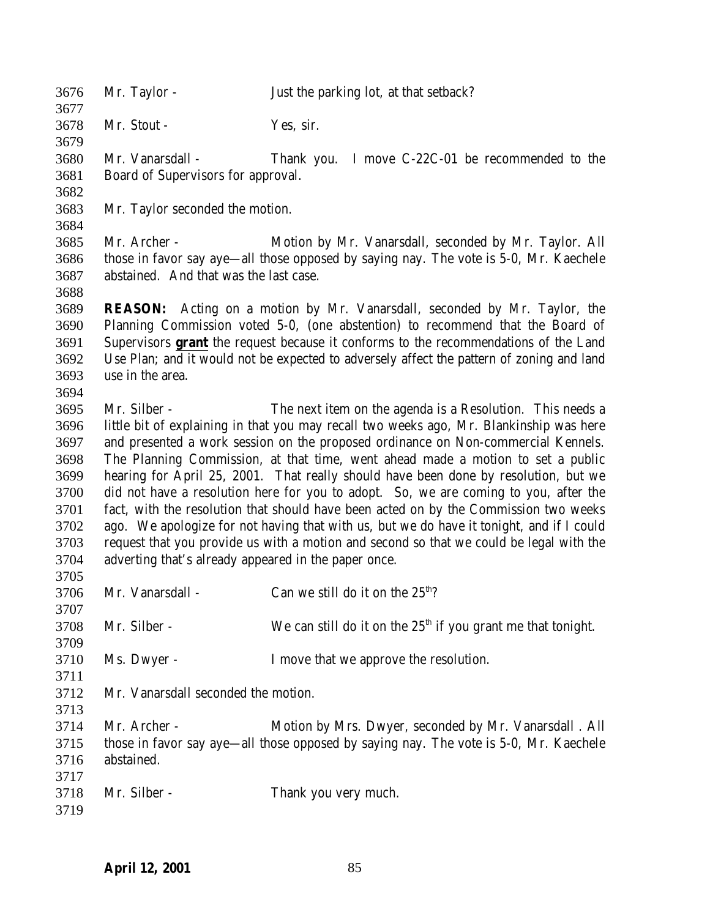Mr. Taylor - Just the parking lot, at that setback?

Mr. Stout - Yes, sir.

Mr. Vanarsdall - Thank you. I move C-22C-01 be recommended to the Board of Supervisors for approval.

Mr. Taylor seconded the motion.

Mr. Archer - Motion by Mr. Vanarsdall, seconded by Mr. Taylor. All those in favor say aye—all those opposed by saying nay. The vote is 5-0, Mr. Kaechele abstained. And that was the last case.

**REASON:** Acting on a motion by Mr. Vanarsdall, seconded by Mr. Taylor, the Planning Commission voted 5-0, (one abstention) to recommend that the Board of Supervisors **grant** the request because it conforms to the recommendations of the Land Use Plan; and it would not be expected to adversely affect the pattern of zoning and land use in the area.

Mr. Silber - The next item on the agenda is a Resolution. This needs a little bit of explaining in that you may recall two weeks ago, Mr. Blankinship was here and presented a work session on the proposed ordinance on Non-commercial Kennels. The Planning Commission, at that time, went ahead made a motion to set a public hearing for April 25, 2001. That really should have been done by resolution, but we did not have a resolution here for you to adopt. So, we are coming to you, after the fact, with the resolution that should have been acted on by the Commission two weeks ago. We apologize for not having that with us, but we do have it tonight, and if I could request that you provide us with a motion and second so that we could be legal with the adverting that's already appeared in the paper once.

Mr. Vanarsdall - Can we still do it on the 25th?

Mr. Silber - We can still do it on the 25th if you grant me that tonight.

Ms. Dwyer - I move that we approve the resolution.

Mr. Vanarsdall seconded the motion.

Mr. Archer - Motion by Mrs. Dwyer, seconded by Mr. Vanarsdall . All those in favor say aye—all those opposed by saying nay. The vote is 5-0, Mr. Kaechele abstained.

Mr. Silber - Thank you very much.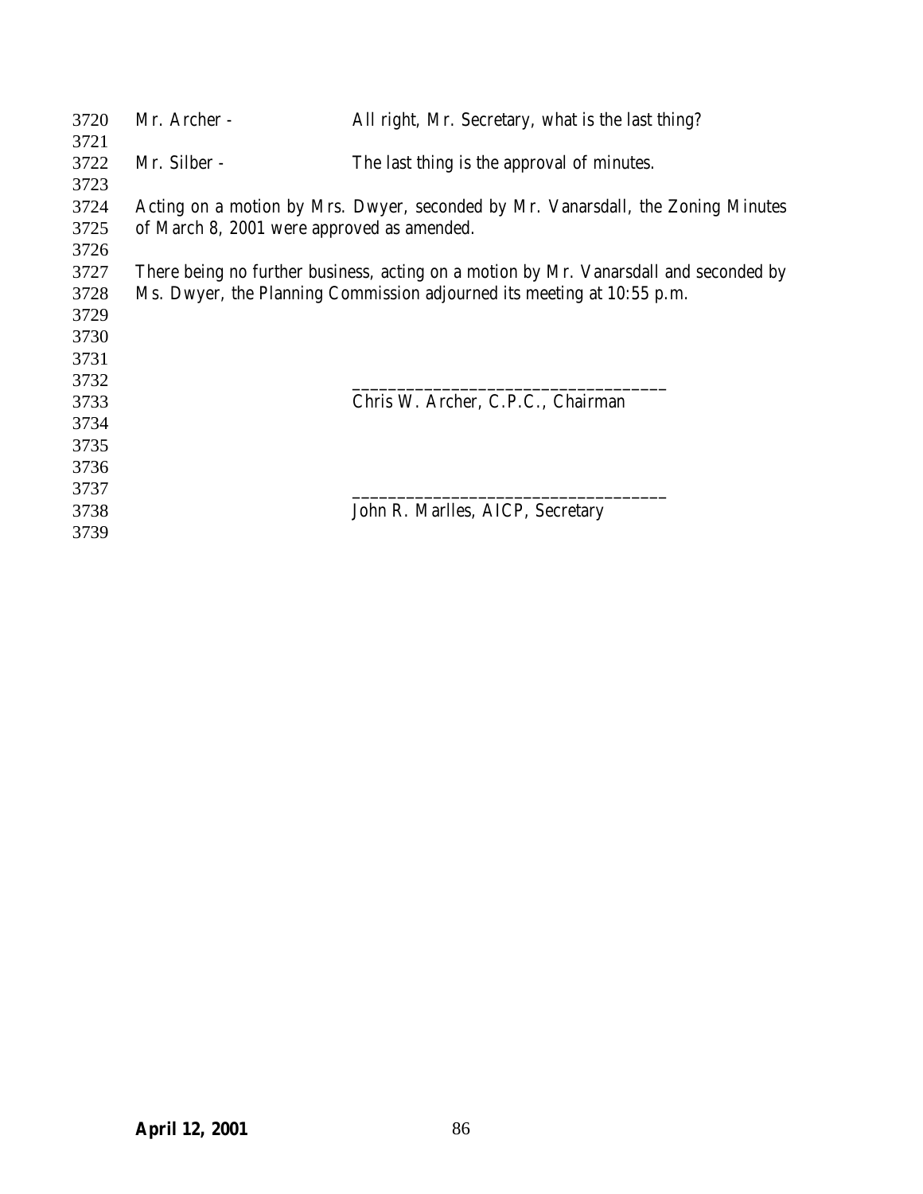Mr. Archer - All right, Mr. Secretary, what is the last thing?

Mr. Silber - The last thing is the approval of minutes.

Acting on a motion by Mrs. Dwyer, seconded by Mr. Vanarsdall, the Zoning Minutes of March 8, 2001 were approved as amended.

There being no further business, acting on a motion by Mr. Vanarsdall and seconded by Ms. Dwyer, the Planning Commission adjourned its meeting at 10:55 p.m.

\_\_\_\_\_\_\_\_\_\_\_\_\_\_\_\_\_\_\_\_\_\_\_\_\_\_\_\_\_\_\_\_\_\_\_\_

Chris W. Archer, C.P.C., Chairman

\_\_\_\_\_\_\_\_\_\_\_\_\_\_\_\_\_\_\_\_\_\_\_\_\_\_\_\_\_\_\_\_\_\_\_\_

John R. Marlles, AICP, Secretary